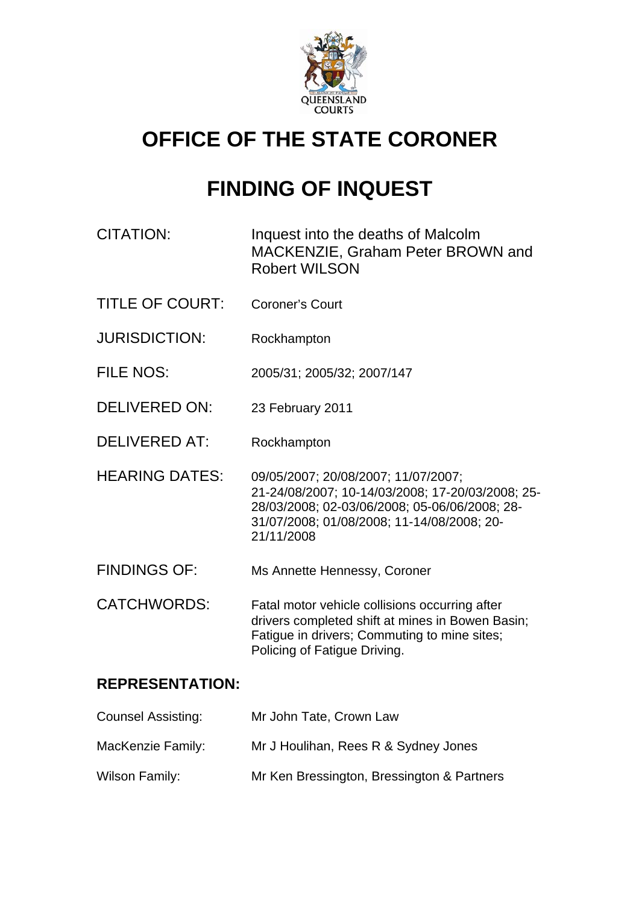# OFFICE OF THE STATE CORONER

# FINDING OF INQUEST

| | |
|---|---|
| CITATION: | Inquest into the deaths of Malcolm MACKENZIE, Graham Peter BROWN and Robert WILSON |
| TITLE OF COURT: | Coroner's Court |
| JURISDICTION: | Rockhampton |
| FILE NOS: | 2005/31; 2005/32; 2007/147 |
| DELIVERED ON: | 23 February 2011 |
| DELIVERED AT: | Rockhampton |
| HEARING DATES: | 09/05/2007; 20/08/2007; 11/07/2007; 21-24/08/2007; 10-14/03/2008; 17-20/03/2008; 25-28/03/2008; 02-03/06/2008; 05-06/06/2008; 28-31/07/2008; 01/08/2008; 11-14/08/2008; 20-21/11/2008 |
| FINDINGS OF: | Ms Annette Hennessy, Coroner |
| CATCHWORDS: | Fatal motor vehicle collisions occurring after drivers completed shift at mines in Bowen Basin; Fatigue in drivers; Commuting to mine sites; Policing of Fatigue Driving. |

## REPRESENTATION:

| | |
|---|---|
| Counsel Assisting: | Mr John Tate, Crown Law |
| MacKenzie Family: | Mr J Houlihan, Rees R & Sydney Jones |
| Wilson Family: | Mr Ken Bressington, Bressington & Partners |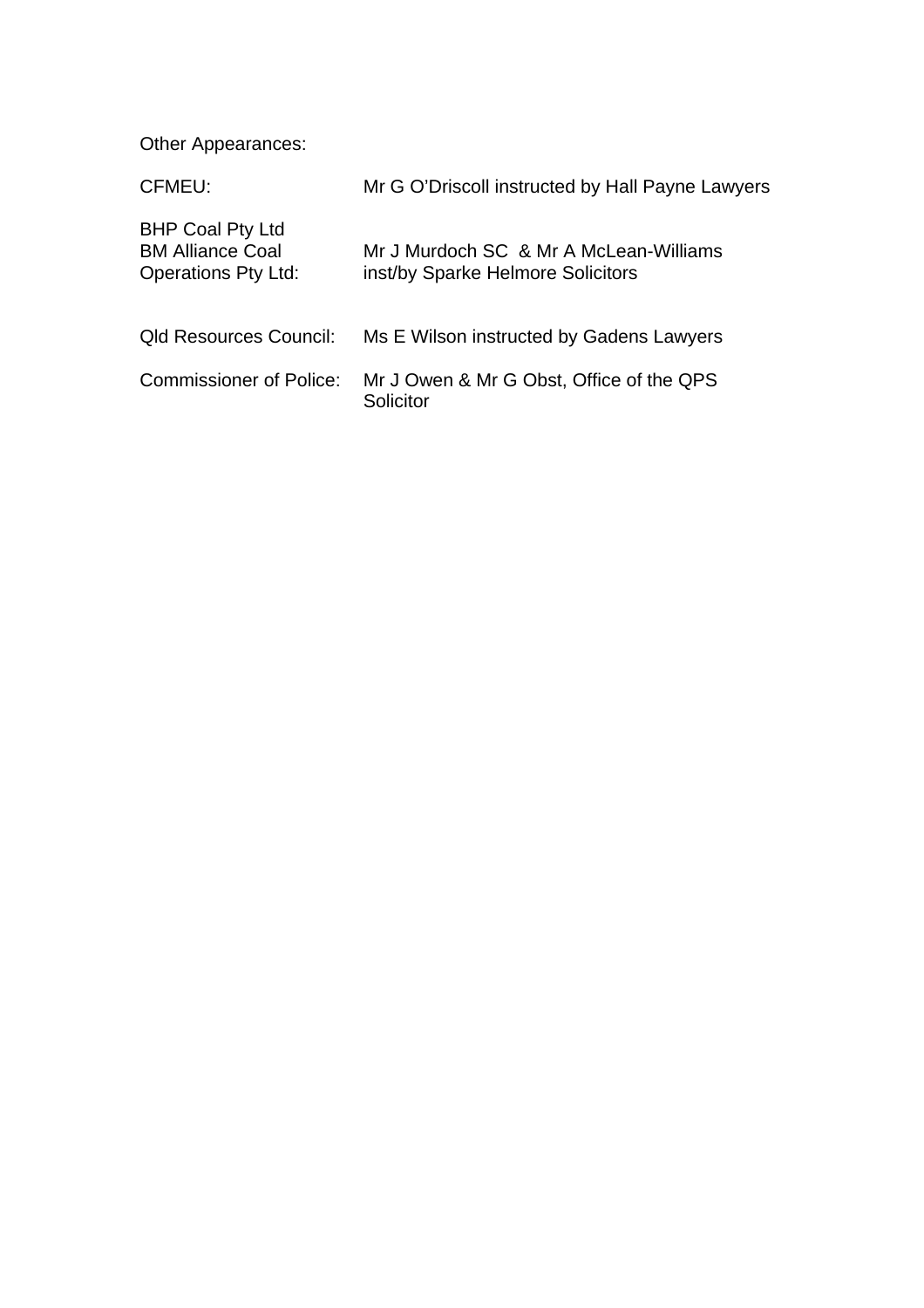Other Appearances:

| | |
|---|---|
| CFMEU: | Mr G O'Driscoll instructed by Hall Payne Lawyers |
| BHP Coal Pty Ltd<br>BM Alliance Coal<br>Operations Pty Ltd: | Mr J Murdoch SC & Mr A McLean-Williams<br>inst/by Sparke Helmore Solicitors |
| Qld Resources Council: | Ms E Wilson instructed by Gadens Lawyers |
| Commissioner of Police: | Mr J Owen & Mr G Obst, Office of the QPS Solicitor |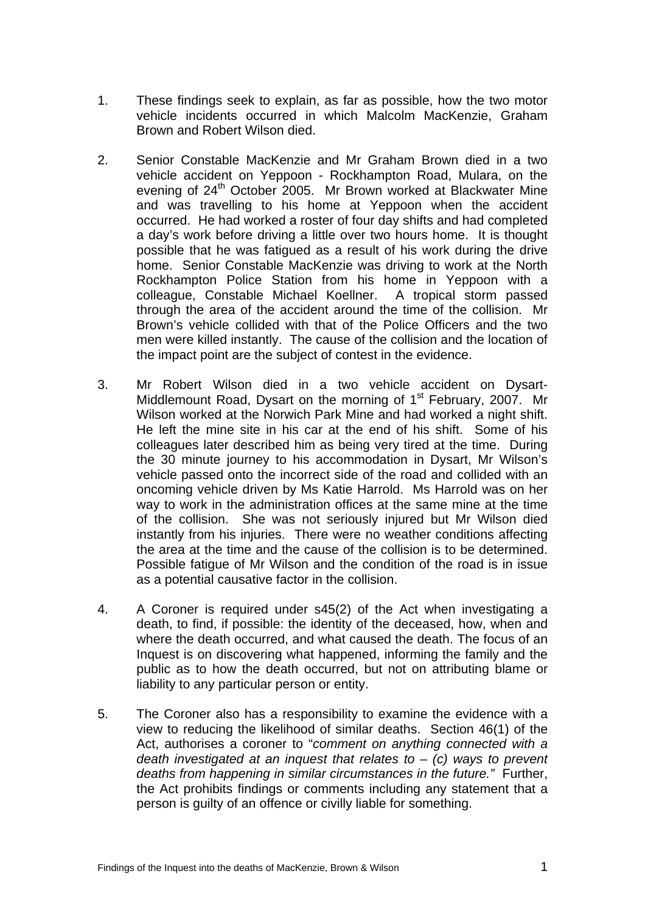1. These findings seek to explain, as far as possible, how the two motor vehicle incidents occurred in which Malcolm MacKenzie, Graham Brown and Robert Wilson died.

2. Senior Constable MacKenzie and Mr Graham Brown died in a two vehicle accident on Yeppoon - Rockhampton Road, Mulara, on the evening of 24th October 2005. Mr Brown worked at Blackwater Mine and was travelling to his home at Yeppoon when the accident occurred. He had worked a roster of four day shifts and had completed a day's work before driving a little over two hours home. It is thought possible that he was fatigued as a result of his work during the drive home. Senior Constable MacKenzie was driving to work at the North Rockhampton Police Station from his home in Yeppoon with a colleague, Constable Michael Koellner. A tropical storm passed through the area of the accident around the time of the collision. Mr Brown's vehicle collided with that of the Police Officers and the two men were killed instantly. The cause of the collision and the location of the impact point are the subject of contest in the evidence.

3. Mr Robert Wilson died in a two vehicle accident on Dysart-Middlemount Road, Dysart on the morning of 1st February, 2007. Mr Wilson worked at the Norwich Park Mine and had worked a night shift. He left the mine site in his car at the end of his shift. Some of his colleagues later described him as being very tired at the time. During the 30 minute journey to his accommodation in Dysart, Mr Wilson's vehicle passed onto the incorrect side of the road and collided with an oncoming vehicle driven by Ms Katie Harrold. Ms Harrold was on her way to work in the administration offices at the same mine at the time of the collision. She was not seriously injured but Mr Wilson died instantly from his injuries. There were no weather conditions affecting the area at the time and the cause of the collision is to be determined. Possible fatigue of Mr Wilson and the condition of the road is in issue as a potential causative factor in the collision.

4. A Coroner is required under s45(2) of the Act when investigating a death, to find, if possible: the identity of the deceased, how, when and where the death occurred, and what caused the death. The focus of an Inquest is on discovering what happened, informing the family and the public as to how the death occurred, but not on attributing blame or liability to any particular person or entity.

5. The Coroner also has a responsibility to examine the evidence with a view to reducing the likelihood of similar deaths. Section 46(1) of the Act, authorises a coroner to "*comment on anything connected with a death investigated at an inquest that relates to – (c) ways to prevent deaths from happening in similar circumstances in the future.*" Further, the Act prohibits findings or comments including any statement that a person is guilty of an offence or civilly liable for something.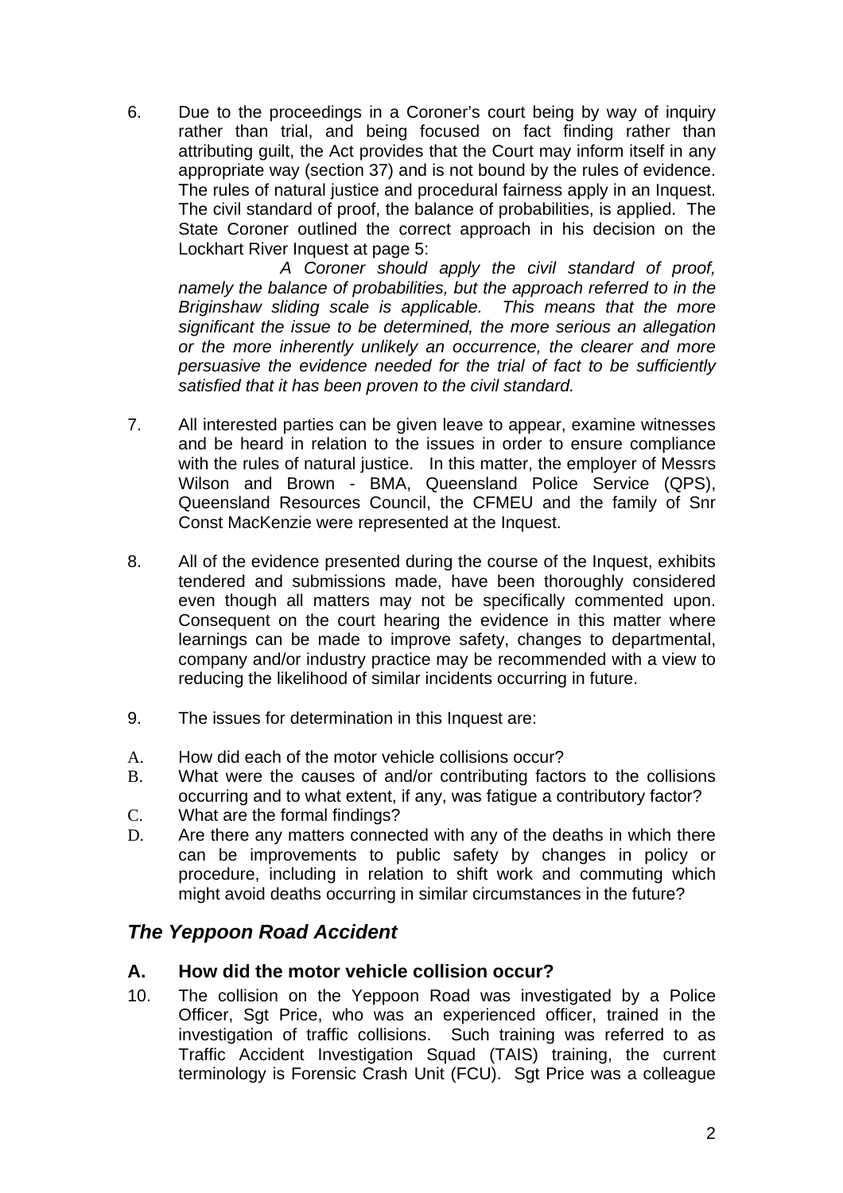6. Due to the proceedings in a Coroner's court being by way of inquiry rather than trial, and being focused on fact finding rather than attributing guilt, the Act provides that the Court may inform itself in any appropriate way (section 37) and is not bound by the rules of evidence. The rules of natural justice and procedural fairness apply in an Inquest. The civil standard of proof, the balance of probabilities, is applied. The State Coroner outlined the correct approach in his decision on the Lockhart River Inquest at page 5:

   *A Coroner should apply the civil standard of proof, namely the balance of probabilities, but the approach referred to in the Briginshaw sliding scale is applicable. This means that the more significant the issue to be determined, the more serious an allegation or the more inherently unlikely an occurrence, the clearer and more persuasive the evidence needed for the trial of fact to be sufficiently satisfied that it has been proven to the civil standard.*

7. All interested parties can be given leave to appear, examine witnesses and be heard in relation to the issues in order to ensure compliance with the rules of natural justice. In this matter, the employer of Messrs Wilson and Brown - BMA, Queensland Police Service (QPS), Queensland Resources Council, the CFMEU and the family of Snr Const MacKenzie were represented at the Inquest.

8. All of the evidence presented during the course of the Inquest, exhibits tendered and submissions made, have been thoroughly considered even though all matters may not be specifically commented upon. Consequent on the court hearing the evidence in this matter where learnings can be made to improve safety, changes to departmental, company and/or industry practice may be recommended with a view to reducing the likelihood of similar incidents occurring in future.

9. The issues for determination in this Inquest are:

A. How did each of the motor vehicle collisions occur?
B. What were the causes of and/or contributing factors to the collisions occurring and to what extent, if any, was fatigue a contributory factor?
C. What are the formal findings?
D. Are there any matters connected with any of the deaths in which there can be improvements to public safety by changes in policy or procedure, including in relation to shift work and commuting which might avoid deaths occurring in similar circumstances in the future?

## *The Yeppoon Road Accident*

### A. How did the motor vehicle collision occur?

10. The collision on the Yeppoon Road was investigated by a Police Officer, Sgt Price, who was an experienced officer, trained in the investigation of traffic collisions. Such training was referred to as Traffic Accident Investigation Squad (TAIS) training, the current terminology is Forensic Crash Unit (FCU). Sgt Price was a colleague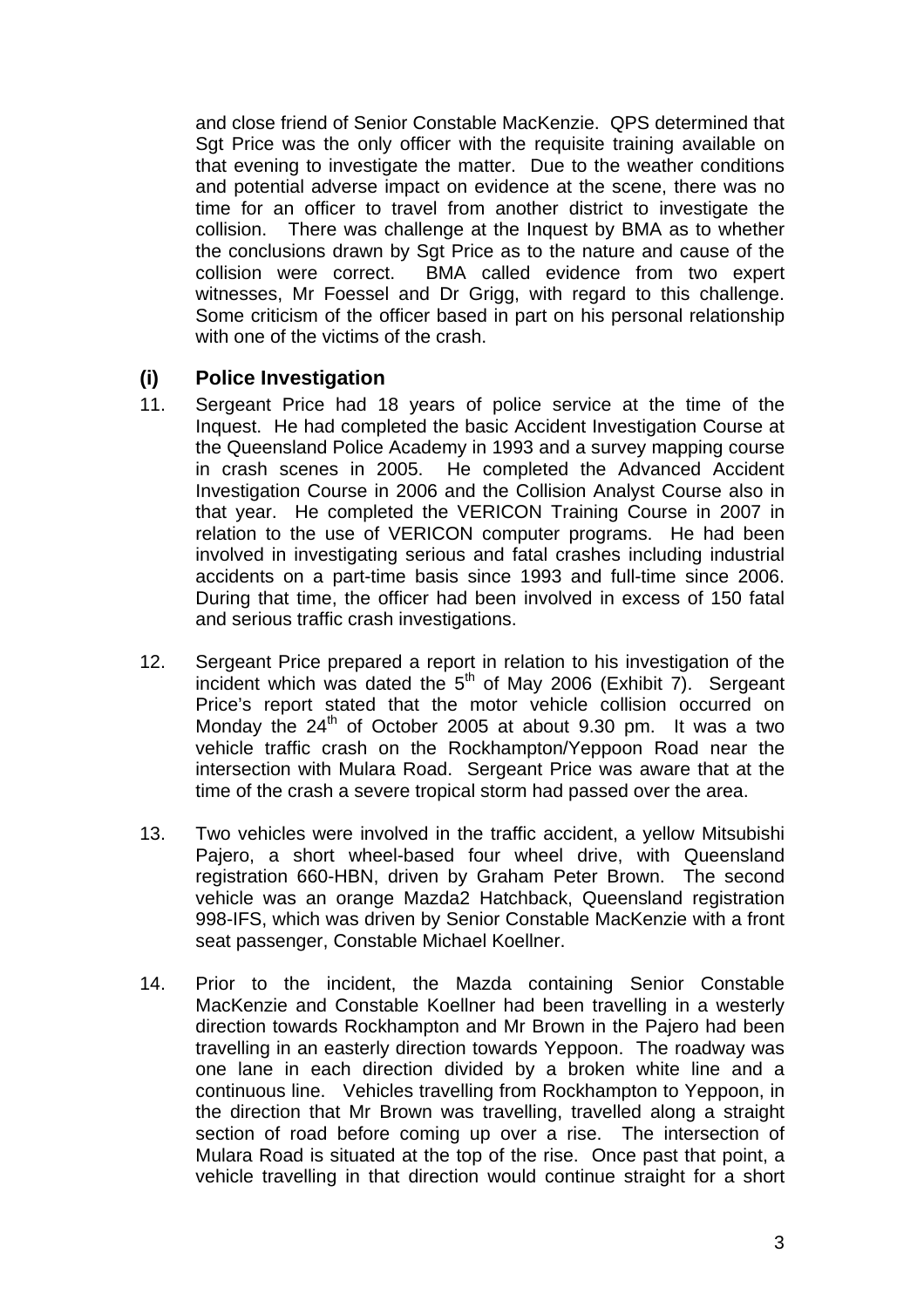and close friend of Senior Constable MacKenzie. QPS determined that Sgt Price was the only officer with the requisite training available on that evening to investigate the matter. Due to the weather conditions and potential adverse impact on evidence at the scene, there was no time for an officer to travel from another district to investigate the collision. There was challenge at the Inquest by BMA as to whether the conclusions drawn by Sgt Price as to the nature and cause of the collision were correct. BMA called evidence from two expert witnesses, Mr Foessel and Dr Grigg, with regard to this challenge. Some criticism of the officer based in part on his personal relationship with one of the victims of the crash.

## (i) Police Investigation

11. Sergeant Price had 18 years of police service at the time of the Inquest. He had completed the basic Accident Investigation Course at the Queensland Police Academy in 1993 and a survey mapping course in crash scenes in 2005. He completed the Advanced Accident Investigation Course in 2006 and the Collision Analyst Course also in that year. He completed the VERICON Training Course in 2007 in relation to the use of VERICON computer programs. He had been involved in investigating serious and fatal crashes including industrial accidents on a part-time basis since 1993 and full-time since 2006. During that time, the officer had been involved in excess of 150 fatal and serious traffic crash investigations.

12. Sergeant Price prepared a report in relation to his investigation of the incident which was dated the 5th of May 2006 (Exhibit 7). Sergeant Price's report stated that the motor vehicle collision occurred on Monday the 24th of October 2005 at about 9.30 pm. It was a two vehicle traffic crash on the Rockhampton/Yeppoon Road near the intersection with Mulara Road. Sergeant Price was aware that at the time of the crash a severe tropical storm had passed over the area.

13. Two vehicles were involved in the traffic accident, a yellow Mitsubishi Pajero, a short wheel-based four wheel drive, with Queensland registration 660-HBN, driven by Graham Peter Brown. The second vehicle was an orange Mazda2 Hatchback, Queensland registration 998-IFS, which was driven by Senior Constable MacKenzie with a front seat passenger, Constable Michael Koellner.

14. Prior to the incident, the Mazda containing Senior Constable MacKenzie and Constable Koellner had been travelling in a westerly direction towards Rockhampton and Mr Brown in the Pajero had been travelling in an easterly direction towards Yeppoon. The roadway was one lane in each direction divided by a broken white line and a continuous line. Vehicles travelling from Rockhampton to Yeppoon, in the direction that Mr Brown was travelling, travelled along a straight section of road before coming up over a rise. The intersection of Mulara Road is situated at the top of the rise. Once past that point, a vehicle travelling in that direction would continue straight for a short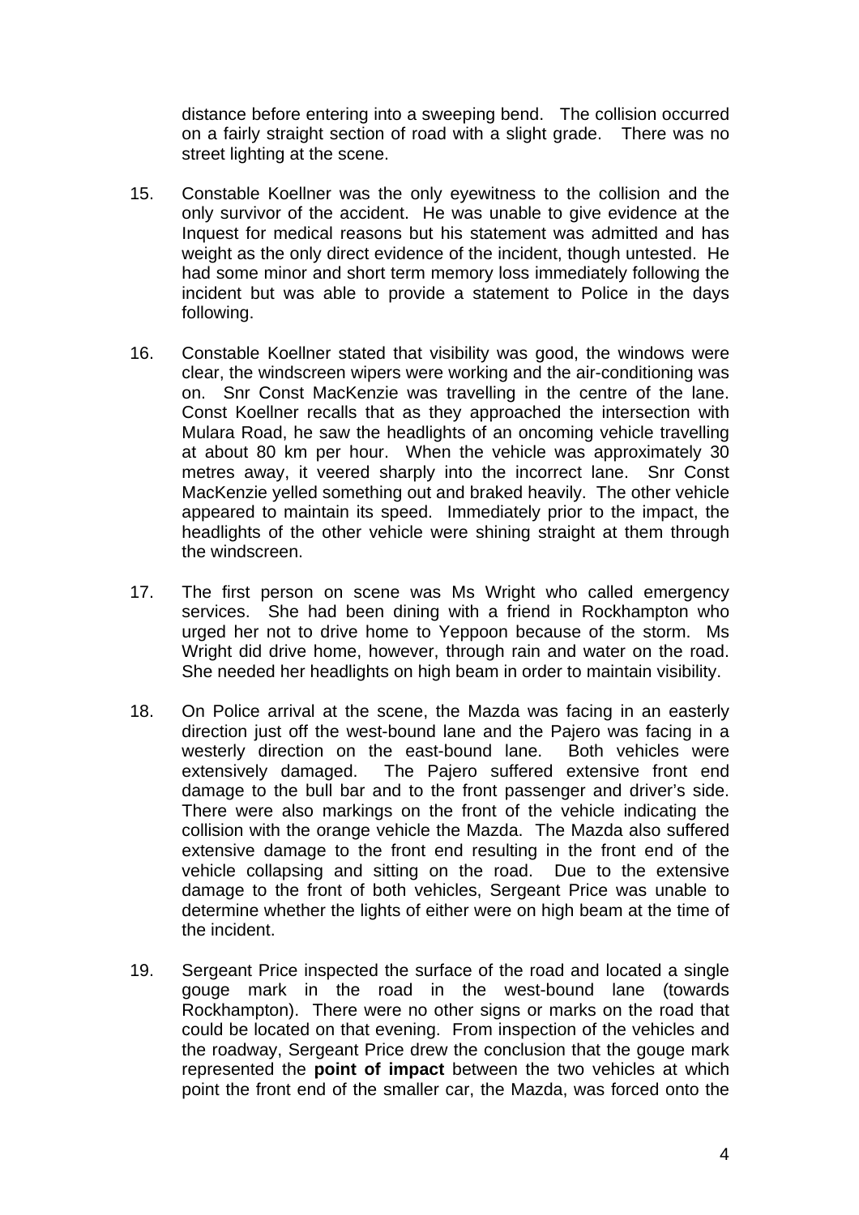distance before entering into a sweeping bend. The collision occurred on a fairly straight section of road with a slight grade. There was no street lighting at the scene.

15. Constable Koellner was the only eyewitness to the collision and the only survivor of the accident. He was unable to give evidence at the Inquest for medical reasons but his statement was admitted and has weight as the only direct evidence of the incident, though untested. He had some minor and short term memory loss immediately following the incident but was able to provide a statement to Police in the days following.

16. Constable Koellner stated that visibility was good, the windows were clear, the windscreen wipers were working and the air-conditioning was on. Snr Const MacKenzie was travelling in the centre of the lane. Const Koellner recalls that as they approached the intersection with Mulara Road, he saw the headlights of an oncoming vehicle travelling at about 80 km per hour. When the vehicle was approximately 30 metres away, it veered sharply into the incorrect lane. Snr Const MacKenzie yelled something out and braked heavily. The other vehicle appeared to maintain its speed. Immediately prior to the impact, the headlights of the other vehicle were shining straight at them through the windscreen.

17. The first person on scene was Ms Wright who called emergency services. She had been dining with a friend in Rockhampton who urged her not to drive home to Yeppoon because of the storm. Ms Wright did drive home, however, through rain and water on the road. She needed her headlights on high beam in order to maintain visibility.

18. On Police arrival at the scene, the Mazda was facing in an easterly direction just off the west-bound lane and the Pajero was facing in a westerly direction on the east-bound lane. Both vehicles were extensively damaged. The Pajero suffered extensive front end damage to the bull bar and to the front passenger and driver's side. There were also markings on the front of the vehicle indicating the collision with the orange vehicle the Mazda. The Mazda also suffered extensive damage to the front end resulting in the front end of the vehicle collapsing and sitting on the road. Due to the extensive damage to the front of both vehicles, Sergeant Price was unable to determine whether the lights of either were on high beam at the time of the incident.

19. Sergeant Price inspected the surface of the road and located a single gouge mark in the road in the west-bound lane (towards Rockhampton). There were no other signs or marks on the road that could be located on that evening. From inspection of the vehicles and the roadway, Sergeant Price drew the conclusion that the gouge mark represented the **point of impact** between the two vehicles at which point the front end of the smaller car, the Mazda, was forced onto the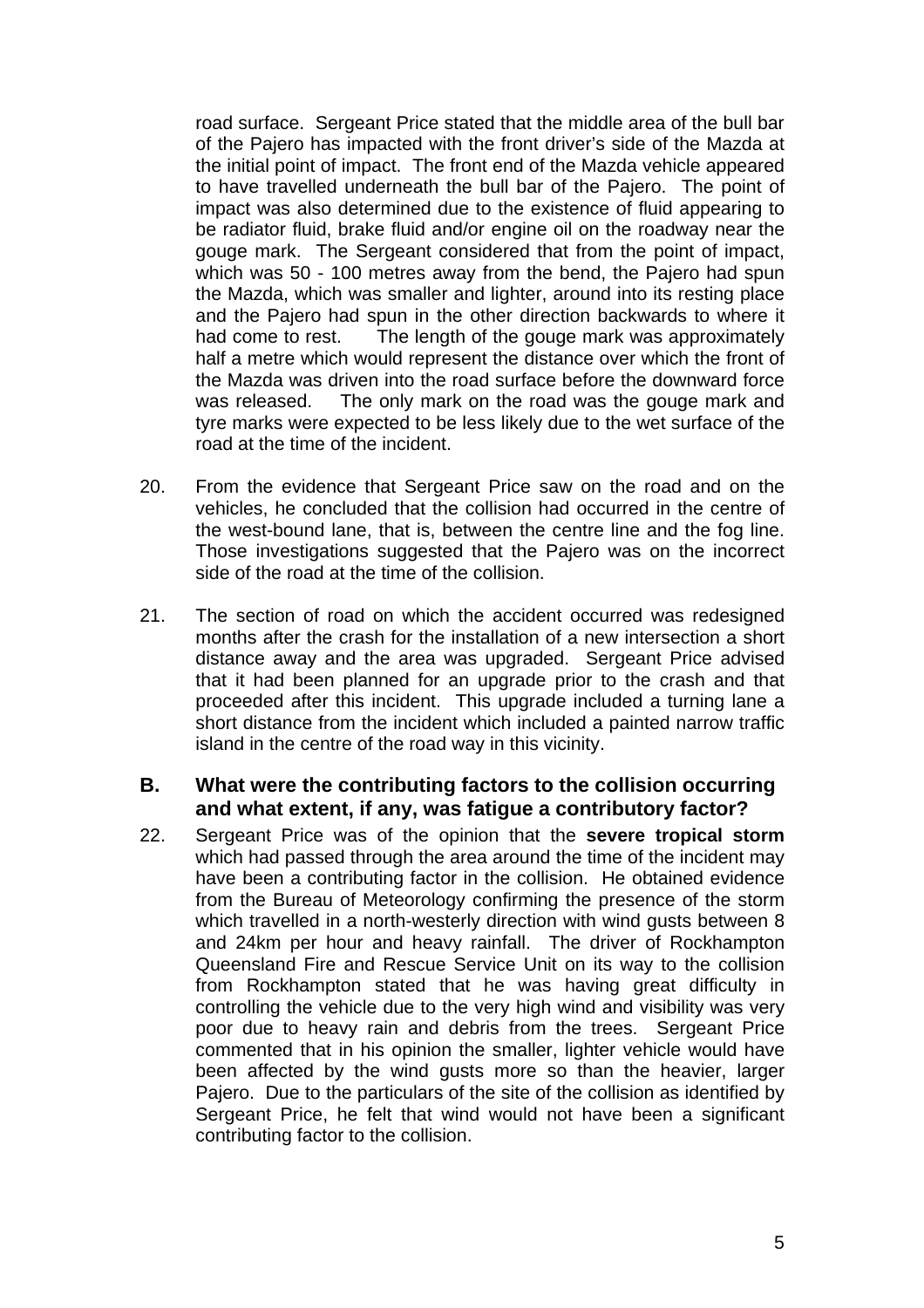road surface. Sergeant Price stated that the middle area of the bull bar of the Pajero has impacted with the front driver's side of the Mazda at the initial point of impact. The front end of the Mazda vehicle appeared to have travelled underneath the bull bar of the Pajero. The point of impact was also determined due to the existence of fluid appearing to be radiator fluid, brake fluid and/or engine oil on the roadway near the gouge mark. The Sergeant considered that from the point of impact, which was 50 - 100 metres away from the bend, the Pajero had spun the Mazda, which was smaller and lighter, around into its resting place and the Pajero had spun in the other direction backwards to where it had come to rest. The length of the gouge mark was approximately half a metre which would represent the distance over which the front of the Mazda was driven into the road surface before the downward force was released. The only mark on the road was the gouge mark and tyre marks were expected to be less likely due to the wet surface of the road at the time of the incident.

20. From the evidence that Sergeant Price saw on the road and on the vehicles, he concluded that the collision had occurred in the centre of the west-bound lane, that is, between the centre line and the fog line. Those investigations suggested that the Pajero was on the incorrect side of the road at the time of the collision.

21. The section of road on which the accident occurred was redesigned months after the crash for the installation of a new intersection a short distance away and the area was upgraded. Sergeant Price advised that it had been planned for an upgrade prior to the crash and that proceeded after this incident. This upgrade included a turning lane a short distance from the incident which included a painted narrow traffic island in the centre of the road way in this vicinity.

## B. What were the contributing factors to the collision occurring and what extent, if any, was fatigue a contributory factor?

22. Sergeant Price was of the opinion that the **severe tropical storm** which had passed through the area around the time of the incident may have been a contributing factor in the collision. He obtained evidence from the Bureau of Meteorology confirming the presence of the storm which travelled in a north-westerly direction with wind gusts between 8 and 24km per hour and heavy rainfall. The driver of Rockhampton Queensland Fire and Rescue Service Unit on its way to the collision from Rockhampton stated that he was having great difficulty in controlling the vehicle due to the very high wind and visibility was very poor due to heavy rain and debris from the trees. Sergeant Price commented that in his opinion the smaller, lighter vehicle would have been affected by the wind gusts more so than the heavier, larger Pajero. Due to the particulars of the site of the collision as identified by Sergeant Price, he felt that wind would not have been a significant contributing factor to the collision.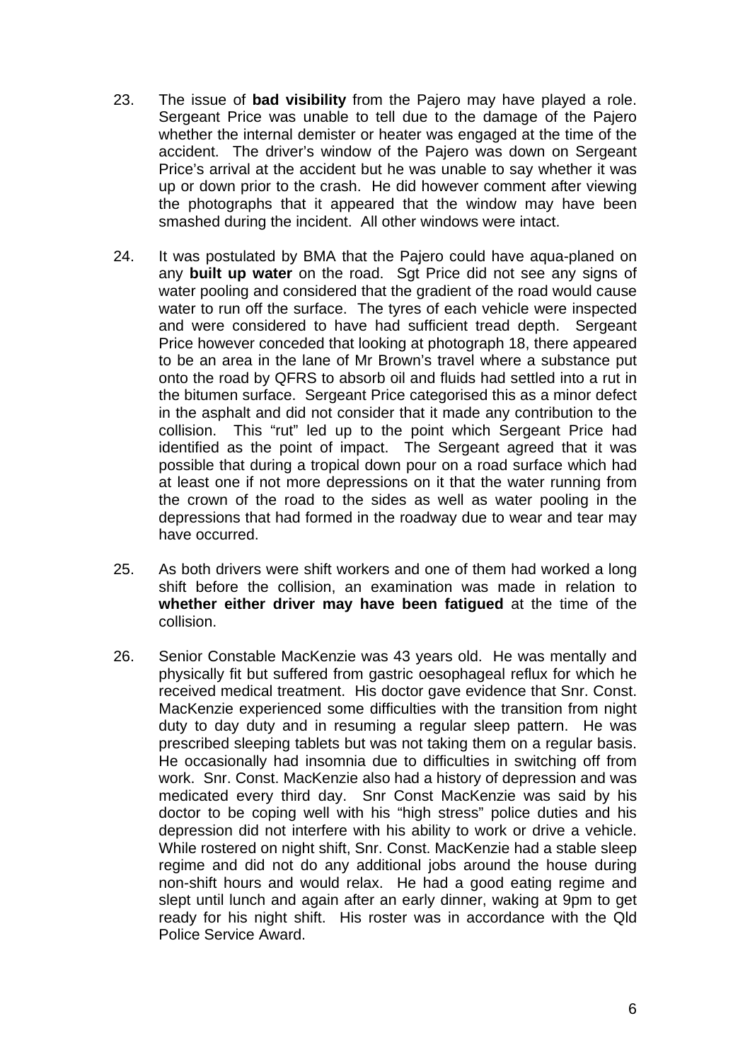23. The issue of **bad visibility** from the Pajero may have played a role. Sergeant Price was unable to tell due to the damage of the Pajero whether the internal demister or heater was engaged at the time of the accident. The driver's window of the Pajero was down on Sergeant Price's arrival at the accident but he was unable to say whether it was up or down prior to the crash. He did however comment after viewing the photographs that it appeared that the window may have been smashed during the incident. All other windows were intact.

24. It was postulated by BMA that the Pajero could have aqua-planed on any **built up water** on the road. Sgt Price did not see any signs of water pooling and considered that the gradient of the road would cause water to run off the surface. The tyres of each vehicle were inspected and were considered to have had sufficient tread depth. Sergeant Price however conceded that looking at photograph 18, there appeared to be an area in the lane of Mr Brown's travel where a substance put onto the road by QFRS to absorb oil and fluids had settled into a rut in the bitumen surface. Sergeant Price categorised this as a minor defect in the asphalt and did not consider that it made any contribution to the collision. This "rut" led up to the point which Sergeant Price had identified as the point of impact. The Sergeant agreed that it was possible that during a tropical down pour on a road surface which had at least one if not more depressions on it that the water running from the crown of the road to the sides as well as water pooling in the depressions that had formed in the roadway due to wear and tear may have occurred.

25. As both drivers were shift workers and one of them had worked a long shift before the collision, an examination was made in relation to **whether either driver may have been fatigued** at the time of the collision.

26. Senior Constable MacKenzie was 43 years old. He was mentally and physically fit but suffered from gastric oesophageal reflux for which he received medical treatment. His doctor gave evidence that Snr. Const. MacKenzie experienced some difficulties with the transition from night duty to day duty and in resuming a regular sleep pattern. He was prescribed sleeping tablets but was not taking them on a regular basis. He occasionally had insomnia due to difficulties in switching off from work. Snr. Const. MacKenzie also had a history of depression and was medicated every third day. Snr Const MacKenzie was said by his doctor to be coping well with his "high stress" police duties and his depression did not interfere with his ability to work or drive a vehicle. While rostered on night shift, Snr. Const. MacKenzie had a stable sleep regime and did not do any additional jobs around the house during non-shift hours and would relax. He had a good eating regime and slept until lunch and again after an early dinner, waking at 9pm to get ready for his night shift. His roster was in accordance with the Qld Police Service Award.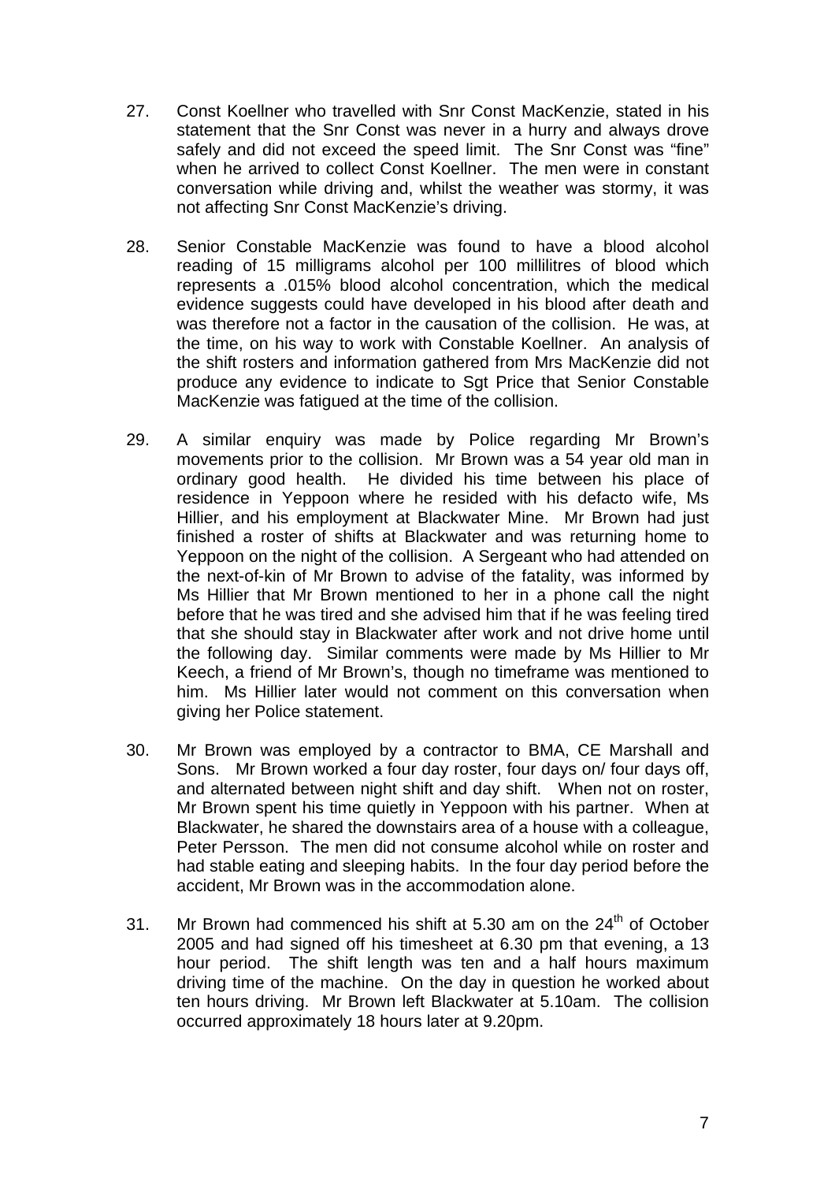27. Const Koellner who travelled with Snr Const MacKenzie, stated in his statement that the Snr Const was never in a hurry and always drove safely and did not exceed the speed limit. The Snr Const was "fine" when he arrived to collect Const Koellner. The men were in constant conversation while driving and, whilst the weather was stormy, it was not affecting Snr Const MacKenzie's driving.

28. Senior Constable MacKenzie was found to have a blood alcohol reading of 15 milligrams alcohol per 100 millilitres of blood which represents a .015% blood alcohol concentration, which the medical evidence suggests could have developed in his blood after death and was therefore not a factor in the causation of the collision. He was, at the time, on his way to work with Constable Koellner. An analysis of the shift rosters and information gathered from Mrs MacKenzie did not produce any evidence to indicate to Sgt Price that Senior Constable MacKenzie was fatigued at the time of the collision.

29. A similar enquiry was made by Police regarding Mr Brown's movements prior to the collision. Mr Brown was a 54 year old man in ordinary good health. He divided his time between his place of residence in Yeppoon where he resided with his defacto wife, Ms Hillier, and his employment at Blackwater Mine. Mr Brown had just finished a roster of shifts at Blackwater and was returning home to Yeppoon on the night of the collision. A Sergeant who had attended on the next-of-kin of Mr Brown to advise of the fatality, was informed by Ms Hillier that Mr Brown mentioned to her in a phone call the night before that he was tired and she advised him that if he was feeling tired that she should stay in Blackwater after work and not drive home until the following day. Similar comments were made by Ms Hillier to Mr Keech, a friend of Mr Brown's, though no timeframe was mentioned to him. Ms Hillier later would not comment on this conversation when giving her Police statement.

30. Mr Brown was employed by a contractor to BMA, CE Marshall and Sons. Mr Brown worked a four day roster, four days on/ four days off, and alternated between night shift and day shift. When not on roster, Mr Brown spent his time quietly in Yeppoon with his partner. When at Blackwater, he shared the downstairs area of a house with a colleague, Peter Persson. The men did not consume alcohol while on roster and had stable eating and sleeping habits. In the four day period before the accident, Mr Brown was in the accommodation alone.

31. Mr Brown had commenced his shift at 5.30 am on the 24th of October 2005 and had signed off his timesheet at 6.30 pm that evening, a 13 hour period. The shift length was ten and a half hours maximum driving time of the machine. On the day in question he worked about ten hours driving. Mr Brown left Blackwater at 5.10am. The collision occurred approximately 18 hours later at 9.20pm.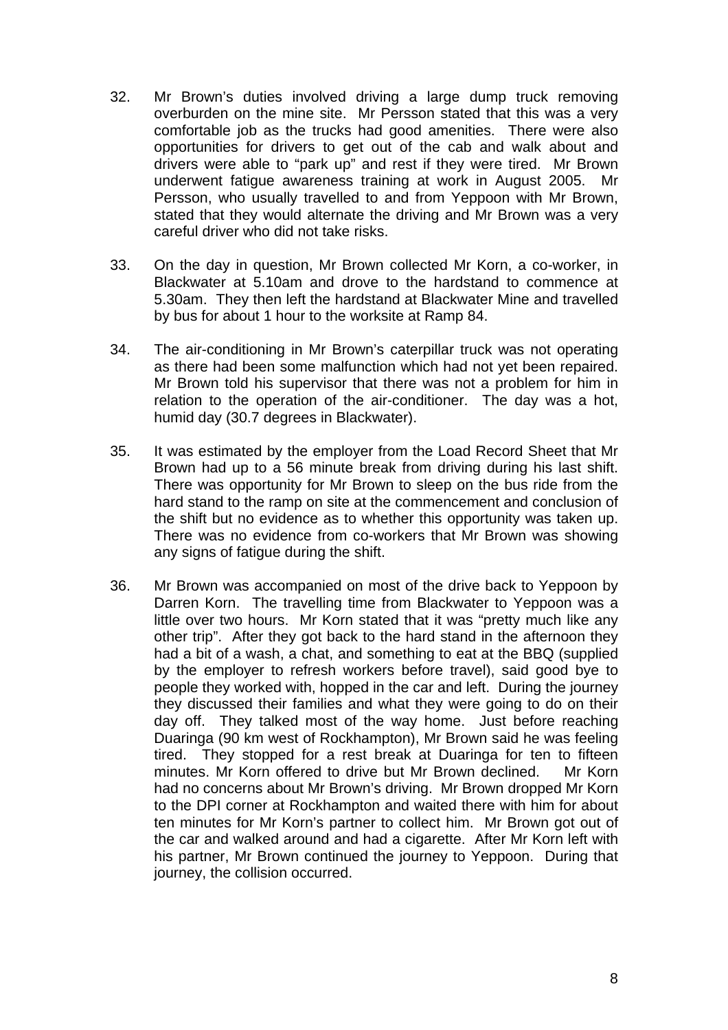32. Mr Brown's duties involved driving a large dump truck removing overburden on the mine site. Mr Persson stated that this was a very comfortable job as the trucks had good amenities. There were also opportunities for drivers to get out of the cab and walk about and drivers were able to "park up" and rest if they were tired. Mr Brown underwent fatigue awareness training at work in August 2005. Mr Persson, who usually travelled to and from Yeppoon with Mr Brown, stated that they would alternate the driving and Mr Brown was a very careful driver who did not take risks.

33. On the day in question, Mr Brown collected Mr Korn, a co-worker, in Blackwater at 5.10am and drove to the hardstand to commence at 5.30am. They then left the hardstand at Blackwater Mine and travelled by bus for about 1 hour to the worksite at Ramp 84.

34. The air-conditioning in Mr Brown's caterpillar truck was not operating as there had been some malfunction which had not yet been repaired. Mr Brown told his supervisor that there was not a problem for him in relation to the operation of the air-conditioner. The day was a hot, humid day (30.7 degrees in Blackwater).

35. It was estimated by the employer from the Load Record Sheet that Mr Brown had up to a 56 minute break from driving during his last shift. There was opportunity for Mr Brown to sleep on the bus ride from the hard stand to the ramp on site at the commencement and conclusion of the shift but no evidence as to whether this opportunity was taken up. There was no evidence from co-workers that Mr Brown was showing any signs of fatigue during the shift.

36. Mr Brown was accompanied on most of the drive back to Yeppoon by Darren Korn. The travelling time from Blackwater to Yeppoon was a little over two hours. Mr Korn stated that it was "pretty much like any other trip". After they got back to the hard stand in the afternoon they had a bit of a wash, a chat, and something to eat at the BBQ (supplied by the employer to refresh workers before travel), said good bye to people they worked with, hopped in the car and left. During the journey they discussed their families and what they were going to do on their day off. They talked most of the way home. Just before reaching Duaringa (90 km west of Rockhampton), Mr Brown said he was feeling tired. They stopped for a rest break at Duaringa for ten to fifteen minutes. Mr Korn offered to drive but Mr Brown declined. Mr Korn had no concerns about Mr Brown's driving. Mr Brown dropped Mr Korn to the DPI corner at Rockhampton and waited there with him for about ten minutes for Mr Korn's partner to collect him. Mr Brown got out of the car and walked around and had a cigarette. After Mr Korn left with his partner, Mr Brown continued the journey to Yeppoon. During that journey, the collision occurred.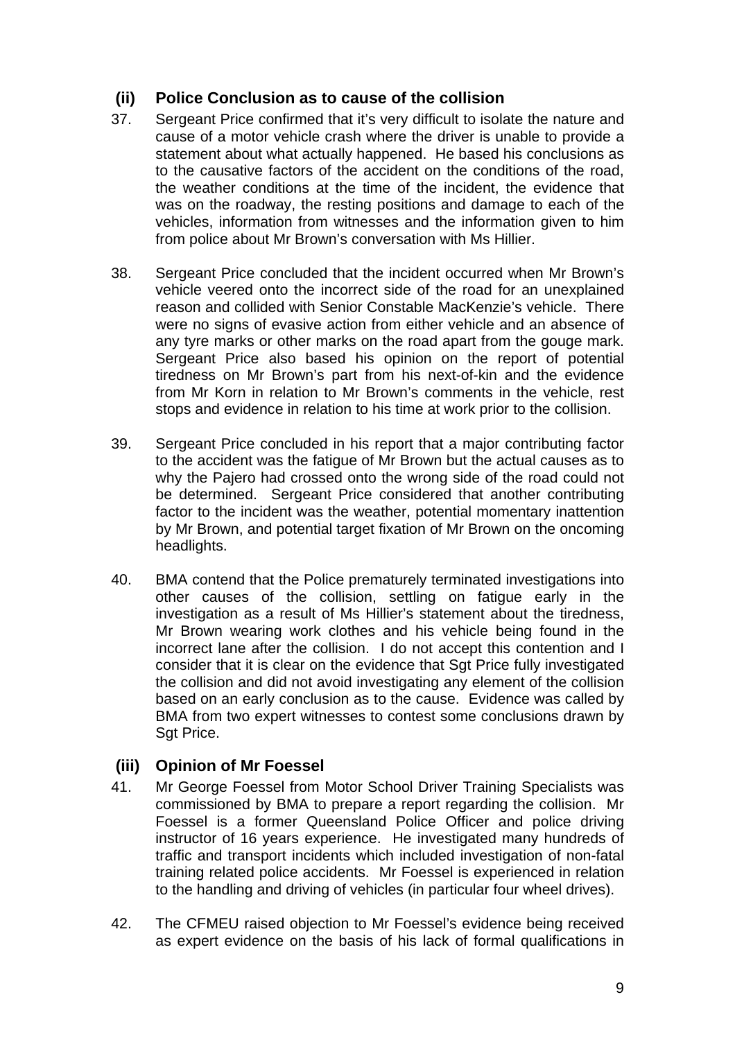### (ii) Police Conclusion as to cause of the collision

37. Sergeant Price confirmed that it's very difficult to isolate the nature and cause of a motor vehicle crash where the driver is unable to provide a statement about what actually happened. He based his conclusions as to the causative factors of the accident on the conditions of the road, the weather conditions at the time of the incident, the evidence that was on the roadway, the resting positions and damage to each of the vehicles, information from witnesses and the information given to him from police about Mr Brown's conversation with Ms Hillier.

38. Sergeant Price concluded that the incident occurred when Mr Brown's vehicle veered onto the incorrect side of the road for an unexplained reason and collided with Senior Constable MacKenzie's vehicle. There were no signs of evasive action from either vehicle and an absence of any tyre marks or other marks on the road apart from the gouge mark. Sergeant Price also based his opinion on the report of potential tiredness on Mr Brown's part from his next-of-kin and the evidence from Mr Korn in relation to Mr Brown's comments in the vehicle, rest stops and evidence in relation to his time at work prior to the collision.

39. Sergeant Price concluded in his report that a major contributing factor to the accident was the fatigue of Mr Brown but the actual causes as to why the Pajero had crossed onto the wrong side of the road could not be determined. Sergeant Price considered that another contributing factor to the incident was the weather, potential momentary inattention by Mr Brown, and potential target fixation of Mr Brown on the oncoming headlights.

40. BMA contend that the Police prematurely terminated investigations into other causes of the collision, settling on fatigue early in the investigation as a result of Ms Hillier's statement about the tiredness, Mr Brown wearing work clothes and his vehicle being found in the incorrect lane after the collision. I do not accept this contention and I consider that it is clear on the evidence that Sgt Price fully investigated the collision and did not avoid investigating any element of the collision based on an early conclusion as to the cause. Evidence was called by BMA from two expert witnesses to contest some conclusions drawn by Sgt Price.

### (iii) Opinion of Mr Foessel

41. Mr George Foessel from Motor School Driver Training Specialists was commissioned by BMA to prepare a report regarding the collision. Mr Foessel is a former Queensland Police Officer and police driving instructor of 16 years experience. He investigated many hundreds of traffic and transport incidents which included investigation of non-fatal training related police accidents. Mr Foessel is experienced in relation to the handling and driving of vehicles (in particular four wheel drives).

42. The CFMEU raised objection to Mr Foessel's evidence being received as expert evidence on the basis of his lack of formal qualifications in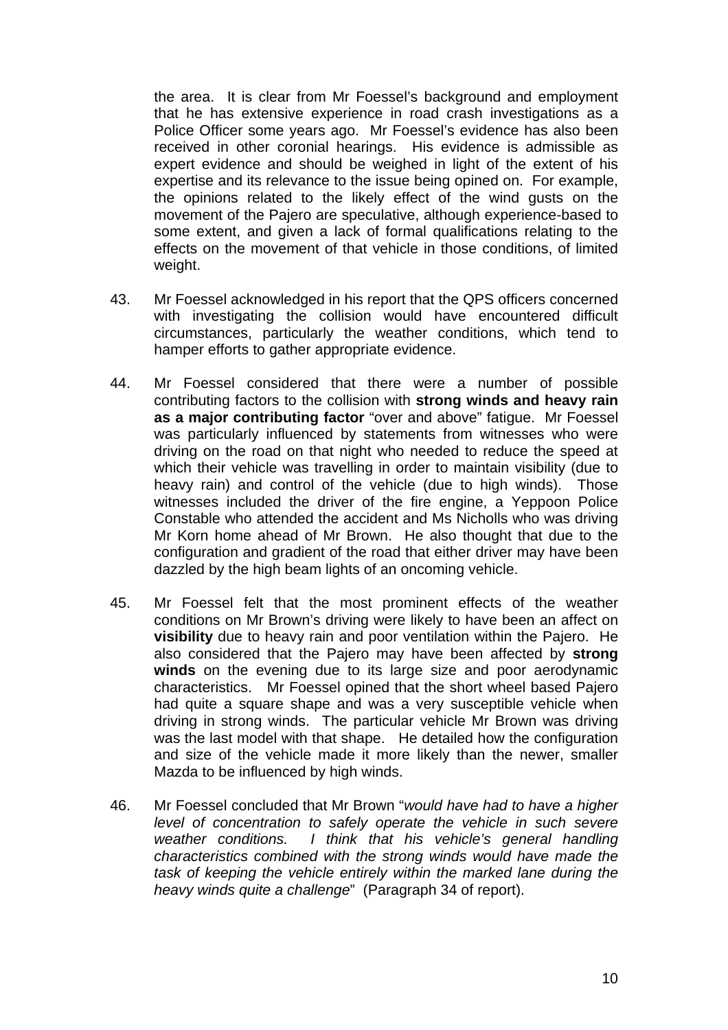the area. It is clear from Mr Foessel's background and employment that he has extensive experience in road crash investigations as a Police Officer some years ago. Mr Foessel's evidence has also been received in other coronial hearings. His evidence is admissible as expert evidence and should be weighed in light of the extent of his expertise and its relevance to the issue being opined on. For example, the opinions related to the likely effect of the wind gusts on the movement of the Pajero are speculative, although experience-based to some extent, and given a lack of formal qualifications relating to the effects on the movement of that vehicle in those conditions, of limited weight.

43. Mr Foessel acknowledged in his report that the QPS officers concerned with investigating the collision would have encountered difficult circumstances, particularly the weather conditions, which tend to hamper efforts to gather appropriate evidence.

44. Mr Foessel considered that there were a number of possible contributing factors to the collision with **strong winds and heavy rain as a major contributing factor** "over and above" fatigue. Mr Foessel was particularly influenced by statements from witnesses who were driving on the road on that night who needed to reduce the speed at which their vehicle was travelling in order to maintain visibility (due to heavy rain) and control of the vehicle (due to high winds). Those witnesses included the driver of the fire engine, a Yeppoon Police Constable who attended the accident and Ms Nicholls who was driving Mr Korn home ahead of Mr Brown. He also thought that due to the configuration and gradient of the road that either driver may have been dazzled by the high beam lights of an oncoming vehicle.

45. Mr Foessel felt that the most prominent effects of the weather conditions on Mr Brown's driving were likely to have been an affect on **visibility** due to heavy rain and poor ventilation within the Pajero. He also considered that the Pajero may have been affected by **strong winds** on the evening due to its large size and poor aerodynamic characteristics. Mr Foessel opined that the short wheel based Pajero had quite a square shape and was a very susceptible vehicle when driving in strong winds. The particular vehicle Mr Brown was driving was the last model with that shape. He detailed how the configuration and size of the vehicle made it more likely than the newer, smaller Mazda to be influenced by high winds.

46. Mr Foessel concluded that Mr Brown "*would have had to have a higher level of concentration to safely operate the vehicle in such severe weather conditions. I think that his vehicle's general handling characteristics combined with the strong winds would have made the task of keeping the vehicle entirely within the marked lane during the heavy winds quite a challenge*" (Paragraph 34 of report).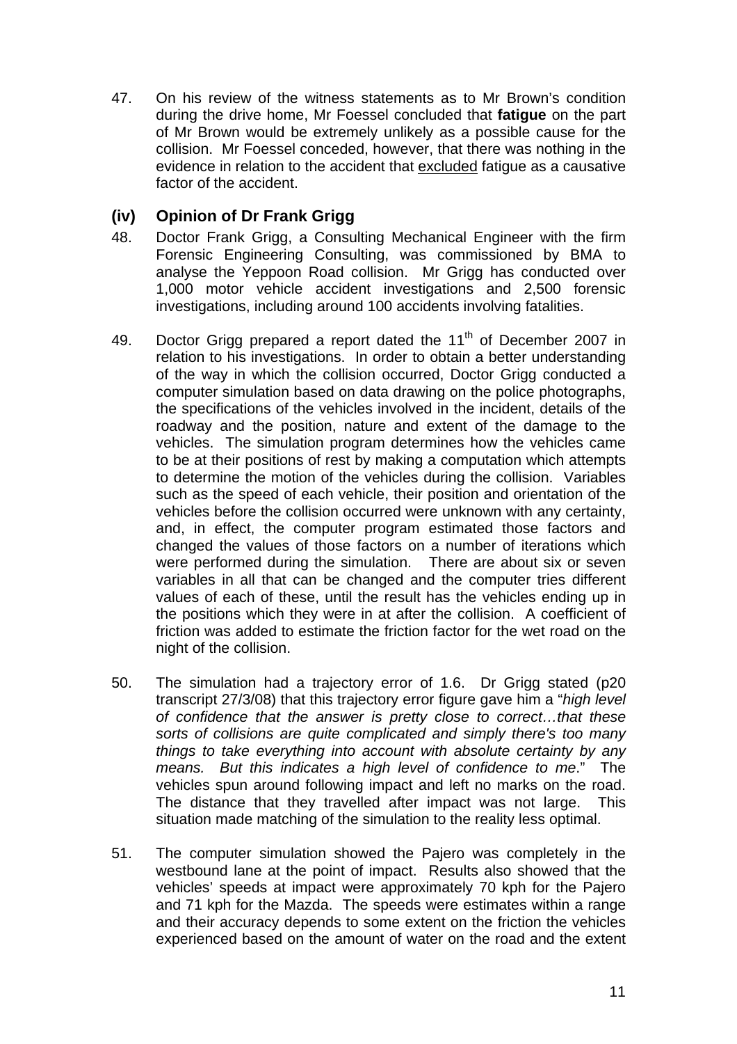47. On his review of the witness statements as to Mr Brown's condition during the drive home, Mr Foessel concluded that **fatigue** on the part of Mr Brown would be extremely unlikely as a possible cause for the collision. Mr Foessel conceded, however, that there was nothing in the evidence in relation to the accident that <u>excluded</u> fatigue as a causative factor of the accident.

### (iv) Opinion of Dr Frank Grigg

48. Doctor Frank Grigg, a Consulting Mechanical Engineer with the firm Forensic Engineering Consulting, was commissioned by BMA to analyse the Yeppoon Road collision. Mr Grigg has conducted over 1,000 motor vehicle accident investigations and 2,500 forensic investigations, including around 100 accidents involving fatalities.

49. Doctor Grigg prepared a report dated the 11th of December 2007 in relation to his investigations. In order to obtain a better understanding of the way in which the collision occurred, Doctor Grigg conducted a computer simulation based on data drawing on the police photographs, the specifications of the vehicles involved in the incident, details of the roadway and the position, nature and extent of the damage to the vehicles. The simulation program determines how the vehicles came to be at their positions of rest by making a computation which attempts to determine the motion of the vehicles during the collision. Variables such as the speed of each vehicle, their position and orientation of the vehicles before the collision occurred were unknown with any certainty, and, in effect, the computer program estimated those factors and changed the values of those factors on a number of iterations which were performed during the simulation. There are about six or seven variables in all that can be changed and the computer tries different values of each of these, until the result has the vehicles ending up in the positions which they were in at after the collision. A coefficient of friction was added to estimate the friction factor for the wet road on the night of the collision.

50. The simulation had a trajectory error of 1.6. Dr Grigg stated (p20 transcript 27/3/08) that this trajectory error figure gave him a "*high level of confidence that the answer is pretty close to correct…that these sorts of collisions are quite complicated and simply there's too many things to take everything into account with absolute certainty by any means. But this indicates a high level of confidence to me*." The vehicles spun around following impact and left no marks on the road. The distance that they travelled after impact was not large. This situation made matching of the simulation to the reality less optimal.

51. The computer simulation showed the Pajero was completely in the westbound lane at the point of impact. Results also showed that the vehicles' speeds at impact were approximately 70 kph for the Pajero and 71 kph for the Mazda. The speeds were estimates within a range and their accuracy depends to some extent on the friction the vehicles experienced based on the amount of water on the road and the extent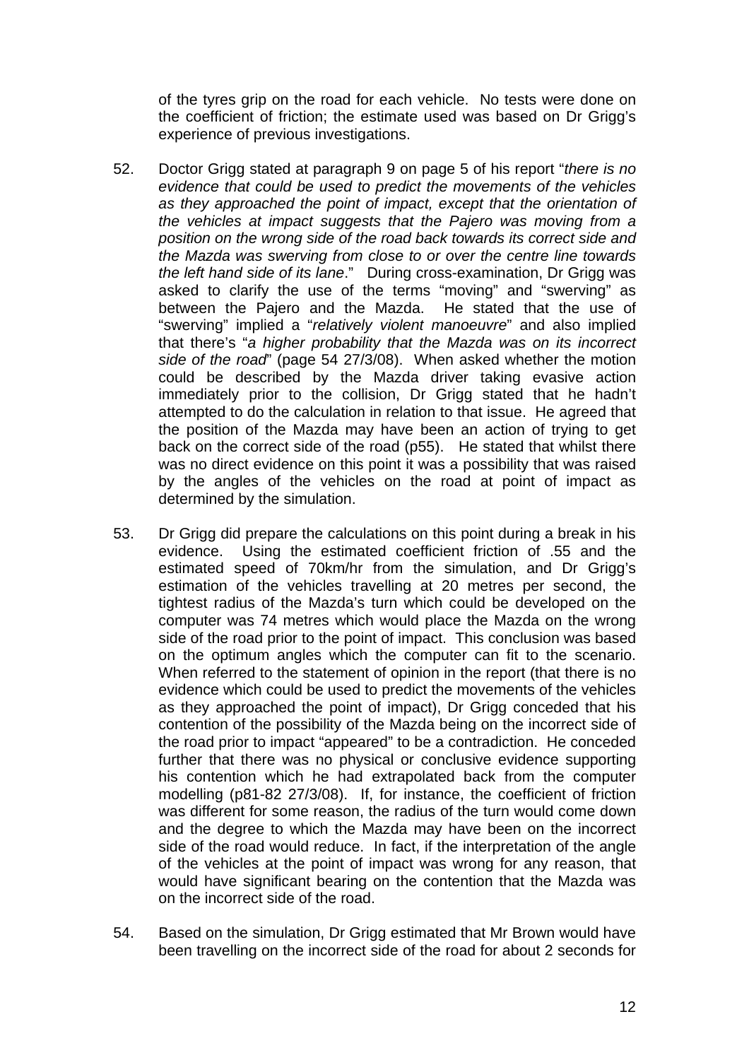of the tyres grip on the road for each vehicle. No tests were done on the coefficient of friction; the estimate used was based on Dr Grigg's experience of previous investigations.

52. Doctor Grigg stated at paragraph 9 on page 5 of his report "*there is no evidence that could be used to predict the movements of the vehicles as they approached the point of impact, except that the orientation of the vehicles at impact suggests that the Pajero was moving from a position on the wrong side of the road back towards its correct side and the Mazda was swerving from close to or over the centre line towards the left hand side of its lane*." During cross-examination, Dr Grigg was asked to clarify the use of the terms "moving" and "swerving" as between the Pajero and the Mazda. He stated that the use of "swerving" implied a "*relatively violent manoeuvre*" and also implied that there's "*a higher probability that the Mazda was on its incorrect side of the road*" (page 54 27/3/08). When asked whether the motion could be described by the Mazda driver taking evasive action immediately prior to the collision, Dr Grigg stated that he hadn't attempted to do the calculation in relation to that issue. He agreed that the position of the Mazda may have been an action of trying to get back on the correct side of the road (p55). He stated that whilst there was no direct evidence on this point it was a possibility that was raised by the angles of the vehicles on the road at point of impact as determined by the simulation.

53. Dr Grigg did prepare the calculations on this point during a break in his evidence. Using the estimated coefficient friction of .55 and the estimated speed of 70km/hr from the simulation, and Dr Grigg's estimation of the vehicles travelling at 20 metres per second, the tightest radius of the Mazda's turn which could be developed on the computer was 74 metres which would place the Mazda on the wrong side of the road prior to the point of impact. This conclusion was based on the optimum angles which the computer can fit to the scenario. When referred to the statement of opinion in the report (that there is no evidence which could be used to predict the movements of the vehicles as they approached the point of impact), Dr Grigg conceded that his contention of the possibility of the Mazda being on the incorrect side of the road prior to impact "appeared" to be a contradiction. He conceded further that there was no physical or conclusive evidence supporting his contention which he had extrapolated back from the computer modelling (p81-82 27/3/08). If, for instance, the coefficient of friction was different for some reason, the radius of the turn would come down and the degree to which the Mazda may have been on the incorrect side of the road would reduce. In fact, if the interpretation of the angle of the vehicles at the point of impact was wrong for any reason, that would have significant bearing on the contention that the Mazda was on the incorrect side of the road.

54. Based on the simulation, Dr Grigg estimated that Mr Brown would have been travelling on the incorrect side of the road for about 2 seconds for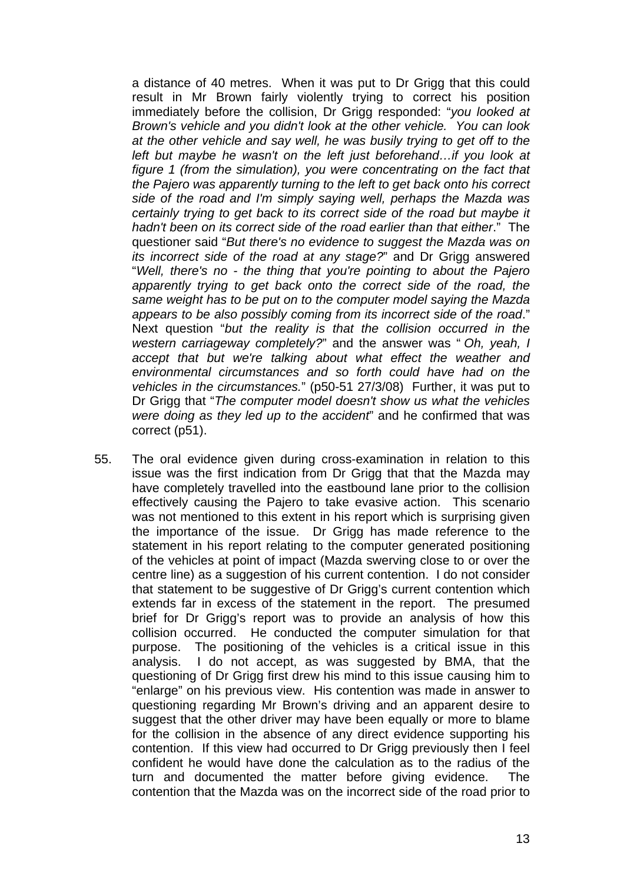a distance of 40 metres. When it was put to Dr Grigg that this could result in Mr Brown fairly violently trying to correct his position immediately before the collision, Dr Grigg responded: "*you looked at Brown's vehicle and you didn't look at the other vehicle. You can look at the other vehicle and say well, he was busily trying to get off to the left but maybe he wasn't on the left just beforehand…if you look at figure 1 (from the simulation), you were concentrating on the fact that the Pajero was apparently turning to the left to get back onto his correct side of the road and I'm simply saying well, perhaps the Mazda was certainly trying to get back to its correct side of the road but maybe it hadn't been on its correct side of the road earlier than that either*." The questioner said "*But there's no evidence to suggest the Mazda was on its incorrect side of the road at any stage?*" and Dr Grigg answered "*Well, there's no - the thing that you're pointing to about the Pajero apparently trying to get back onto the correct side of the road, the same weight has to be put on to the computer model saying the Mazda appears to be also possibly coming from its incorrect side of the road*." Next question "*but the reality is that the collision occurred in the western carriageway completely?*" and the answer was "*Oh, yeah, I accept that but we're talking about what effect the weather and environmental circumstances and so forth could have had on the vehicles in the circumstances.*" (p50-51 27/3/08) Further, it was put to Dr Grigg that "*The computer model doesn't show us what the vehicles were doing as they led up to the accident*" and he confirmed that was correct (p51).

55. The oral evidence given during cross-examination in relation to this issue was the first indication from Dr Grigg that that the Mazda may have completely travelled into the eastbound lane prior to the collision effectively causing the Pajero to take evasive action. This scenario was not mentioned to this extent in his report which is surprising given the importance of the issue. Dr Grigg has made reference to the statement in his report relating to the computer generated positioning of the vehicles at point of impact (Mazda swerving close to or over the centre line) as a suggestion of his current contention. I do not consider that statement to be suggestive of Dr Grigg's current contention which extends far in excess of the statement in the report. The presumed brief for Dr Grigg's report was to provide an analysis of how this collision occurred. He conducted the computer simulation for that purpose. The positioning of the vehicles is a critical issue in this analysis. I do not accept, as was suggested by BMA, that the questioning of Dr Grigg first drew his mind to this issue causing him to "enlarge" on his previous view. His contention was made in answer to questioning regarding Mr Brown's driving and an apparent desire to suggest that the other driver may have been equally or more to blame for the collision in the absence of any direct evidence supporting his contention. If this view had occurred to Dr Grigg previously then I feel confident he would have done the calculation as to the radius of the turn and documented the matter before giving evidence. The contention that the Mazda was on the incorrect side of the road prior to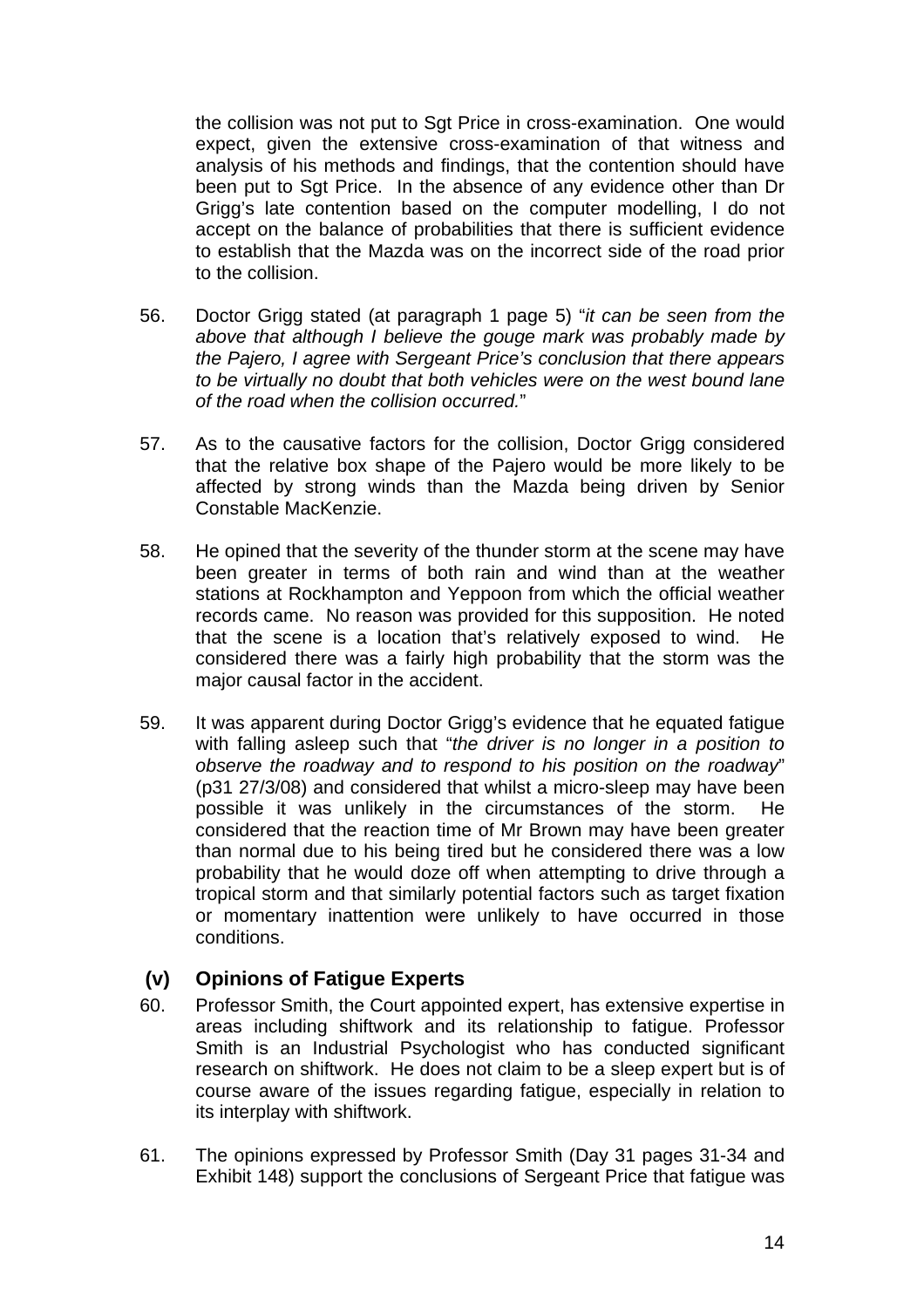the collision was not put to Sgt Price in cross-examination. One would expect, given the extensive cross-examination of that witness and analysis of his methods and findings, that the contention should have been put to Sgt Price. In the absence of any evidence other than Dr Grigg's late contention based on the computer modelling, I do not accept on the balance of probabilities that there is sufficient evidence to establish that the Mazda was on the incorrect side of the road prior to the collision.

56. Doctor Grigg stated (at paragraph 1 page 5) "*it can be seen from the above that although I believe the gouge mark was probably made by the Pajero, I agree with Sergeant Price's conclusion that there appears to be virtually no doubt that both vehicles were on the west bound lane of the road when the collision occurred.*"

57. As to the causative factors for the collision, Doctor Grigg considered that the relative box shape of the Pajero would be more likely to be affected by strong winds than the Mazda being driven by Senior Constable MacKenzie.

58. He opined that the severity of the thunder storm at the scene may have been greater in terms of both rain and wind than at the weather stations at Rockhampton and Yeppoon from which the official weather records came. No reason was provided for this supposition. He noted that the scene is a location that's relatively exposed to wind. He considered there was a fairly high probability that the storm was the major causal factor in the accident.

59. It was apparent during Doctor Grigg's evidence that he equated fatigue with falling asleep such that "*the driver is no longer in a position to observe the roadway and to respond to his position on the roadway*" (p31 27/3/08) and considered that whilst a micro-sleep may have been possible it was unlikely in the circumstances of the storm. He considered that the reaction time of Mr Brown may have been greater than normal due to his being tired but he considered there was a low probability that he would doze off when attempting to drive through a tropical storm and that similarly potential factors such as target fixation or momentary inattention were unlikely to have occurred in those conditions.

### (v) Opinions of Fatigue Experts

60. Professor Smith, the Court appointed expert, has extensive expertise in areas including shiftwork and its relationship to fatigue. Professor Smith is an Industrial Psychologist who has conducted significant research on shiftwork. He does not claim to be a sleep expert but is of course aware of the issues regarding fatigue, especially in relation to its interplay with shiftwork.

61. The opinions expressed by Professor Smith (Day 31 pages 31-34 and Exhibit 148) support the conclusions of Sergeant Price that fatigue was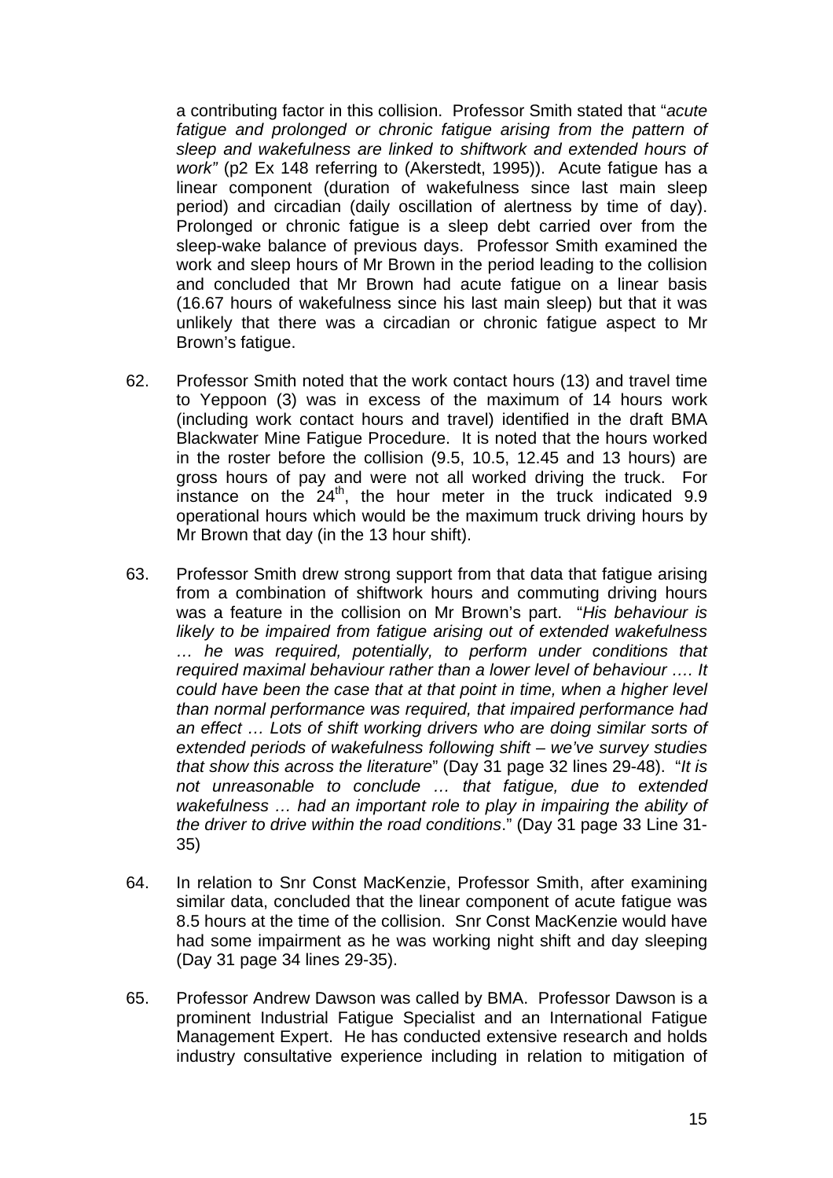a contributing factor in this collision. Professor Smith stated that "*acute fatigue and prolonged or chronic fatigue arising from the pattern of sleep and wakefulness are linked to shiftwork and extended hours of work"* (p2 Ex 148 referring to (Akerstedt, 1995)). Acute fatigue has a linear component (duration of wakefulness since last main sleep period) and circadian (daily oscillation of alertness by time of day). Prolonged or chronic fatigue is a sleep debt carried over from the sleep-wake balance of previous days. Professor Smith examined the work and sleep hours of Mr Brown in the period leading to the collision and concluded that Mr Brown had acute fatigue on a linear basis (16.67 hours of wakefulness since his last main sleep) but that it was unlikely that there was a circadian or chronic fatigue aspect to Mr Brown's fatigue.

62. Professor Smith noted that the work contact hours (13) and travel time to Yeppoon (3) was in excess of the maximum of 14 hours work (including work contact hours and travel) identified in the draft BMA Blackwater Mine Fatigue Procedure. It is noted that the hours worked in the roster before the collision (9.5, 10.5, 12.45 and 13 hours) are gross hours of pay and were not all worked driving the truck. For instance on the 24th, the hour meter in the truck indicated 9.9 operational hours which would be the maximum truck driving hours by Mr Brown that day (in the 13 hour shift).

63. Professor Smith drew strong support from that data that fatigue arising from a combination of shiftwork hours and commuting driving hours was a feature in the collision on Mr Brown's part. "*His behaviour is likely to be impaired from fatigue arising out of extended wakefulness … he was required, potentially, to perform under conditions that required maximal behaviour rather than a lower level of behaviour …. It could have been the case that at that point in time, when a higher level than normal performance was required, that impaired performance had an effect … Lots of shift working drivers who are doing similar sorts of extended periods of wakefulness following shift – we've survey studies that show this across the literature*" (Day 31 page 32 lines 29-48). "*It is not unreasonable to conclude … that fatigue, due to extended wakefulness … had an important role to play in impairing the ability of the driver to drive within the road conditions*." (Day 31 page 33 Line 31-35)

64. In relation to Snr Const MacKenzie, Professor Smith, after examining similar data, concluded that the linear component of acute fatigue was 8.5 hours at the time of the collision. Snr Const MacKenzie would have had some impairment as he was working night shift and day sleeping (Day 31 page 34 lines 29-35).

65. Professor Andrew Dawson was called by BMA. Professor Dawson is a prominent Industrial Fatigue Specialist and an International Fatigue Management Expert. He has conducted extensive research and holds industry consultative experience including in relation to mitigation of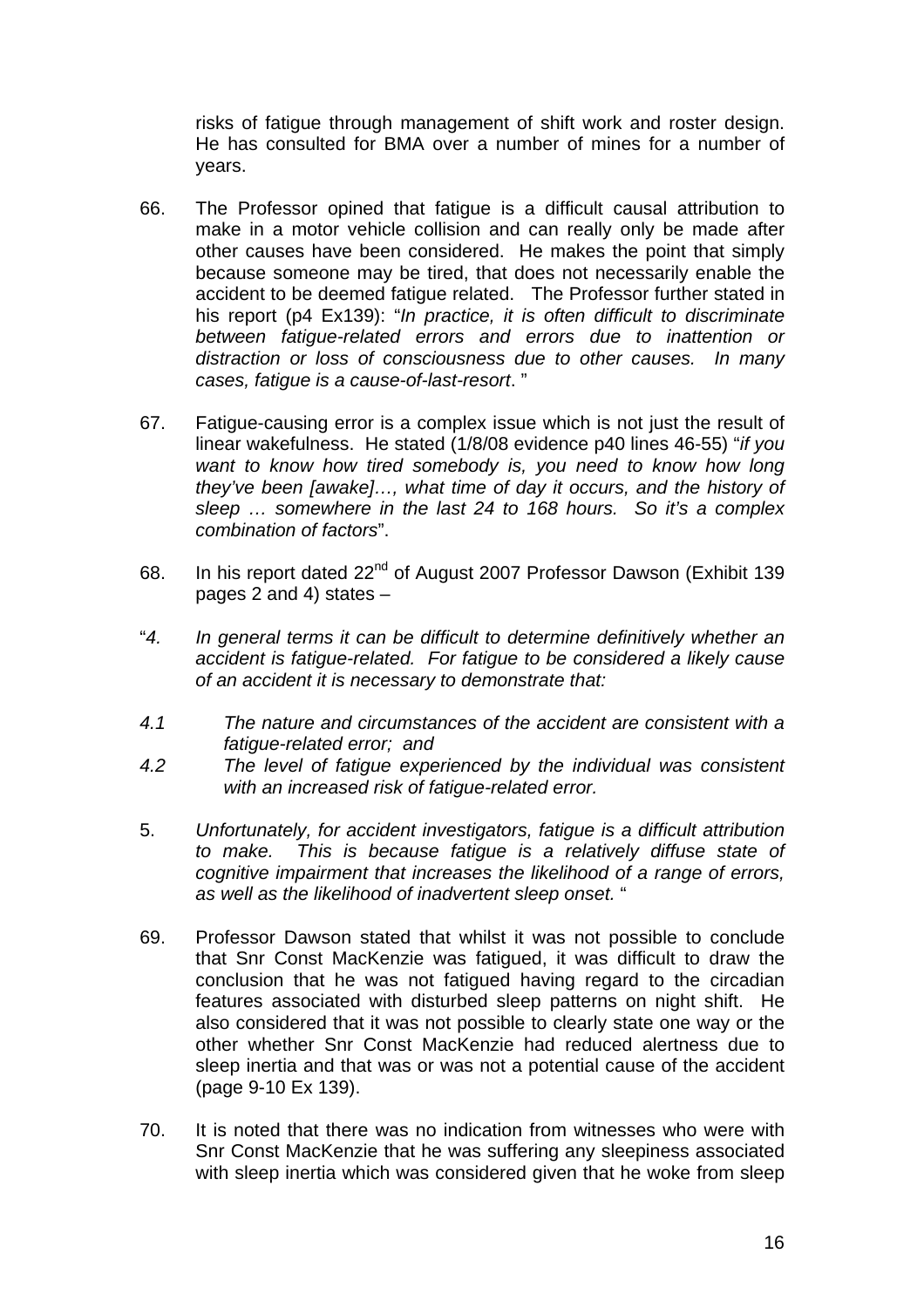risks of fatigue through management of shift work and roster design. He has consulted for BMA over a number of mines for a number of years.

66. The Professor opined that fatigue is a difficult causal attribution to make in a motor vehicle collision and can really only be made after other causes have been considered. He makes the point that simply because someone may be tired, that does not necessarily enable the accident to be deemed fatigue related. The Professor further stated in his report (p4 Ex139): "*In practice, it is often difficult to discriminate between fatigue-related errors and errors due to inattention or distraction or loss of consciousness due to other causes. In many cases, fatigue is a cause-of-last-resort*. "

67. Fatigue-causing error is a complex issue which is not just the result of linear wakefulness. He stated (1/8/08 evidence p40 lines 46-55) "*if you want to know how tired somebody is, you need to know how long they've been [awake]…, what time of day it occurs, and the history of sleep … somewhere in the last 24 to 168 hours. So it's a complex combination of factors*".

68. In his report dated 22nd of August 2007 Professor Dawson (Exhibit 139 pages 2 and 4) states –

"*4. In general terms it can be difficult to determine definitively whether an accident is fatigue-related. For fatigue to be considered a likely cause of an accident it is necessary to demonstrate that:*

*4.1 The nature and circumstances of the accident are consistent with a fatigue-related error; and*

*4.2 The level of fatigue experienced by the individual was consistent with an increased risk of fatigue-related error.*

5. *Unfortunately, for accident investigators, fatigue is a difficult attribution to make. This is because fatigue is a relatively diffuse state of cognitive impairment that increases the likelihood of a range of errors, as well as the likelihood of inadvertent sleep onset.* "

69. Professor Dawson stated that whilst it was not possible to conclude that Snr Const MacKenzie was fatigued, it was difficult to draw the conclusion that he was not fatigued having regard to the circadian features associated with disturbed sleep patterns on night shift. He also considered that it was not possible to clearly state one way or the other whether Snr Const MacKenzie had reduced alertness due to sleep inertia and that was or was not a potential cause of the accident (page 9-10 Ex 139).

70. It is noted that there was no indication from witnesses who were with Snr Const MacKenzie that he was suffering any sleepiness associated with sleep inertia which was considered given that he woke from sleep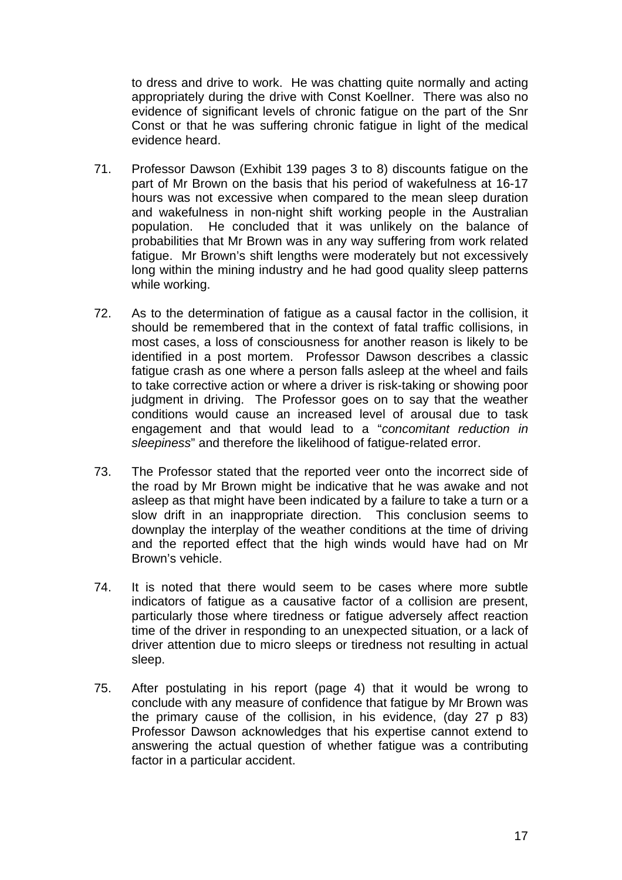to dress and drive to work. He was chatting quite normally and acting appropriately during the drive with Const Koellner. There was also no evidence of significant levels of chronic fatigue on the part of the Snr Const or that he was suffering chronic fatigue in light of the medical evidence heard.

71. Professor Dawson (Exhibit 139 pages 3 to 8) discounts fatigue on the part of Mr Brown on the basis that his period of wakefulness at 16-17 hours was not excessive when compared to the mean sleep duration and wakefulness in non-night shift working people in the Australian population. He concluded that it was unlikely on the balance of probabilities that Mr Brown was in any way suffering from work related fatigue. Mr Brown's shift lengths were moderately but not excessively long within the mining industry and he had good quality sleep patterns while working.

72. As to the determination of fatigue as a causal factor in the collision, it should be remembered that in the context of fatal traffic collisions, in most cases, a loss of consciousness for another reason is likely to be identified in a post mortem. Professor Dawson describes a classic fatigue crash as one where a person falls asleep at the wheel and fails to take corrective action or where a driver is risk-taking or showing poor judgment in driving. The Professor goes on to say that the weather conditions would cause an increased level of arousal due to task engagement and that would lead to a "*concomitant reduction in sleepiness*" and therefore the likelihood of fatigue-related error.

73. The Professor stated that the reported veer onto the incorrect side of the road by Mr Brown might be indicative that he was awake and not asleep as that might have been indicated by a failure to take a turn or a slow drift in an inappropriate direction. This conclusion seems to downplay the interplay of the weather conditions at the time of driving and the reported effect that the high winds would have had on Mr Brown's vehicle.

74. It is noted that there would seem to be cases where more subtle indicators of fatigue as a causative factor of a collision are present, particularly those where tiredness or fatigue adversely affect reaction time of the driver in responding to an unexpected situation, or a lack of driver attention due to micro sleeps or tiredness not resulting in actual sleep.

75. After postulating in his report (page 4) that it would be wrong to conclude with any measure of confidence that fatigue by Mr Brown was the primary cause of the collision, in his evidence, (day 27 p 83) Professor Dawson acknowledges that his expertise cannot extend to answering the actual question of whether fatigue was a contributing factor in a particular accident.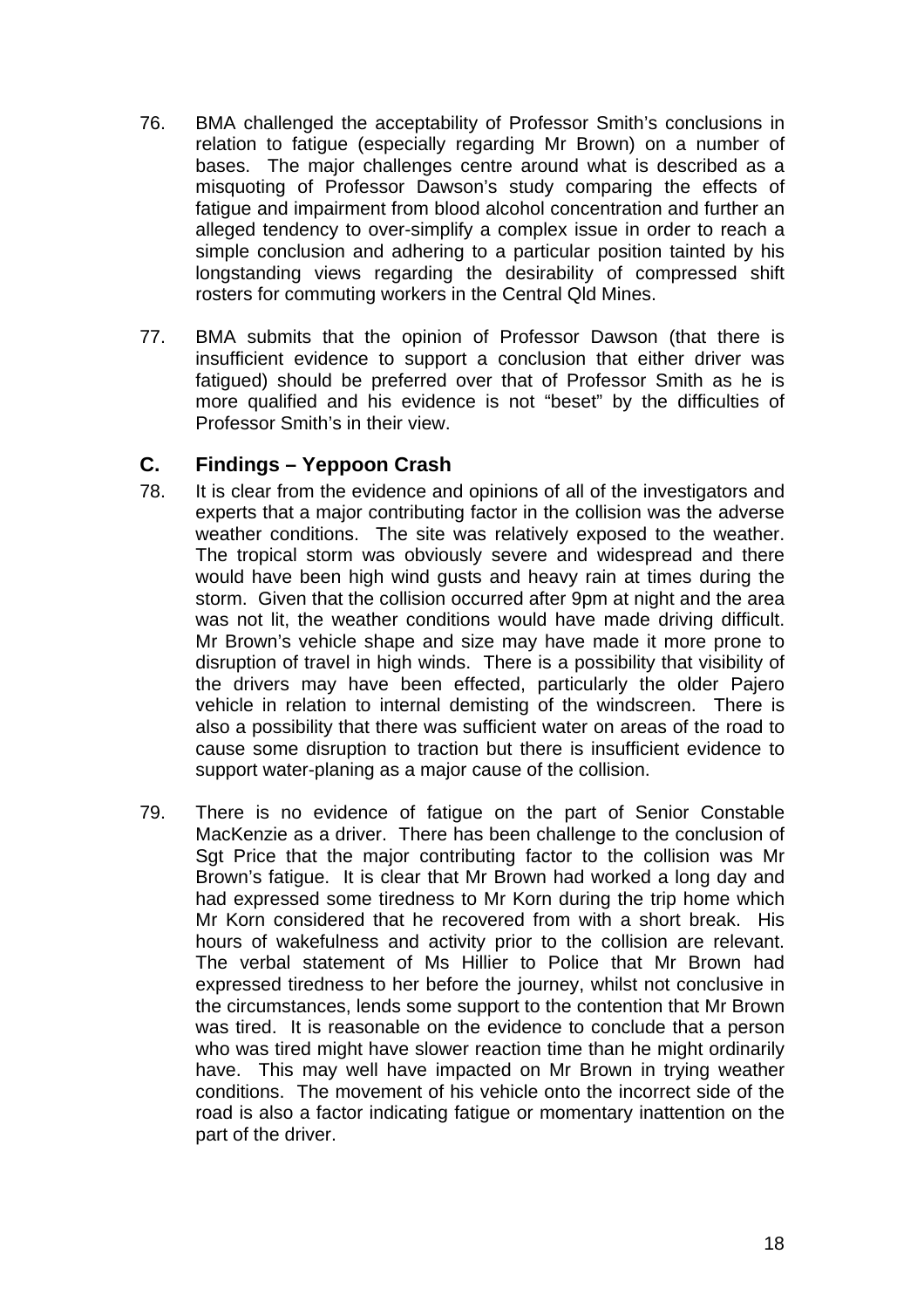76. BMA challenged the acceptability of Professor Smith's conclusions in relation to fatigue (especially regarding Mr Brown) on a number of bases. The major challenges centre around what is described as a misquoting of Professor Dawson's study comparing the effects of fatigue and impairment from blood alcohol concentration and further an alleged tendency to over-simplify a complex issue in order to reach a simple conclusion and adhering to a particular position tainted by his longstanding views regarding the desirability of compressed shift rosters for commuting workers in the Central Qld Mines.

77. BMA submits that the opinion of Professor Dawson (that there is insufficient evidence to support a conclusion that either driver was fatigued) should be preferred over that of Professor Smith as he is more qualified and his evidence is not "beset" by the difficulties of Professor Smith's in their view.

## C. Findings – Yeppoon Crash

78. It is clear from the evidence and opinions of all of the investigators and experts that a major contributing factor in the collision was the adverse weather conditions. The site was relatively exposed to the weather. The tropical storm was obviously severe and widespread and there would have been high wind gusts and heavy rain at times during the storm. Given that the collision occurred after 9pm at night and the area was not lit, the weather conditions would have made driving difficult. Mr Brown's vehicle shape and size may have made it more prone to disruption of travel in high winds. There is a possibility that visibility of the drivers may have been effected, particularly the older Pajero vehicle in relation to internal demisting of the windscreen. There is also a possibility that there was sufficient water on areas of the road to cause some disruption to traction but there is insufficient evidence to support water-planing as a major cause of the collision.

79. There is no evidence of fatigue on the part of Senior Constable MacKenzie as a driver. There has been challenge to the conclusion of Sgt Price that the major contributing factor to the collision was Mr Brown's fatigue. It is clear that Mr Brown had worked a long day and had expressed some tiredness to Mr Korn during the trip home which Mr Korn considered that he recovered from with a short break. His hours of wakefulness and activity prior to the collision are relevant. The verbal statement of Ms Hillier to Police that Mr Brown had expressed tiredness to her before the journey, whilst not conclusive in the circumstances, lends some support to the contention that Mr Brown was tired. It is reasonable on the evidence to conclude that a person who was tired might have slower reaction time than he might ordinarily have. This may well have impacted on Mr Brown in trying weather conditions. The movement of his vehicle onto the incorrect side of the road is also a factor indicating fatigue or momentary inattention on the part of the driver.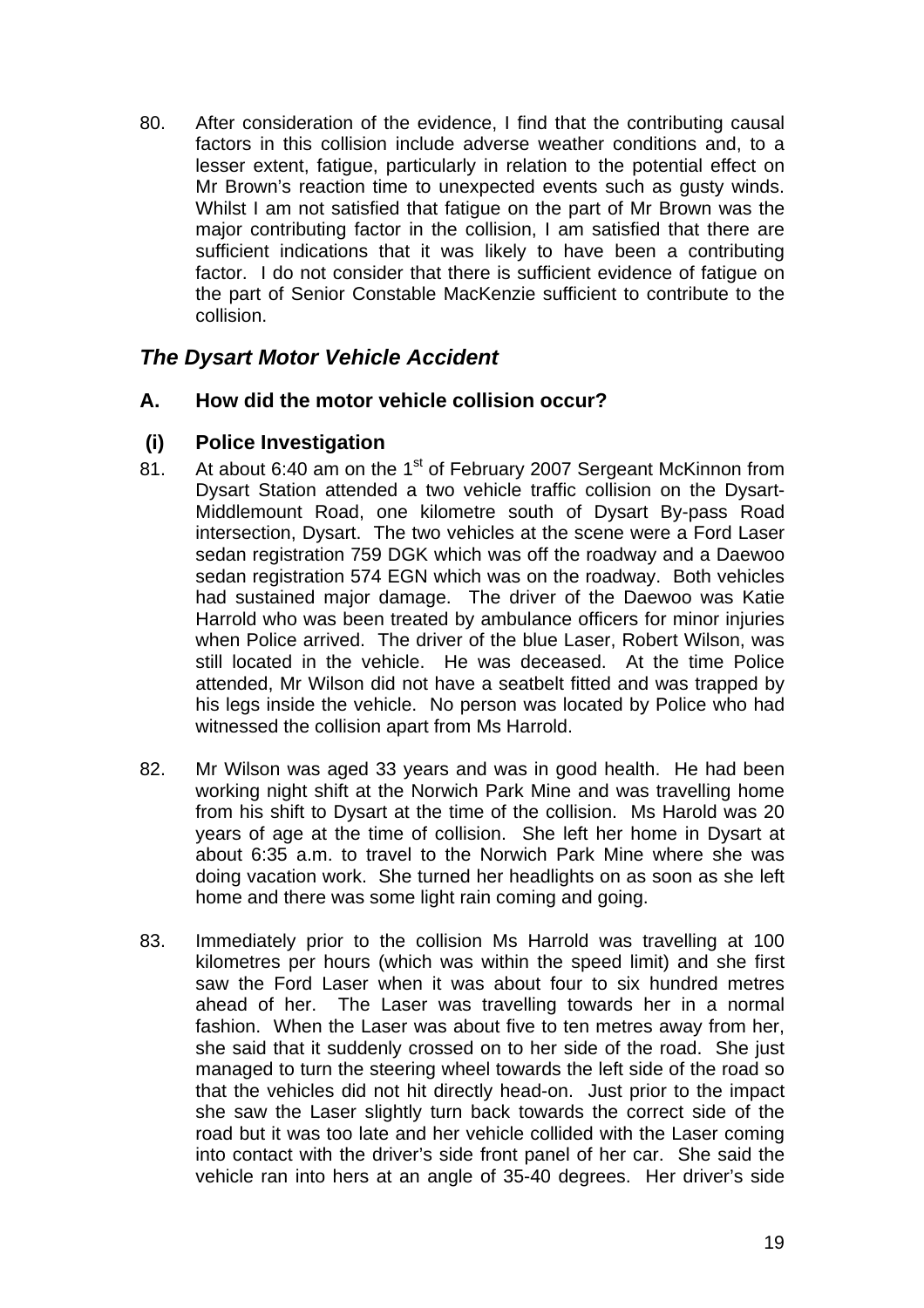80. After consideration of the evidence, I find that the contributing causal factors in this collision include adverse weather conditions and, to a lesser extent, fatigue, particularly in relation to the potential effect on Mr Brown's reaction time to unexpected events such as gusty winds. Whilst I am not satisfied that fatigue on the part of Mr Brown was the major contributing factor in the collision, I am satisfied that there are sufficient indications that it was likely to have been a contributing factor. I do not consider that there is sufficient evidence of fatigue on the part of Senior Constable MacKenzie sufficient to contribute to the collision.

## *The Dysart Motor Vehicle Accident*

### A. How did the motor vehicle collision occur?

### (i) Police Investigation

81. At about 6:40 am on the 1st of February 2007 Sergeant McKinnon from Dysart Station attended a two vehicle traffic collision on the Dysart-Middlemount Road, one kilometre south of Dysart By-pass Road intersection, Dysart. The two vehicles at the scene were a Ford Laser sedan registration 759 DGK which was off the roadway and a Daewoo sedan registration 574 EGN which was on the roadway. Both vehicles had sustained major damage. The driver of the Daewoo was Katie Harrold who was been treated by ambulance officers for minor injuries when Police arrived. The driver of the blue Laser, Robert Wilson, was still located in the vehicle. He was deceased. At the time Police attended, Mr Wilson did not have a seatbelt fitted and was trapped by his legs inside the vehicle. No person was located by Police who had witnessed the collision apart from Ms Harrold.

82. Mr Wilson was aged 33 years and was in good health. He had been working night shift at the Norwich Park Mine and was travelling home from his shift to Dysart at the time of the collision. Ms Harold was 20 years of age at the time of collision. She left her home in Dysart at about 6:35 a.m. to travel to the Norwich Park Mine where she was doing vacation work. She turned her headlights on as soon as she left home and there was some light rain coming and going.

83. Immediately prior to the collision Ms Harrold was travelling at 100 kilometres per hours (which was within the speed limit) and she first saw the Ford Laser when it was about four to six hundred metres ahead of her. The Laser was travelling towards her in a normal fashion. When the Laser was about five to ten metres away from her, she said that it suddenly crossed on to her side of the road. She just managed to turn the steering wheel towards the left side of the road so that the vehicles did not hit directly head-on. Just prior to the impact she saw the Laser slightly turn back towards the correct side of the road but it was too late and her vehicle collided with the Laser coming into contact with the driver's side front panel of her car. She said the vehicle ran into hers at an angle of 35-40 degrees. Her driver's side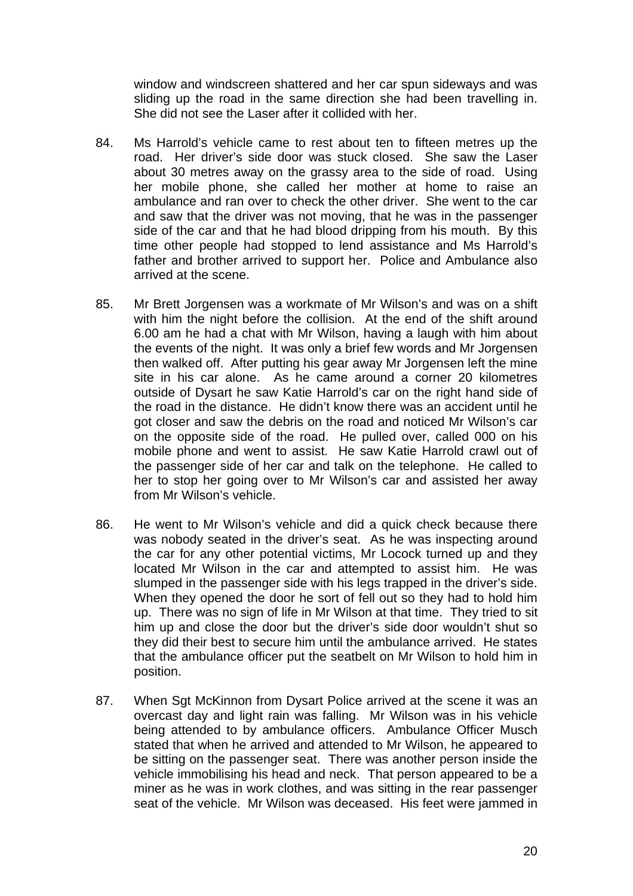window and windscreen shattered and her car spun sideways and was sliding up the road in the same direction she had been travelling in. She did not see the Laser after it collided with her.

84. Ms Harrold's vehicle came to rest about ten to fifteen metres up the road. Her driver's side door was stuck closed. She saw the Laser about 30 metres away on the grassy area to the side of road. Using her mobile phone, she called her mother at home to raise an ambulance and ran over to check the other driver. She went to the car and saw that the driver was not moving, that he was in the passenger side of the car and that he had blood dripping from his mouth. By this time other people had stopped to lend assistance and Ms Harrold's father and brother arrived to support her. Police and Ambulance also arrived at the scene.

85. Mr Brett Jorgensen was a workmate of Mr Wilson's and was on a shift with him the night before the collision. At the end of the shift around 6.00 am he had a chat with Mr Wilson, having a laugh with him about the events of the night. It was only a brief few words and Mr Jorgensen then walked off. After putting his gear away Mr Jorgensen left the mine site in his car alone. As he came around a corner 20 kilometres outside of Dysart he saw Katie Harrold's car on the right hand side of the road in the distance. He didn't know there was an accident until he got closer and saw the debris on the road and noticed Mr Wilson's car on the opposite side of the road. He pulled over, called 000 on his mobile phone and went to assist. He saw Katie Harrold crawl out of the passenger side of her car and talk on the telephone. He called to her to stop her going over to Mr Wilson's car and assisted her away from Mr Wilson's vehicle.

86. He went to Mr Wilson's vehicle and did a quick check because there was nobody seated in the driver's seat. As he was inspecting around the car for any other potential victims, Mr Locock turned up and they located Mr Wilson in the car and attempted to assist him. He was slumped in the passenger side with his legs trapped in the driver's side. When they opened the door he sort of fell out so they had to hold him up. There was no sign of life in Mr Wilson at that time. They tried to sit him up and close the door but the driver's side door wouldn't shut so they did their best to secure him until the ambulance arrived. He states that the ambulance officer put the seatbelt on Mr Wilson to hold him in position.

87. When Sgt McKinnon from Dysart Police arrived at the scene it was an overcast day and light rain was falling. Mr Wilson was in his vehicle being attended to by ambulance officers. Ambulance Officer Musch stated that when he arrived and attended to Mr Wilson, he appeared to be sitting on the passenger seat. There was another person inside the vehicle immobilising his head and neck. That person appeared to be a miner as he was in work clothes, and was sitting in the rear passenger seat of the vehicle. Mr Wilson was deceased. His feet were jammed in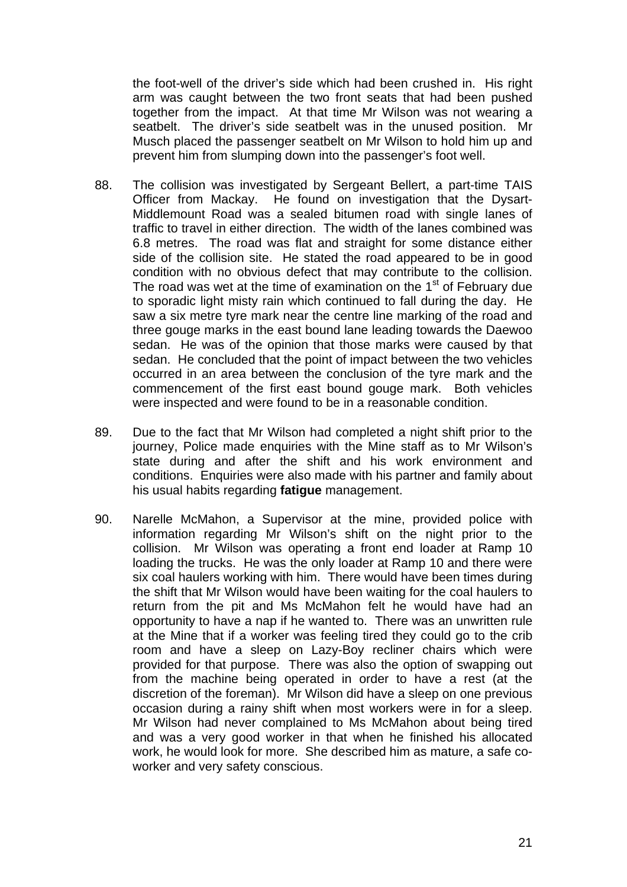the foot-well of the driver's side which had been crushed in. His right arm was caught between the two front seats that had been pushed together from the impact. At that time Mr Wilson was not wearing a seatbelt. The driver's side seatbelt was in the unused position. Mr Musch placed the passenger seatbelt on Mr Wilson to hold him up and prevent him from slumping down into the passenger's foot well.

88. The collision was investigated by Sergeant Bellert, a part-time TAIS Officer from Mackay. He found on investigation that the Dysart-Middlemount Road was a sealed bitumen road with single lanes of traffic to travel in either direction. The width of the lanes combined was 6.8 metres. The road was flat and straight for some distance either side of the collision site. He stated the road appeared to be in good condition with no obvious defect that may contribute to the collision. The road was wet at the time of examination on the 1st of February due to sporadic light misty rain which continued to fall during the day. He saw a six metre tyre mark near the centre line marking of the road and three gouge marks in the east bound lane leading towards the Daewoo sedan. He was of the opinion that those marks were caused by that sedan. He concluded that the point of impact between the two vehicles occurred in an area between the conclusion of the tyre mark and the commencement of the first east bound gouge mark. Both vehicles were inspected and were found to be in a reasonable condition.

89. Due to the fact that Mr Wilson had completed a night shift prior to the journey, Police made enquiries with the Mine staff as to Mr Wilson's state during and after the shift and his work environment and conditions. Enquiries were also made with his partner and family about his usual habits regarding **fatigue** management.

90. Narelle McMahon, a Supervisor at the mine, provided police with information regarding Mr Wilson's shift on the night prior to the collision. Mr Wilson was operating a front end loader at Ramp 10 loading the trucks. He was the only loader at Ramp 10 and there were six coal haulers working with him. There would have been times during the shift that Mr Wilson would have been waiting for the coal haulers to return from the pit and Ms McMahon felt he would have had an opportunity to have a nap if he wanted to. There was an unwritten rule at the Mine that if a worker was feeling tired they could go to the crib room and have a sleep on Lazy-Boy recliner chairs which were provided for that purpose. There was also the option of swapping out from the machine being operated in order to have a rest (at the discretion of the foreman). Mr Wilson did have a sleep on one previous occasion during a rainy shift when most workers were in for a sleep. Mr Wilson had never complained to Ms McMahon about being tired and was a very good worker in that when he finished his allocated work, he would look for more. She described him as mature, a safe co-worker and very safety conscious.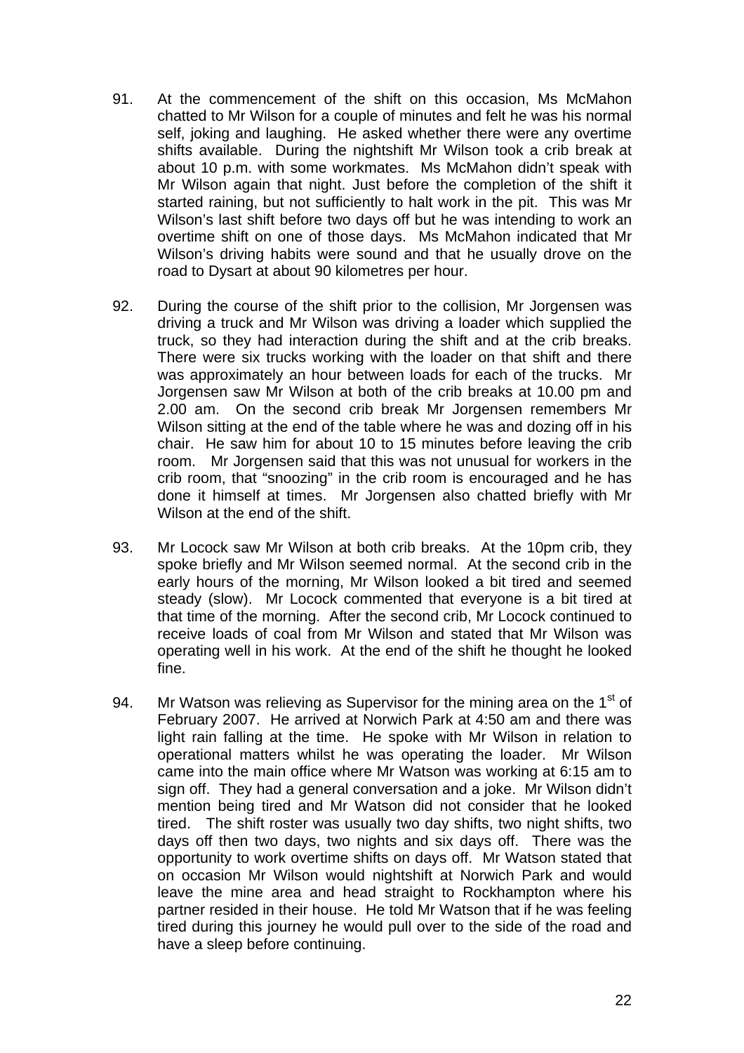91. At the commencement of the shift on this occasion, Ms McMahon chatted to Mr Wilson for a couple of minutes and felt he was his normal self, joking and laughing. He asked whether there were any overtime shifts available. During the nightshift Mr Wilson took a crib break at about 10 p.m. with some workmates. Ms McMahon didn't speak with Mr Wilson again that night. Just before the completion of the shift it started raining, but not sufficiently to halt work in the pit. This was Mr Wilson's last shift before two days off but he was intending to work an overtime shift on one of those days. Ms McMahon indicated that Mr Wilson's driving habits were sound and that he usually drove on the road to Dysart at about 90 kilometres per hour.

92. During the course of the shift prior to the collision, Mr Jorgensen was driving a truck and Mr Wilson was driving a loader which supplied the truck, so they had interaction during the shift and at the crib breaks. There were six trucks working with the loader on that shift and there was approximately an hour between loads for each of the trucks. Mr Jorgensen saw Mr Wilson at both of the crib breaks at 10.00 pm and 2.00 am. On the second crib break Mr Jorgensen remembers Mr Wilson sitting at the end of the table where he was and dozing off in his chair. He saw him for about 10 to 15 minutes before leaving the crib room. Mr Jorgensen said that this was not unusual for workers in the crib room, that "snoozing" in the crib room is encouraged and he has done it himself at times. Mr Jorgensen also chatted briefly with Mr Wilson at the end of the shift.

93. Mr Locock saw Mr Wilson at both crib breaks. At the 10pm crib, they spoke briefly and Mr Wilson seemed normal. At the second crib in the early hours of the morning, Mr Wilson looked a bit tired and seemed steady (slow). Mr Locock commented that everyone is a bit tired at that time of the morning. After the second crib, Mr Locock continued to receive loads of coal from Mr Wilson and stated that Mr Wilson was operating well in his work. At the end of the shift he thought he looked fine.

94. Mr Watson was relieving as Supervisor for the mining area on the 1st of February 2007. He arrived at Norwich Park at 4:50 am and there was light rain falling at the time. He spoke with Mr Wilson in relation to operational matters whilst he was operating the loader. Mr Wilson came into the main office where Mr Watson was working at 6:15 am to sign off. They had a general conversation and a joke. Mr Wilson didn't mention being tired and Mr Watson did not consider that he looked tired. The shift roster was usually two day shifts, two night shifts, two days off then two days, two nights and six days off. There was the opportunity to work overtime shifts on days off. Mr Watson stated that on occasion Mr Wilson would nightshift at Norwich Park and would leave the mine area and head straight to Rockhampton where his partner resided in their house. He told Mr Watson that if he was feeling tired during this journey he would pull over to the side of the road and have a sleep before continuing.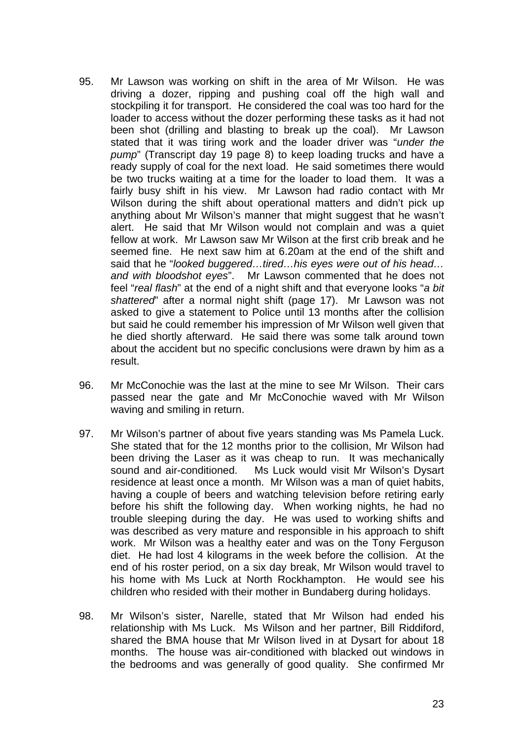95. Mr Lawson was working on shift in the area of Mr Wilson. He was driving a dozer, ripping and pushing coal off the high wall and stockpiling it for transport. He considered the coal was too hard for the loader to access without the dozer performing these tasks as it had not been shot (drilling and blasting to break up the coal). Mr Lawson stated that it was tiring work and the loader driver was "*under the pump*" (Transcript day 19 page 8) to keep loading trucks and have a ready supply of coal for the next load. He said sometimes there would be two trucks waiting at a time for the loader to load them. It was a fairly busy shift in his view. Mr Lawson had radio contact with Mr Wilson during the shift about operational matters and didn't pick up anything about Mr Wilson's manner that might suggest that he wasn't alert. He said that Mr Wilson would not complain and was a quiet fellow at work. Mr Lawson saw Mr Wilson at the first crib break and he seemed fine. He next saw him at 6.20am at the end of the shift and said that he "*looked buggered…tired…his eyes were out of his head… and with bloodshot eyes*". Mr Lawson commented that he does not feel "*real flash*" at the end of a night shift and that everyone looks "*a bit shattered*" after a normal night shift (page 17). Mr Lawson was not asked to give a statement to Police until 13 months after the collision but said he could remember his impression of Mr Wilson well given that he died shortly afterward. He said there was some talk around town about the accident but no specific conclusions were drawn by him as a result.

96. Mr McConochie was the last at the mine to see Mr Wilson. Their cars passed near the gate and Mr McConochie waved with Mr Wilson waving and smiling in return.

97. Mr Wilson's partner of about five years standing was Ms Pamela Luck. She stated that for the 12 months prior to the collision, Mr Wilson had been driving the Laser as it was cheap to run. It was mechanically sound and air-conditioned. Ms Luck would visit Mr Wilson's Dysart residence at least once a month. Mr Wilson was a man of quiet habits, having a couple of beers and watching television before retiring early before his shift the following day. When working nights, he had no trouble sleeping during the day. He was used to working shifts and was described as very mature and responsible in his approach to shift work. Mr Wilson was a healthy eater and was on the Tony Ferguson diet. He had lost 4 kilograms in the week before the collision. At the end of his roster period, on a six day break, Mr Wilson would travel to his home with Ms Luck at North Rockhampton. He would see his children who resided with their mother in Bundaberg during holidays.

98. Mr Wilson's sister, Narelle, stated that Mr Wilson had ended his relationship with Ms Luck. Ms Wilson and her partner, Bill Riddiford, shared the BMA house that Mr Wilson lived in at Dysart for about 18 months. The house was air-conditioned with blacked out windows in the bedrooms and was generally of good quality. She confirmed Mr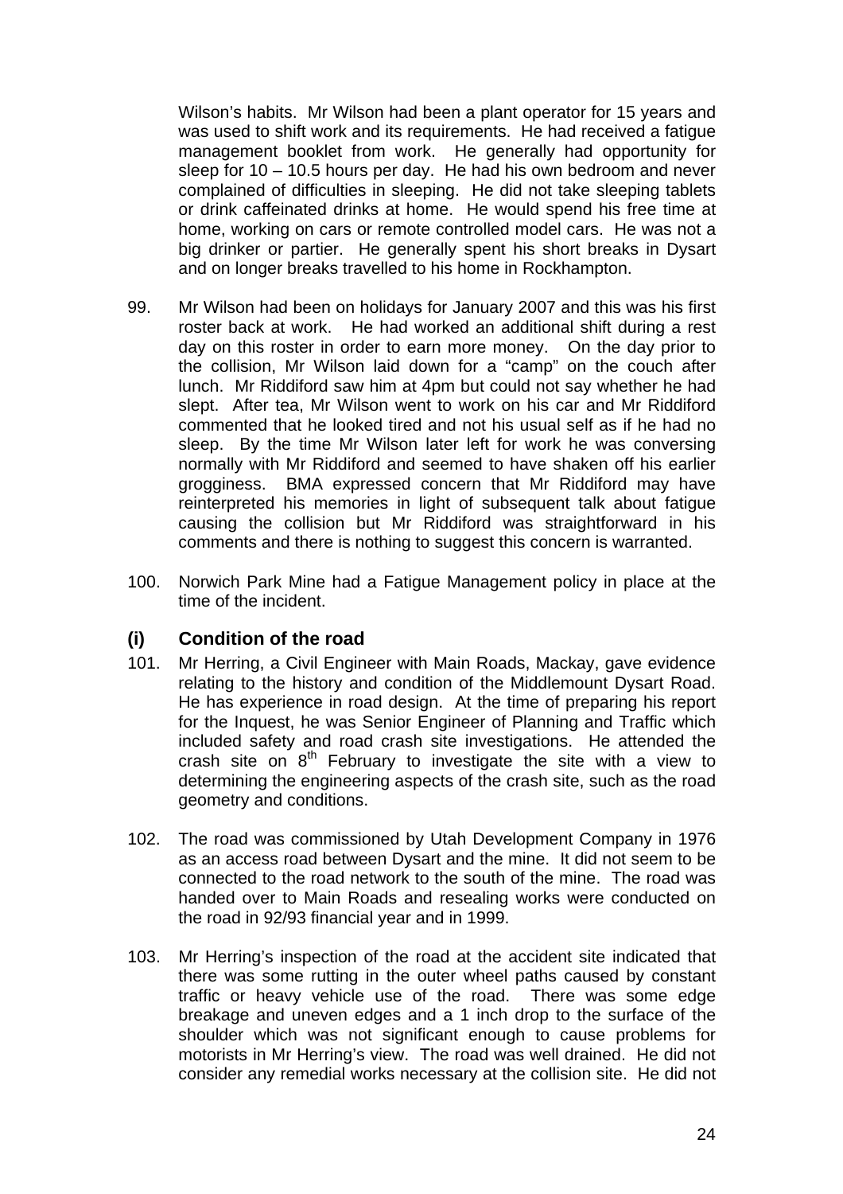Wilson's habits. Mr Wilson had been a plant operator for 15 years and was used to shift work and its requirements. He had received a fatigue management booklet from work. He generally had opportunity for sleep for 10 – 10.5 hours per day. He had his own bedroom and never complained of difficulties in sleeping. He did not take sleeping tablets or drink caffeinated drinks at home. He would spend his free time at home, working on cars or remote controlled model cars. He was not a big drinker or partier. He generally spent his short breaks in Dysart and on longer breaks travelled to his home in Rockhampton.

99. Mr Wilson had been on holidays for January 2007 and this was his first roster back at work. He had worked an additional shift during a rest day on this roster in order to earn more money. On the day prior to the collision, Mr Wilson laid down for a "camp" on the couch after lunch. Mr Riddiford saw him at 4pm but could not say whether he had slept. After tea, Mr Wilson went to work on his car and Mr Riddiford commented that he looked tired and not his usual self as if he had no sleep. By the time Mr Wilson later left for work he was conversing normally with Mr Riddiford and seemed to have shaken off his earlier grogginess. BMA expressed concern that Mr Riddiford may have reinterpreted his memories in light of subsequent talk about fatigue causing the collision but Mr Riddiford was straightforward in his comments and there is nothing to suggest this concern is warranted.

100. Norwich Park Mine had a Fatigue Management policy in place at the time of the incident.

## (i) Condition of the road

101. Mr Herring, a Civil Engineer with Main Roads, Mackay, gave evidence relating to the history and condition of the Middlemount Dysart Road. He has experience in road design. At the time of preparing his report for the Inquest, he was Senior Engineer of Planning and Traffic which included safety and road crash site investigations. He attended the crash site on 8th February to investigate the site with a view to determining the engineering aspects of the crash site, such as the road geometry and conditions.

102. The road was commissioned by Utah Development Company in 1976 as an access road between Dysart and the mine. It did not seem to be connected to the road network to the south of the mine. The road was handed over to Main Roads and resealing works were conducted on the road in 92/93 financial year and in 1999.

103. Mr Herring's inspection of the road at the accident site indicated that there was some rutting in the outer wheel paths caused by constant traffic or heavy vehicle use of the road. There was some edge breakage and uneven edges and a 1 inch drop to the surface of the shoulder which was not significant enough to cause problems for motorists in Mr Herring's view. The road was well drained. He did not consider any remedial works necessary at the collision site. He did not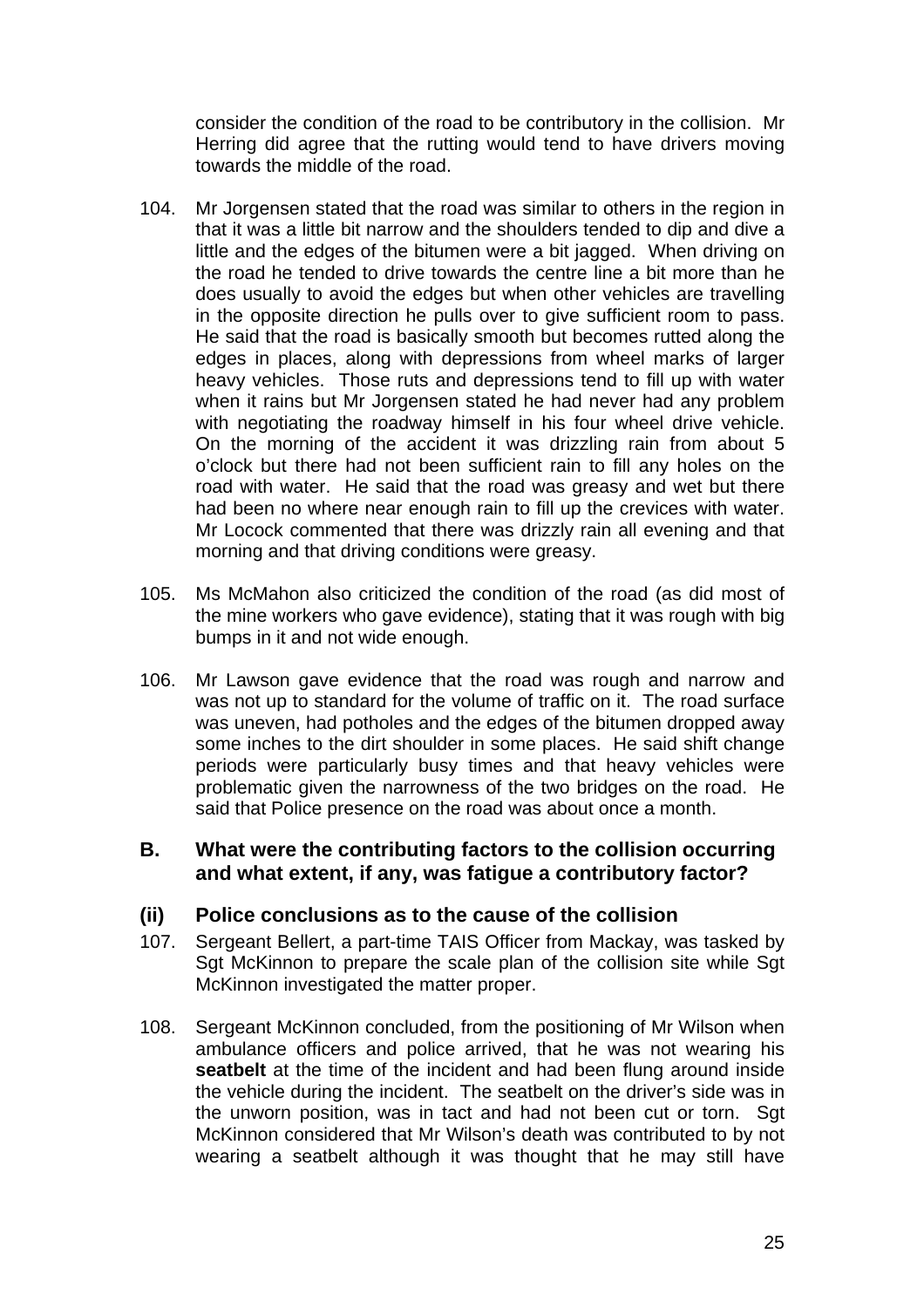consider the condition of the road to be contributory in the collision. Mr Herring did agree that the rutting would tend to have drivers moving towards the middle of the road.

104. Mr Jorgensen stated that the road was similar to others in the region in that it was a little bit narrow and the shoulders tended to dip and dive a little and the edges of the bitumen were a bit jagged. When driving on the road he tended to drive towards the centre line a bit more than he does usually to avoid the edges but when other vehicles are travelling in the opposite direction he pulls over to give sufficient room to pass. He said that the road is basically smooth but becomes rutted along the edges in places, along with depressions from wheel marks of larger heavy vehicles. Those ruts and depressions tend to fill up with water when it rains but Mr Jorgensen stated he had never had any problem with negotiating the roadway himself in his four wheel drive vehicle. On the morning of the accident it was drizzling rain from about 5 o'clock but there had not been sufficient rain to fill any holes on the road with water. He said that the road was greasy and wet but there had been no where near enough rain to fill up the crevices with water. Mr Locock commented that there was drizzly rain all evening and that morning and that driving conditions were greasy.

105. Ms McMahon also criticized the condition of the road (as did most of the mine workers who gave evidence), stating that it was rough with big bumps in it and not wide enough.

106. Mr Lawson gave evidence that the road was rough and narrow and was not up to standard for the volume of traffic on it. The road surface was uneven, had potholes and the edges of the bitumen dropped away some inches to the dirt shoulder in some places. He said shift change periods were particularly busy times and that heavy vehicles were problematic given the narrowness of the two bridges on the road. He said that Police presence on the road was about once a month.

## B. What were the contributing factors to the collision occurring and what extent, if any, was fatigue a contributory factor?

### (ii) Police conclusions as to the cause of the collision

107. Sergeant Bellert, a part-time TAIS Officer from Mackay, was tasked by Sgt McKinnon to prepare the scale plan of the collision site while Sgt McKinnon investigated the matter proper.

108. Sergeant McKinnon concluded, from the positioning of Mr Wilson when ambulance officers and police arrived, that he was not wearing his **seatbelt** at the time of the incident and had been flung around inside the vehicle during the incident. The seatbelt on the driver's side was in the unworn position, was in tact and had not been cut or torn. Sgt McKinnon considered that Mr Wilson's death was contributed to by not wearing a seatbelt although it was thought that he may still have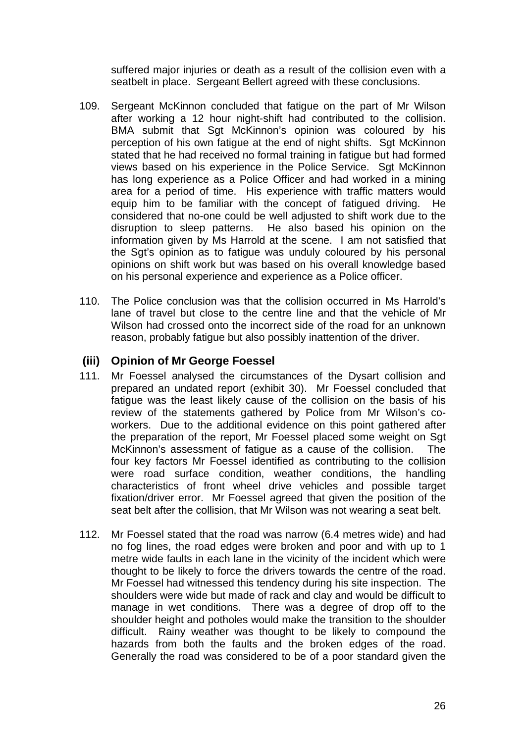suffered major injuries or death as a result of the collision even with a seatbelt in place. Sergeant Bellert agreed with these conclusions.

109. Sergeant McKinnon concluded that fatigue on the part of Mr Wilson after working a 12 hour night-shift had contributed to the collision. BMA submit that Sgt McKinnon's opinion was coloured by his perception of his own fatigue at the end of night shifts. Sgt McKinnon stated that he had received no formal training in fatigue but had formed views based on his experience in the Police Service. Sgt McKinnon has long experience as a Police Officer and had worked in a mining area for a period of time. His experience with traffic matters would equip him to be familiar with the concept of fatigued driving. He considered that no-one could be well adjusted to shift work due to the disruption to sleep patterns. He also based his opinion on the information given by Ms Harrold at the scene. I am not satisfied that the Sgt's opinion as to fatigue was unduly coloured by his personal opinions on shift work but was based on his overall knowledge based on his personal experience and experience as a Police officer.

110. The Police conclusion was that the collision occurred in Ms Harrold's lane of travel but close to the centre line and that the vehicle of Mr Wilson had crossed onto the incorrect side of the road for an unknown reason, probably fatigue but also possibly inattention of the driver.

### (iii) Opinion of Mr George Foessel

111. Mr Foessel analysed the circumstances of the Dysart collision and prepared an undated report (exhibit 30). Mr Foessel concluded that fatigue was the least likely cause of the collision on the basis of his review of the statements gathered by Police from Mr Wilson's co-workers. Due to the additional evidence on this point gathered after the preparation of the report, Mr Foessel placed some weight on Sgt McKinnon's assessment of fatigue as a cause of the collision. The four key factors Mr Foessel identified as contributing to the collision were road surface condition, weather conditions, the handling characteristics of front wheel drive vehicles and possible target fixation/driver error. Mr Foessel agreed that given the position of the seat belt after the collision, that Mr Wilson was not wearing a seat belt.

112. Mr Foessel stated that the road was narrow (6.4 metres wide) and had no fog lines, the road edges were broken and poor and with up to 1 metre wide faults in each lane in the vicinity of the incident which were thought to be likely to force the drivers towards the centre of the road. Mr Foessel had witnessed this tendency during his site inspection. The shoulders were wide but made of rack and clay and would be difficult to manage in wet conditions. There was a degree of drop off to the shoulder height and potholes would make the transition to the shoulder difficult. Rainy weather was thought to be likely to compound the hazards from both the faults and the broken edges of the road. Generally the road was considered to be of a poor standard given the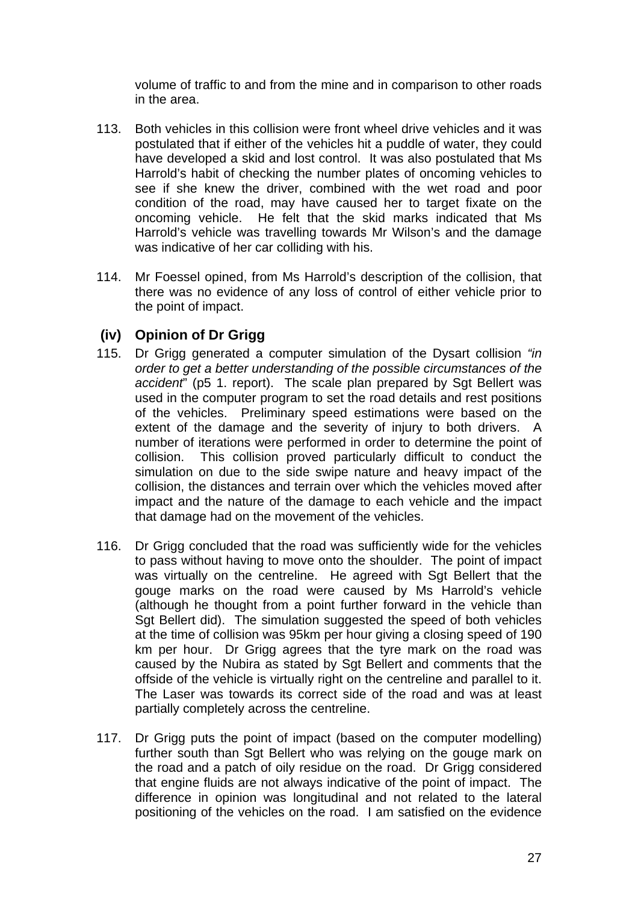volume of traffic to and from the mine and in comparison to other roads in the area.

113. Both vehicles in this collision were front wheel drive vehicles and it was postulated that if either of the vehicles hit a puddle of water, they could have developed a skid and lost control. It was also postulated that Ms Harrold's habit of checking the number plates of oncoming vehicles to see if she knew the driver, combined with the wet road and poor condition of the road, may have caused her to target fixate on the oncoming vehicle. He felt that the skid marks indicated that Ms Harrold's vehicle was travelling towards Mr Wilson's and the damage was indicative of her car colliding with his.

114. Mr Foessel opined, from Ms Harrold's description of the collision, that there was no evidence of any loss of control of either vehicle prior to the point of impact.

### (iv) Opinion of Dr Grigg

115. Dr Grigg generated a computer simulation of the Dysart collision *"in order to get a better understanding of the possible circumstances of the accident*" (p5 1. report). The scale plan prepared by Sgt Bellert was used in the computer program to set the road details and rest positions of the vehicles. Preliminary speed estimations were based on the extent of the damage and the severity of injury to both drivers. A number of iterations were performed in order to determine the point of collision. This collision proved particularly difficult to conduct the simulation on due to the side swipe nature and heavy impact of the collision, the distances and terrain over which the vehicles moved after impact and the nature of the damage to each vehicle and the impact that damage had on the movement of the vehicles.

116. Dr Grigg concluded that the road was sufficiently wide for the vehicles to pass without having to move onto the shoulder. The point of impact was virtually on the centreline. He agreed with Sgt Bellert that the gouge marks on the road were caused by Ms Harrold's vehicle (although he thought from a point further forward in the vehicle than Sgt Bellert did). The simulation suggested the speed of both vehicles at the time of collision was 95km per hour giving a closing speed of 190 km per hour. Dr Grigg agrees that the tyre mark on the road was caused by the Nubira as stated by Sgt Bellert and comments that the offside of the vehicle is virtually right on the centreline and parallel to it. The Laser was towards its correct side of the road and was at least partially completely across the centreline.

117. Dr Grigg puts the point of impact (based on the computer modelling) further south than Sgt Bellert who was relying on the gouge mark on the road and a patch of oily residue on the road. Dr Grigg considered that engine fluids are not always indicative of the point of impact. The difference in opinion was longitudinal and not related to the lateral positioning of the vehicles on the road. I am satisfied on the evidence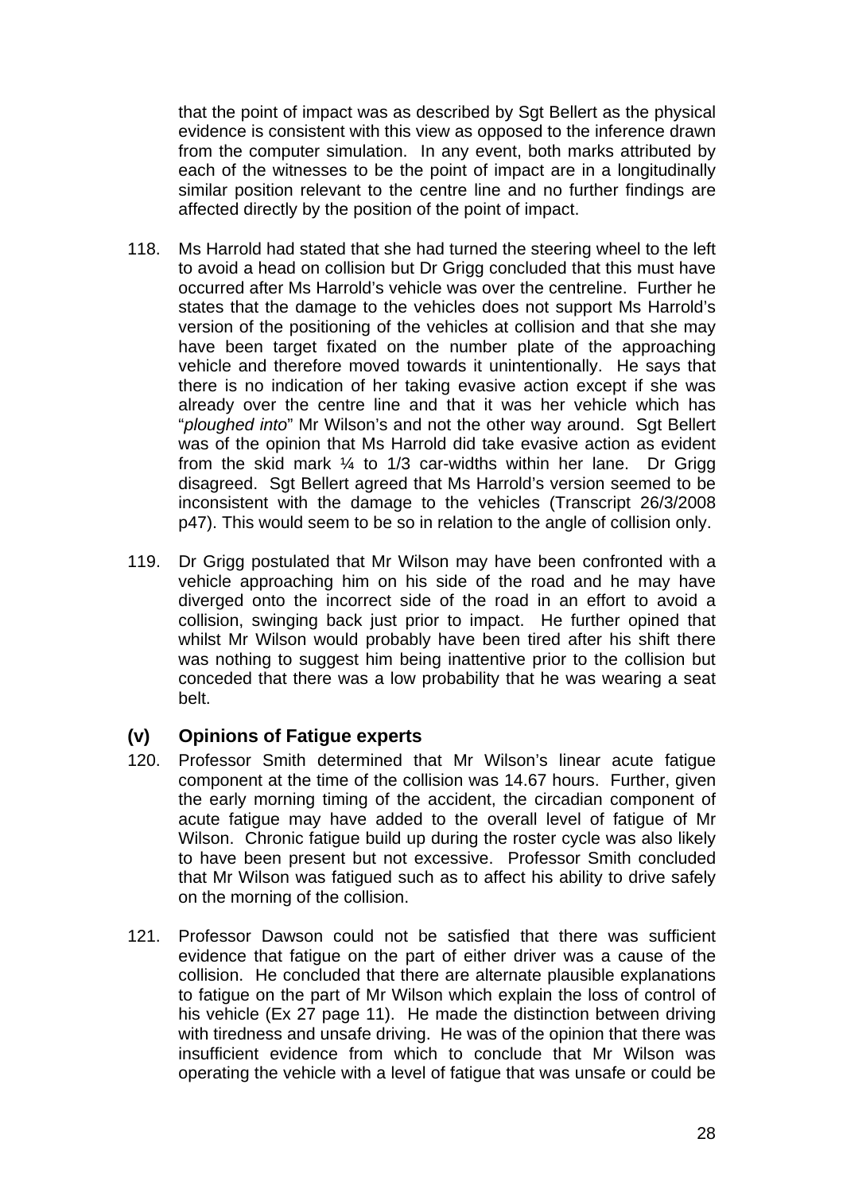that the point of impact was as described by Sgt Bellert as the physical evidence is consistent with this view as opposed to the inference drawn from the computer simulation. In any event, both marks attributed by each of the witnesses to be the point of impact are in a longitudinally similar position relevant to the centre line and no further findings are affected directly by the position of the point of impact.

118. Ms Harrold had stated that she had turned the steering wheel to the left to avoid a head on collision but Dr Grigg concluded that this must have occurred after Ms Harrold's vehicle was over the centreline. Further he states that the damage to the vehicles does not support Ms Harrold's version of the positioning of the vehicles at collision and that she may have been target fixated on the number plate of the approaching vehicle and therefore moved towards it unintentionally. He says that there is no indication of her taking evasive action except if she was already over the centre line and that it was her vehicle which has "*ploughed into*" Mr Wilson's and not the other way around. Sgt Bellert was of the opinion that Ms Harrold did take evasive action as evident from the skid mark ¼ to 1/3 car-widths within her lane. Dr Grigg disagreed. Sgt Bellert agreed that Ms Harrold's version seemed to be inconsistent with the damage to the vehicles (Transcript 26/3/2008 p47). This would seem to be so in relation to the angle of collision only.

119. Dr Grigg postulated that Mr Wilson may have been confronted with a vehicle approaching him on his side of the road and he may have diverged onto the incorrect side of the road in an effort to avoid a collision, swinging back just prior to impact. He further opined that whilst Mr Wilson would probably have been tired after his shift there was nothing to suggest him being inattentive prior to the collision but conceded that there was a low probability that he was wearing a seat belt.

## (v) Opinions of Fatigue experts

120. Professor Smith determined that Mr Wilson's linear acute fatigue component at the time of the collision was 14.67 hours. Further, given the early morning timing of the accident, the circadian component of acute fatigue may have added to the overall level of fatigue of Mr Wilson. Chronic fatigue build up during the roster cycle was also likely to have been present but not excessive. Professor Smith concluded that Mr Wilson was fatigued such as to affect his ability to drive safely on the morning of the collision.

121. Professor Dawson could not be satisfied that there was sufficient evidence that fatigue on the part of either driver was a cause of the collision. He concluded that there are alternate plausible explanations to fatigue on the part of Mr Wilson which explain the loss of control of his vehicle (Ex 27 page 11). He made the distinction between driving with tiredness and unsafe driving. He was of the opinion that there was insufficient evidence from which to conclude that Mr Wilson was operating the vehicle with a level of fatigue that was unsafe or could be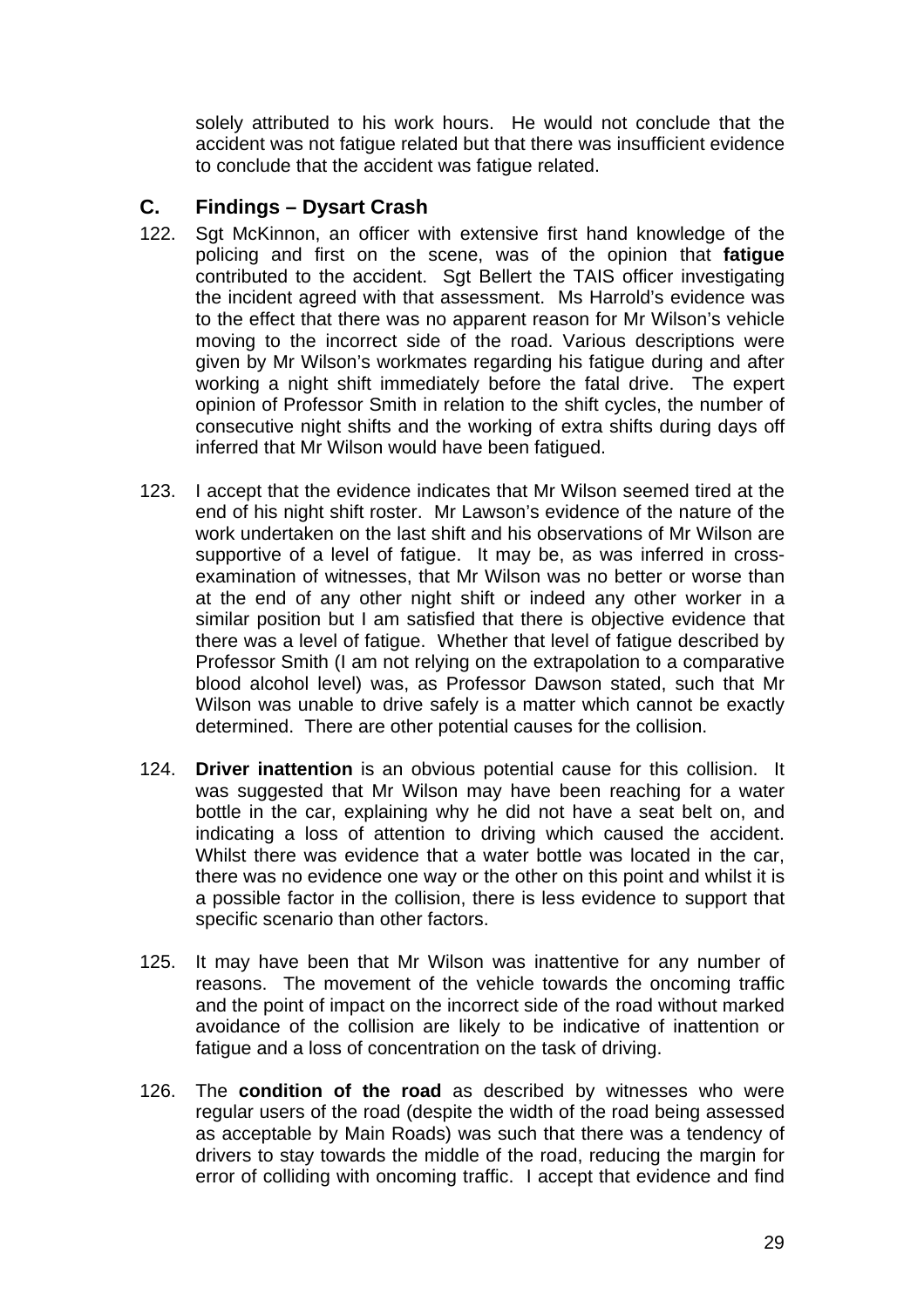solely attributed to his work hours. He would not conclude that the accident was not fatigue related but that there was insufficient evidence to conclude that the accident was fatigue related.

## C. Findings – Dysart Crash

122. Sgt McKinnon, an officer with extensive first hand knowledge of the policing and first on the scene, was of the opinion that **fatigue** contributed to the accident. Sgt Bellert the TAIS officer investigating the incident agreed with that assessment. Ms Harrold's evidence was to the effect that there was no apparent reason for Mr Wilson's vehicle moving to the incorrect side of the road. Various descriptions were given by Mr Wilson's workmates regarding his fatigue during and after working a night shift immediately before the fatal drive. The expert opinion of Professor Smith in relation to the shift cycles, the number of consecutive night shifts and the working of extra shifts during days off inferred that Mr Wilson would have been fatigued.

123. I accept that the evidence indicates that Mr Wilson seemed tired at the end of his night shift roster. Mr Lawson's evidence of the nature of the work undertaken on the last shift and his observations of Mr Wilson are supportive of a level of fatigue. It may be, as was inferred in cross-examination of witnesses, that Mr Wilson was no better or worse than at the end of any other night shift or indeed any other worker in a similar position but I am satisfied that there is objective evidence that there was a level of fatigue. Whether that level of fatigue described by Professor Smith (I am not relying on the extrapolation to a comparative blood alcohol level) was, as Professor Dawson stated, such that Mr Wilson was unable to drive safely is a matter which cannot be exactly determined. There are other potential causes for the collision.

124. **Driver inattention** is an obvious potential cause for this collision. It was suggested that Mr Wilson may have been reaching for a water bottle in the car, explaining why he did not have a seat belt on, and indicating a loss of attention to driving which caused the accident. Whilst there was evidence that a water bottle was located in the car, there was no evidence one way or the other on this point and whilst it is a possible factor in the collision, there is less evidence to support that specific scenario than other factors.

125. It may have been that Mr Wilson was inattentive for any number of reasons. The movement of the vehicle towards the oncoming traffic and the point of impact on the incorrect side of the road without marked avoidance of the collision are likely to be indicative of inattention or fatigue and a loss of concentration on the task of driving.

126. The **condition of the road** as described by witnesses who were regular users of the road (despite the width of the road being assessed as acceptable by Main Roads) was such that there was a tendency of drivers to stay towards the middle of the road, reducing the margin for error of colliding with oncoming traffic. I accept that evidence and find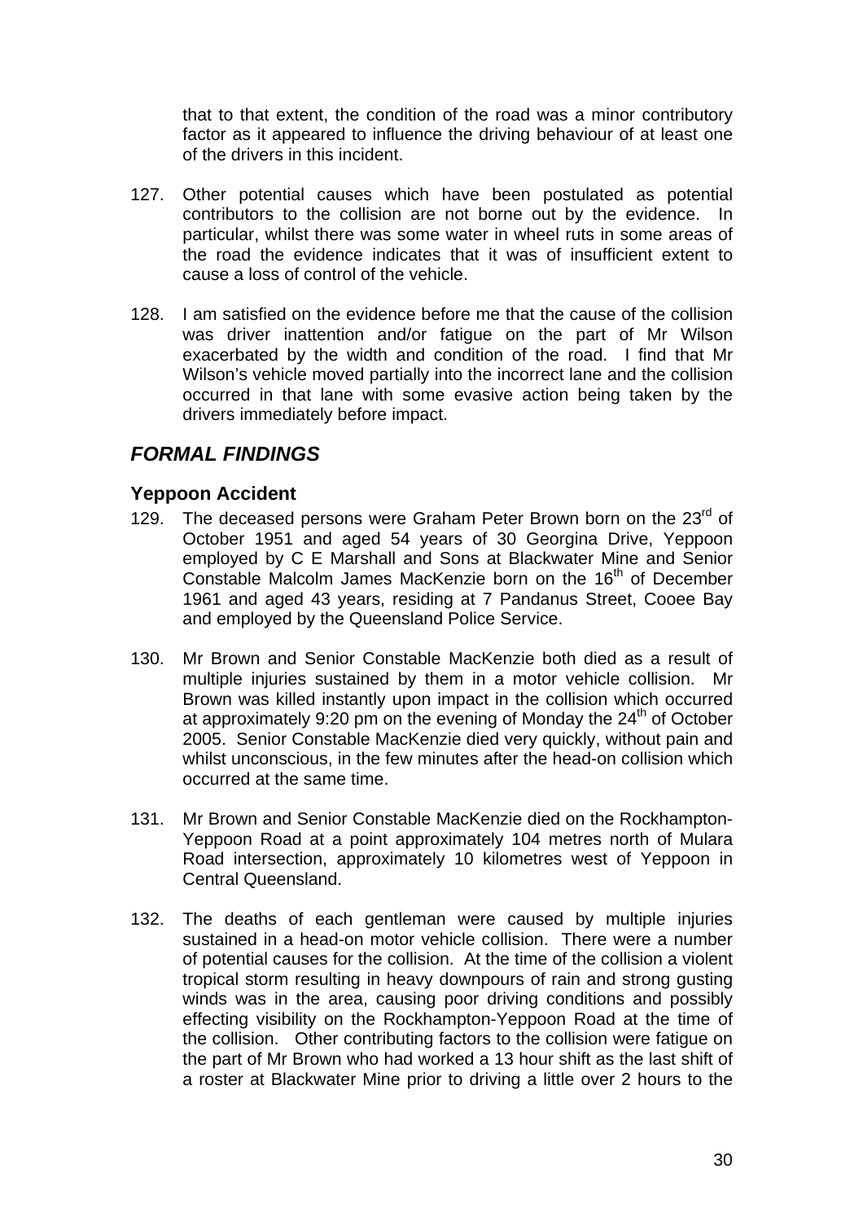that to that extent, the condition of the road was a minor contributory factor as it appeared to influence the driving behaviour of at least one of the drivers in this incident.

127. Other potential causes which have been postulated as potential contributors to the collision are not borne out by the evidence. In particular, whilst there was some water in wheel ruts in some areas of the road the evidence indicates that it was of insufficient extent to cause a loss of control of the vehicle.

128. I am satisfied on the evidence before me that the cause of the collision was driver inattention and/or fatigue on the part of Mr Wilson exacerbated by the width and condition of the road. I find that Mr Wilson's vehicle moved partially into the incorrect lane and the collision occurred in that lane with some evasive action being taken by the drivers immediately before impact.

## *FORMAL FINDINGS*

### Yeppoon Accident

129. The deceased persons were Graham Peter Brown born on the 23rd of October 1951 and aged 54 years of 30 Georgina Drive, Yeppoon employed by C E Marshall and Sons at Blackwater Mine and Senior Constable Malcolm James MacKenzie born on the 16th of December 1961 and aged 43 years, residing at 7 Pandanus Street, Cooee Bay and employed by the Queensland Police Service.

130. Mr Brown and Senior Constable MacKenzie both died as a result of multiple injuries sustained by them in a motor vehicle collision. Mr Brown was killed instantly upon impact in the collision which occurred at approximately 9:20 pm on the evening of Monday the 24th of October 2005. Senior Constable MacKenzie died very quickly, without pain and whilst unconscious, in the few minutes after the head-on collision which occurred at the same time.

131. Mr Brown and Senior Constable MacKenzie died on the Rockhampton-Yeppoon Road at a point approximately 104 metres north of Mulara Road intersection, approximately 10 kilometres west of Yeppoon in Central Queensland.

132. The deaths of each gentleman were caused by multiple injuries sustained in a head-on motor vehicle collision. There were a number of potential causes for the collision. At the time of the collision a violent tropical storm resulting in heavy downpours of rain and strong gusting winds was in the area, causing poor driving conditions and possibly effecting visibility on the Rockhampton-Yeppoon Road at the time of the collision. Other contributing factors to the collision were fatigue on the part of Mr Brown who had worked a 13 hour shift as the last shift of a roster at Blackwater Mine prior to driving a little over 2 hours to the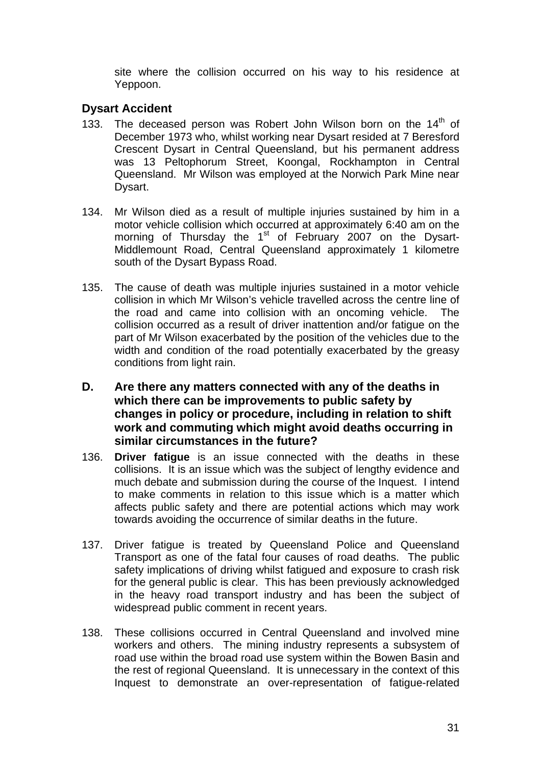site where the collision occurred on his way to his residence at Yeppoon.

## Dysart Accident

133. The deceased person was Robert John Wilson born on the 14th of December 1973 who, whilst working near Dysart resided at 7 Beresford Crescent Dysart in Central Queensland, but his permanent address was 13 Peltophorum Street, Koongal, Rockhampton in Central Queensland. Mr Wilson was employed at the Norwich Park Mine near Dysart.

134. Mr Wilson died as a result of multiple injuries sustained by him in a motor vehicle collision which occurred at approximately 6:40 am on the morning of Thursday the 1st of February 2007 on the Dysart-Middlemount Road, Central Queensland approximately 1 kilometre south of the Dysart Bypass Road.

135. The cause of death was multiple injuries sustained in a motor vehicle collision in which Mr Wilson's vehicle travelled across the centre line of the road and came into collision with an oncoming vehicle. The collision occurred as a result of driver inattention and/or fatigue on the part of Mr Wilson exacerbated by the position of the vehicles due to the width and condition of the road potentially exacerbated by the greasy conditions from light rain.

## D. Are there any matters connected with any of the deaths in which there can be improvements to public safety by changes in policy or procedure, including in relation to shift work and commuting which might avoid deaths occurring in similar circumstances in the future?

136. **Driver fatigue** is an issue connected with the deaths in these collisions. It is an issue which was the subject of lengthy evidence and much debate and submission during the course of the Inquest. I intend to make comments in relation to this issue which is a matter which affects public safety and there are potential actions which may work towards avoiding the occurrence of similar deaths in the future.

137. Driver fatigue is treated by Queensland Police and Queensland Transport as one of the fatal four causes of road deaths. The public safety implications of driving whilst fatigued and exposure to crash risk for the general public is clear. This has been previously acknowledged in the heavy road transport industry and has been the subject of widespread public comment in recent years.

138. These collisions occurred in Central Queensland and involved mine workers and others. The mining industry represents a subsystem of road use within the broad road use system within the Bowen Basin and the rest of regional Queensland. It is unnecessary in the context of this Inquest to demonstrate an over-representation of fatigue-related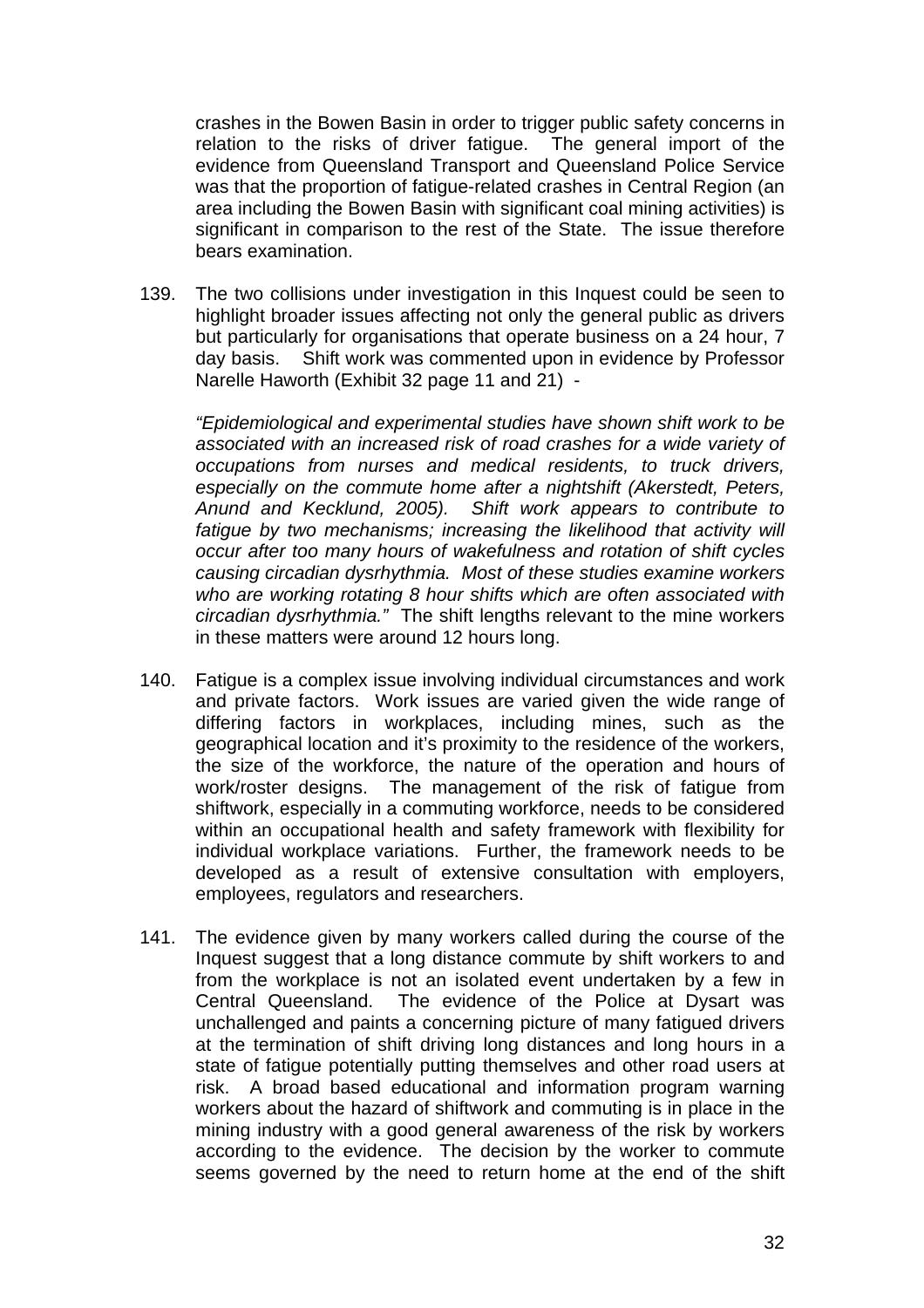crashes in the Bowen Basin in order to trigger public safety concerns in relation to the risks of driver fatigue. The general import of the evidence from Queensland Transport and Queensland Police Service was that the proportion of fatigue-related crashes in Central Region (an area including the Bowen Basin with significant coal mining activities) is significant in comparison to the rest of the State. The issue therefore bears examination.

139. The two collisions under investigation in this Inquest could be seen to highlight broader issues affecting not only the general public as drivers but particularly for organisations that operate business on a 24 hour, 7 day basis. Shift work was commented upon in evidence by Professor Narelle Haworth (Exhibit 32 page 11 and 21) -

*"Epidemiological and experimental studies have shown shift work to be associated with an increased risk of road crashes for a wide variety of occupations from nurses and medical residents, to truck drivers, especially on the commute home after a nightshift (Akerstedt, Peters, Anund and Kecklund, 2005). Shift work appears to contribute to fatigue by two mechanisms; increasing the likelihood that activity will occur after too many hours of wakefulness and rotation of shift cycles causing circadian dysrhythmia. Most of these studies examine workers who are working rotating 8 hour shifts which are often associated with circadian dysrhythmia."* The shift lengths relevant to the mine workers in these matters were around 12 hours long.

140. Fatigue is a complex issue involving individual circumstances and work and private factors. Work issues are varied given the wide range of differing factors in workplaces, including mines, such as the geographical location and it's proximity to the residence of the workers, the size of the workforce, the nature of the operation and hours of work/roster designs. The management of the risk of fatigue from shiftwork, especially in a commuting workforce, needs to be considered within an occupational health and safety framework with flexibility for individual workplace variations. Further, the framework needs to be developed as a result of extensive consultation with employers, employees, regulators and researchers.

141. The evidence given by many workers called during the course of the Inquest suggest that a long distance commute by shift workers to and from the workplace is not an isolated event undertaken by a few in Central Queensland. The evidence of the Police at Dysart was unchallenged and paints a concerning picture of many fatigued drivers at the termination of shift driving long distances and long hours in a state of fatigue potentially putting themselves and other road users at risk. A broad based educational and information program warning workers about the hazard of shiftwork and commuting is in place in the mining industry with a good general awareness of the risk by workers according to the evidence. The decision by the worker to commute seems governed by the need to return home at the end of the shift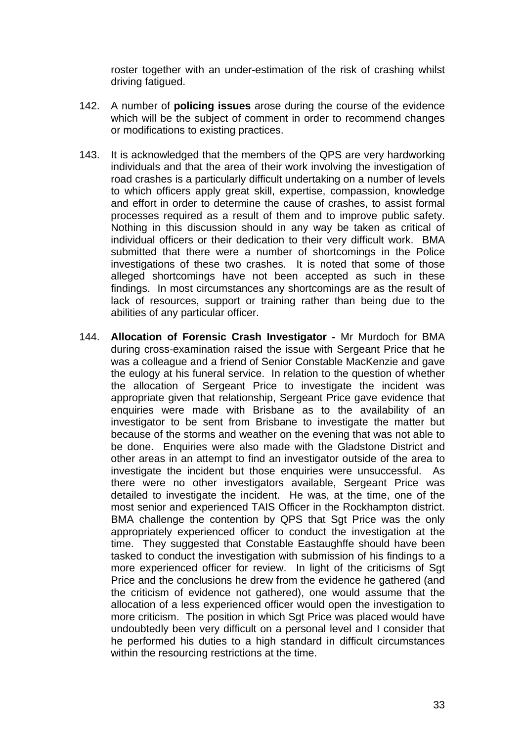roster together with an under-estimation of the risk of crashing whilst driving fatigued.

142. A number of **policing issues** arose during the course of the evidence which will be the subject of comment in order to recommend changes or modifications to existing practices.

143. It is acknowledged that the members of the QPS are very hardworking individuals and that the area of their work involving the investigation of road crashes is a particularly difficult undertaking on a number of levels to which officers apply great skill, expertise, compassion, knowledge and effort in order to determine the cause of crashes, to assist formal processes required as a result of them and to improve public safety. Nothing in this discussion should in any way be taken as critical of individual officers or their dedication to their very difficult work. BMA submitted that there were a number of shortcomings in the Police investigations of these two crashes. It is noted that some of those alleged shortcomings have not been accepted as such in these findings. In most circumstances any shortcomings are as the result of lack of resources, support or training rather than being due to the abilities of any particular officer.

144. **Allocation of Forensic Crash Investigator -** Mr Murdoch for BMA during cross-examination raised the issue with Sergeant Price that he was a colleague and a friend of Senior Constable MacKenzie and gave the eulogy at his funeral service. In relation to the question of whether the allocation of Sergeant Price to investigate the incident was appropriate given that relationship, Sergeant Price gave evidence that enquiries were made with Brisbane as to the availability of an investigator to be sent from Brisbane to investigate the matter but because of the storms and weather on the evening that was not able to be done. Enquiries were also made with the Gladstone District and other areas in an attempt to find an investigator outside of the area to investigate the incident but those enquiries were unsuccessful. As there were no other investigators available, Sergeant Price was detailed to investigate the incident. He was, at the time, one of the most senior and experienced TAIS Officer in the Rockhampton district. BMA challenge the contention by QPS that Sgt Price was the only appropriately experienced officer to conduct the investigation at the time. They suggested that Constable Eastaughffe should have been tasked to conduct the investigation with submission of his findings to a more experienced officer for review. In light of the criticisms of Sgt Price and the conclusions he drew from the evidence he gathered (and the criticism of evidence not gathered), one would assume that the allocation of a less experienced officer would open the investigation to more criticism. The position in which Sgt Price was placed would have undoubtedly been very difficult on a personal level and I consider that he performed his duties to a high standard in difficult circumstances within the resourcing restrictions at the time.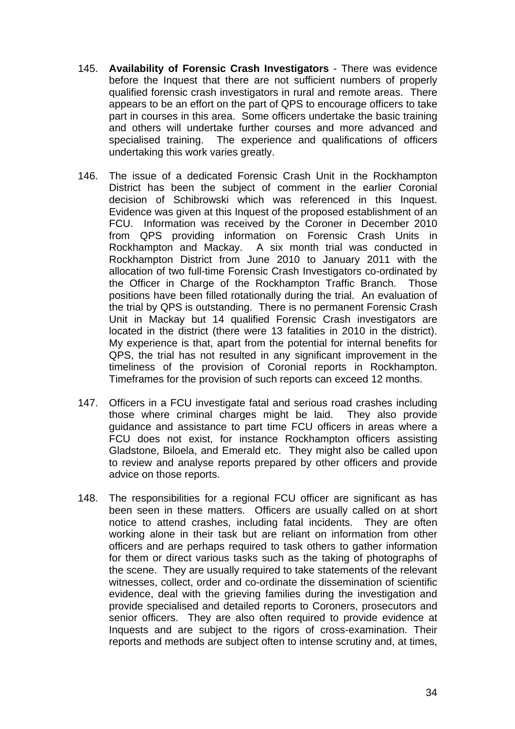145. **Availability of Forensic Crash Investigators** - There was evidence before the Inquest that there are not sufficient numbers of properly qualified forensic crash investigators in rural and remote areas. There appears to be an effort on the part of QPS to encourage officers to take part in courses in this area. Some officers undertake the basic training and others will undertake further courses and more advanced and specialised training. The experience and qualifications of officers undertaking this work varies greatly.

146. The issue of a dedicated Forensic Crash Unit in the Rockhampton District has been the subject of comment in the earlier Coronial decision of Schibrowski which was referenced in this Inquest. Evidence was given at this Inquest of the proposed establishment of an FCU. Information was received by the Coroner in December 2010 from QPS providing information on Forensic Crash Units in Rockhampton and Mackay. A six month trial was conducted in Rockhampton District from June 2010 to January 2011 with the allocation of two full-time Forensic Crash Investigators co-ordinated by the Officer in Charge of the Rockhampton Traffic Branch. Those positions have been filled rotationally during the trial. An evaluation of the trial by QPS is outstanding. There is no permanent Forensic Crash Unit in Mackay but 14 qualified Forensic Crash investigators are located in the district (there were 13 fatalities in 2010 in the district). My experience is that, apart from the potential for internal benefits for QPS, the trial has not resulted in any significant improvement in the timeliness of the provision of Coronial reports in Rockhampton. Timeframes for the provision of such reports can exceed 12 months.

147. Officers in a FCU investigate fatal and serious road crashes including those where criminal charges might be laid. They also provide guidance and assistance to part time FCU officers in areas where a FCU does not exist, for instance Rockhampton officers assisting Gladstone, Biloela, and Emerald etc. They might also be called upon to review and analyse reports prepared by other officers and provide advice on those reports.

148. The responsibilities for a regional FCU officer are significant as has been seen in these matters. Officers are usually called on at short notice to attend crashes, including fatal incidents. They are often working alone in their task but are reliant on information from other officers and are perhaps required to task others to gather information for them or direct various tasks such as the taking of photographs of the scene. They are usually required to take statements of the relevant witnesses, collect, order and co-ordinate the dissemination of scientific evidence, deal with the grieving families during the investigation and provide specialised and detailed reports to Coroners, prosecutors and senior officers. They are also often required to provide evidence at Inquests and are subject to the rigors of cross-examination. Their reports and methods are subject often to intense scrutiny and, at times,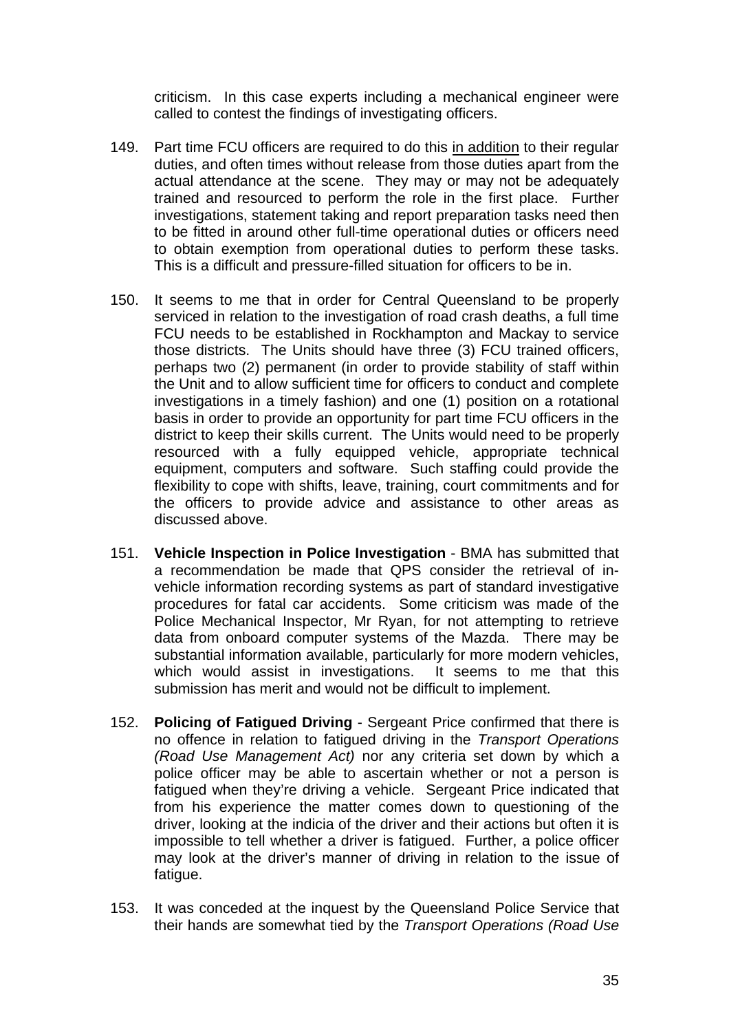criticism. In this case experts including a mechanical engineer were called to contest the findings of investigating officers.

149. Part time FCU officers are required to do this <u>in addition</u> to their regular duties, and often times without release from those duties apart from the actual attendance at the scene. They may or may not be adequately trained and resourced to perform the role in the first place. Further investigations, statement taking and report preparation tasks need then to be fitted in around other full-time operational duties or officers need to obtain exemption from operational duties to perform these tasks. This is a difficult and pressure-filled situation for officers to be in.

150. It seems to me that in order for Central Queensland to be properly serviced in relation to the investigation of road crash deaths, a full time FCU needs to be established in Rockhampton and Mackay to service those districts. The Units should have three (3) FCU trained officers, perhaps two (2) permanent (in order to provide stability of staff within the Unit and to allow sufficient time for officers to conduct and complete investigations in a timely fashion) and one (1) position on a rotational basis in order to provide an opportunity for part time FCU officers in the district to keep their skills current. The Units would need to be properly resourced with a fully equipped vehicle, appropriate technical equipment, computers and software. Such staffing could provide the flexibility to cope with shifts, leave, training, court commitments and for the officers to provide advice and assistance to other areas as discussed above.

151. **Vehicle Inspection in Police Investigation** - BMA has submitted that a recommendation be made that QPS consider the retrieval of in-vehicle information recording systems as part of standard investigative procedures for fatal car accidents. Some criticism was made of the Police Mechanical Inspector, Mr Ryan, for not attempting to retrieve data from onboard computer systems of the Mazda. There may be substantial information available, particularly for more modern vehicles, which would assist in investigations. It seems to me that this submission has merit and would not be difficult to implement.

152. **Policing of Fatigued Driving** - Sergeant Price confirmed that there is no offence in relation to fatigued driving in the *Transport Operations (Road Use Management Act)* nor any criteria set down by which a police officer may be able to ascertain whether or not a person is fatigued when they're driving a vehicle. Sergeant Price indicated that from his experience the matter comes down to questioning of the driver, looking at the indicia of the driver and their actions but often it is impossible to tell whether a driver is fatigued. Further, a police officer may look at the driver's manner of driving in relation to the issue of fatigue.

153. It was conceded at the inquest by the Queensland Police Service that their hands are somewhat tied by the *Transport Operations (Road Use*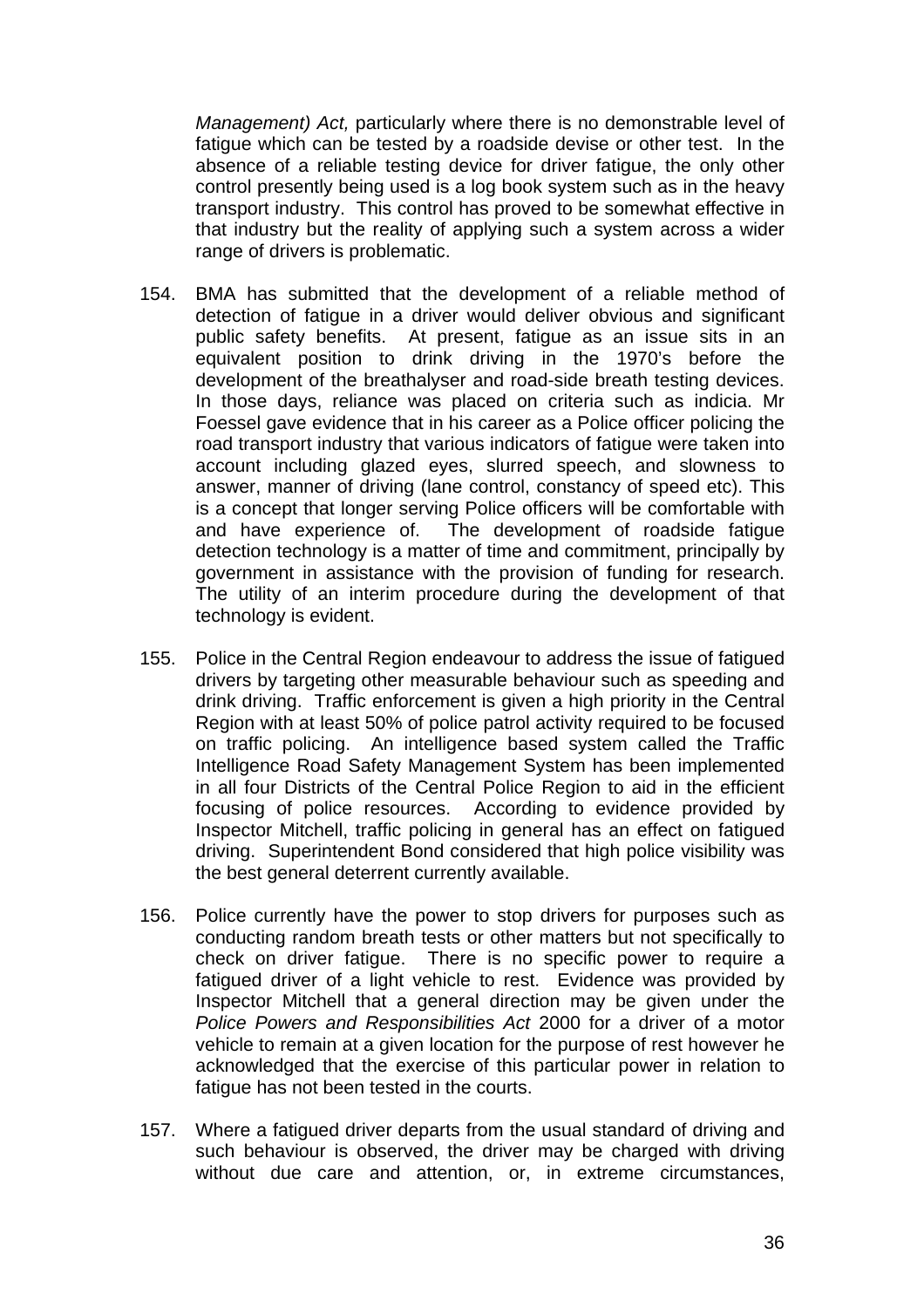*Management) Act,* particularly where there is no demonstrable level of fatigue which can be tested by a roadside devise or other test. In the absence of a reliable testing device for driver fatigue, the only other control presently being used is a log book system such as in the heavy transport industry. This control has proved to be somewhat effective in that industry but the reality of applying such a system across a wider range of drivers is problematic.

154. BMA has submitted that the development of a reliable method of detection of fatigue in a driver would deliver obvious and significant public safety benefits. At present, fatigue as an issue sits in an equivalent position to drink driving in the 1970's before the development of the breathalyser and road-side breath testing devices. In those days, reliance was placed on criteria such as indicia. Mr Foessel gave evidence that in his career as a Police officer policing the road transport industry that various indicators of fatigue were taken into account including glazed eyes, slurred speech, and slowness to answer, manner of driving (lane control, constancy of speed etc). This is a concept that longer serving Police officers will be comfortable with and have experience of. The development of roadside fatigue detection technology is a matter of time and commitment, principally by government in assistance with the provision of funding for research. The utility of an interim procedure during the development of that technology is evident.

155. Police in the Central Region endeavour to address the issue of fatigued drivers by targeting other measurable behaviour such as speeding and drink driving. Traffic enforcement is given a high priority in the Central Region with at least 50% of police patrol activity required to be focused on traffic policing. An intelligence based system called the Traffic Intelligence Road Safety Management System has been implemented in all four Districts of the Central Police Region to aid in the efficient focusing of police resources. According to evidence provided by Inspector Mitchell, traffic policing in general has an effect on fatigued driving. Superintendent Bond considered that high police visibility was the best general deterrent currently available.

156. Police currently have the power to stop drivers for purposes such as conducting random breath tests or other matters but not specifically to check on driver fatigue. There is no specific power to require a fatigued driver of a light vehicle to rest. Evidence was provided by Inspector Mitchell that a general direction may be given under the *Police Powers and Responsibilities Act* 2000 for a driver of a motor vehicle to remain at a given location for the purpose of rest however he acknowledged that the exercise of this particular power in relation to fatigue has not been tested in the courts.

157. Where a fatigued driver departs from the usual standard of driving and such behaviour is observed, the driver may be charged with driving without due care and attention, or, in extreme circumstances,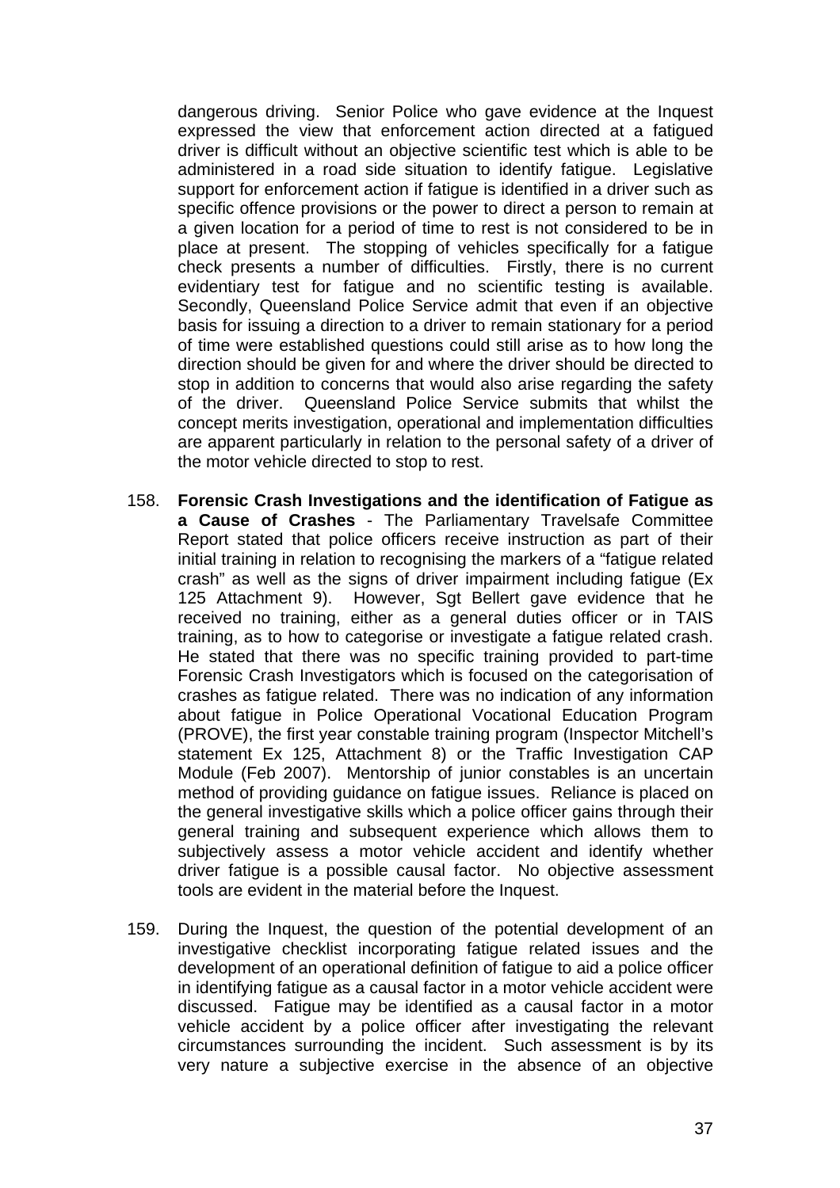dangerous driving. Senior Police who gave evidence at the Inquest expressed the view that enforcement action directed at a fatigued driver is difficult without an objective scientific test which is able to be administered in a road side situation to identify fatigue. Legislative support for enforcement action if fatigue is identified in a driver such as specific offence provisions or the power to direct a person to remain at a given location for a period of time to rest is not considered to be in place at present. The stopping of vehicles specifically for a fatigue check presents a number of difficulties. Firstly, there is no current evidentiary test for fatigue and no scientific testing is available. Secondly, Queensland Police Service admit that even if an objective basis for issuing a direction to a driver to remain stationary for a period of time were established questions could still arise as to how long the direction should be given for and where the driver should be directed to stop in addition to concerns that would also arise regarding the safety of the driver. Queensland Police Service submits that whilst the concept merits investigation, operational and implementation difficulties are apparent particularly in relation to the personal safety of a driver of the motor vehicle directed to stop to rest.

158. **Forensic Crash Investigations and the identification of Fatigue as a Cause of Crashes** - The Parliamentary Travelsafe Committee Report stated that police officers receive instruction as part of their initial training in relation to recognising the markers of a "fatigue related crash" as well as the signs of driver impairment including fatigue (Ex 125 Attachment 9). However, Sgt Bellert gave evidence that he received no training, either as a general duties officer or in TAIS training, as to how to categorise or investigate a fatigue related crash. He stated that there was no specific training provided to part-time Forensic Crash Investigators which is focused on the categorisation of crashes as fatigue related. There was no indication of any information about fatigue in Police Operational Vocational Education Program (PROVE), the first year constable training program (Inspector Mitchell's statement Ex 125, Attachment 8) or the Traffic Investigation CAP Module (Feb 2007). Mentorship of junior constables is an uncertain method of providing guidance on fatigue issues. Reliance is placed on the general investigative skills which a police officer gains through their general training and subsequent experience which allows them to subjectively assess a motor vehicle accident and identify whether driver fatigue is a possible causal factor. No objective assessment tools are evident in the material before the Inquest.

159. During the Inquest, the question of the potential development of an investigative checklist incorporating fatigue related issues and the development of an operational definition of fatigue to aid a police officer in identifying fatigue as a causal factor in a motor vehicle accident were discussed. Fatigue may be identified as a causal factor in a motor vehicle accident by a police officer after investigating the relevant circumstances surrounding the incident. Such assessment is by its very nature a subjective exercise in the absence of an objective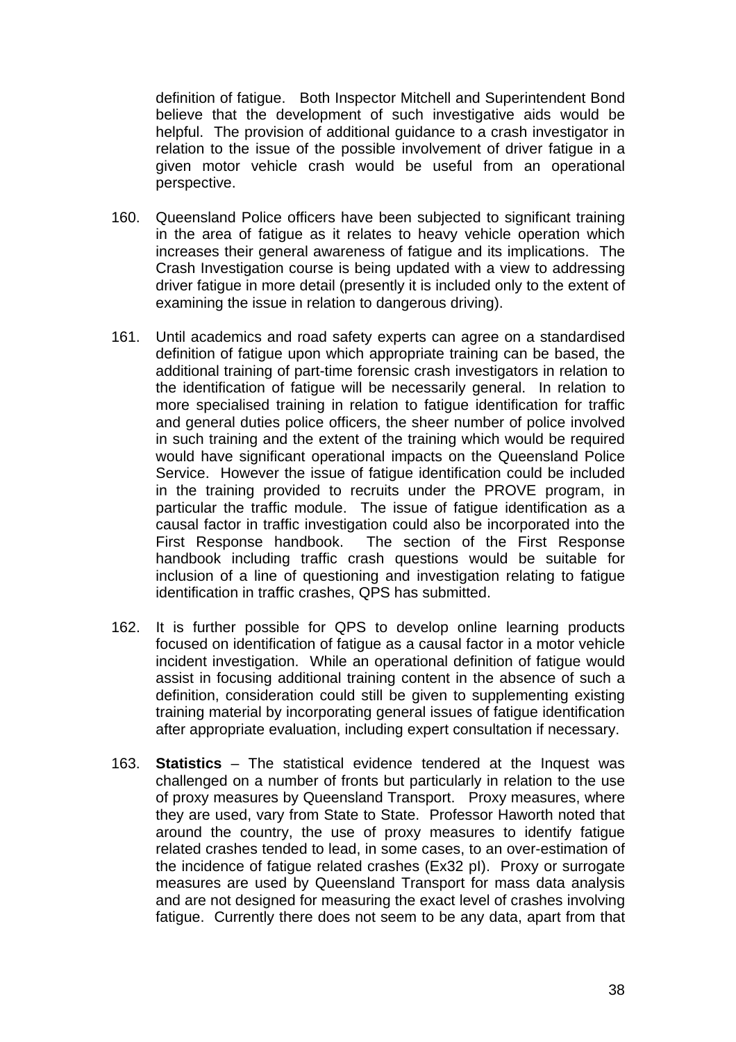definition of fatigue. Both Inspector Mitchell and Superintendent Bond believe that the development of such investigative aids would be helpful. The provision of additional guidance to a crash investigator in relation to the issue of the possible involvement of driver fatigue in a given motor vehicle crash would be useful from an operational perspective.

160. Queensland Police officers have been subjected to significant training in the area of fatigue as it relates to heavy vehicle operation which increases their general awareness of fatigue and its implications. The Crash Investigation course is being updated with a view to addressing driver fatigue in more detail (presently it is included only to the extent of examining the issue in relation to dangerous driving).

161. Until academics and road safety experts can agree on a standardised definition of fatigue upon which appropriate training can be based, the additional training of part-time forensic crash investigators in relation to the identification of fatigue will be necessarily general. In relation to more specialised training in relation to fatigue identification for traffic and general duties police officers, the sheer number of police involved in such training and the extent of the training which would be required would have significant operational impacts on the Queensland Police Service. However the issue of fatigue identification could be included in the training provided to recruits under the PROVE program, in particular the traffic module. The issue of fatigue identification as a causal factor in traffic investigation could also be incorporated into the First Response handbook. The section of the First Response handbook including traffic crash questions would be suitable for inclusion of a line of questioning and investigation relating to fatigue identification in traffic crashes, QPS has submitted.

162. It is further possible for QPS to develop online learning products focused on identification of fatigue as a causal factor in a motor vehicle incident investigation. While an operational definition of fatigue would assist in focusing additional training content in the absence of such a definition, consideration could still be given to supplementing existing training material by incorporating general issues of fatigue identification after appropriate evaluation, including expert consultation if necessary.

163. **Statistics** – The statistical evidence tendered at the Inquest was challenged on a number of fronts but particularly in relation to the use of proxy measures by Queensland Transport. Proxy measures, where they are used, vary from State to State. Professor Haworth noted that around the country, the use of proxy measures to identify fatigue related crashes tended to lead, in some cases, to an over-estimation of the incidence of fatigue related crashes (Ex32 pI). Proxy or surrogate measures are used by Queensland Transport for mass data analysis and are not designed for measuring the exact level of crashes involving fatigue. Currently there does not seem to be any data, apart from that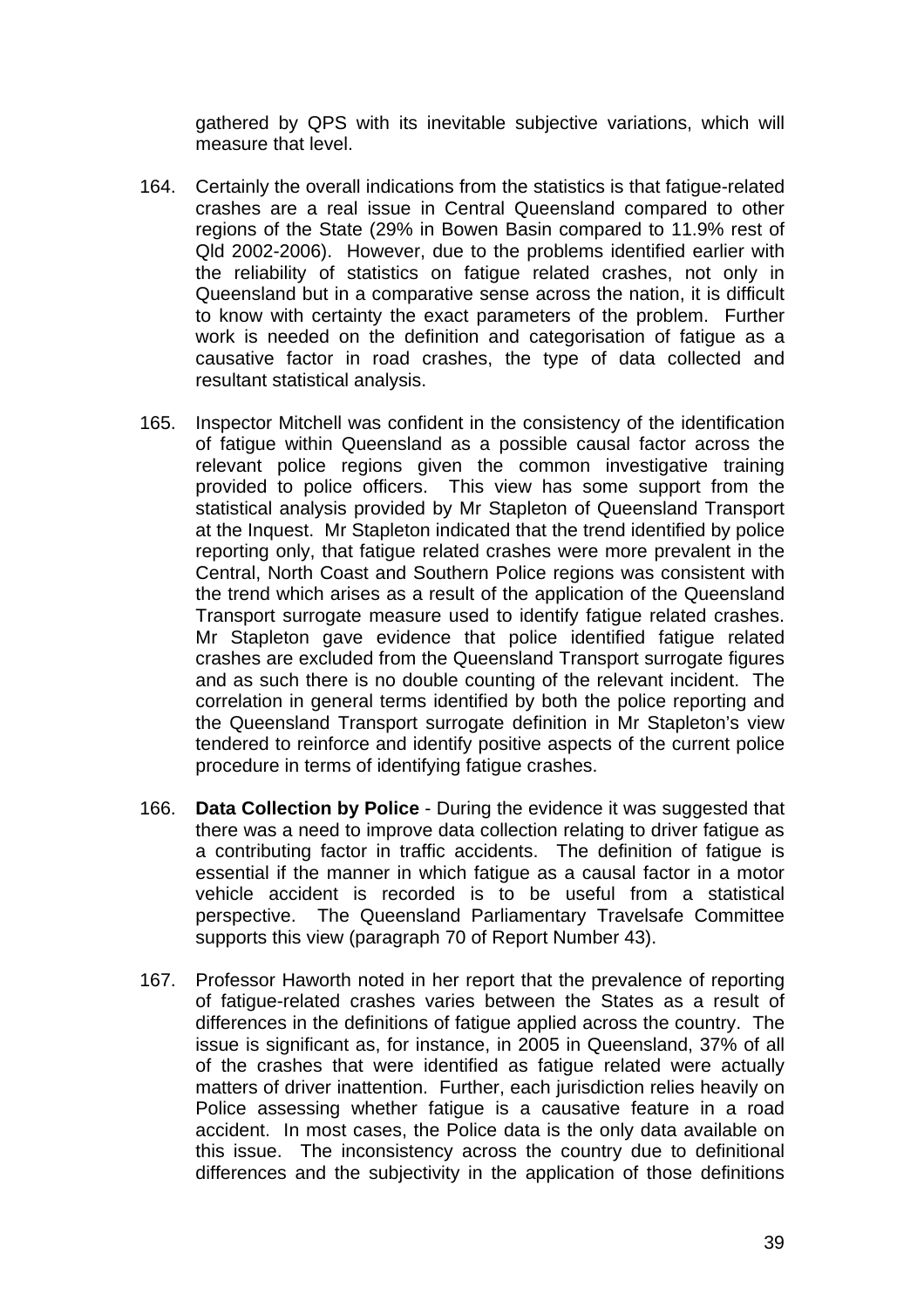gathered by QPS with its inevitable subjective variations, which will measure that level.

164. Certainly the overall indications from the statistics is that fatigue-related crashes are a real issue in Central Queensland compared to other regions of the State (29% in Bowen Basin compared to 11.9% rest of Qld 2002-2006). However, due to the problems identified earlier with the reliability of statistics on fatigue related crashes, not only in Queensland but in a comparative sense across the nation, it is difficult to know with certainty the exact parameters of the problem. Further work is needed on the definition and categorisation of fatigue as a causative factor in road crashes, the type of data collected and resultant statistical analysis.

165. Inspector Mitchell was confident in the consistency of the identification of fatigue within Queensland as a possible causal factor across the relevant police regions given the common investigative training provided to police officers. This view has some support from the statistical analysis provided by Mr Stapleton of Queensland Transport at the Inquest. Mr Stapleton indicated that the trend identified by police reporting only, that fatigue related crashes were more prevalent in the Central, North Coast and Southern Police regions was consistent with the trend which arises as a result of the application of the Queensland Transport surrogate measure used to identify fatigue related crashes. Mr Stapleton gave evidence that police identified fatigue related crashes are excluded from the Queensland Transport surrogate figures and as such there is no double counting of the relevant incident. The correlation in general terms identified by both the police reporting and the Queensland Transport surrogate definition in Mr Stapleton's view tendered to reinforce and identify positive aspects of the current police procedure in terms of identifying fatigue crashes.

166. **Data Collection by Police** - During the evidence it was suggested that there was a need to improve data collection relating to driver fatigue as a contributing factor in traffic accidents. The definition of fatigue is essential if the manner in which fatigue as a causal factor in a motor vehicle accident is recorded is to be useful from a statistical perspective. The Queensland Parliamentary Travelsafe Committee supports this view (paragraph 70 of Report Number 43).

167. Professor Haworth noted in her report that the prevalence of reporting of fatigue-related crashes varies between the States as a result of differences in the definitions of fatigue applied across the country. The issue is significant as, for instance, in 2005 in Queensland, 37% of all of the crashes that were identified as fatigue related were actually matters of driver inattention. Further, each jurisdiction relies heavily on Police assessing whether fatigue is a causative feature in a road accident. In most cases, the Police data is the only data available on this issue. The inconsistency across the country due to definitional differences and the subjectivity in the application of those definitions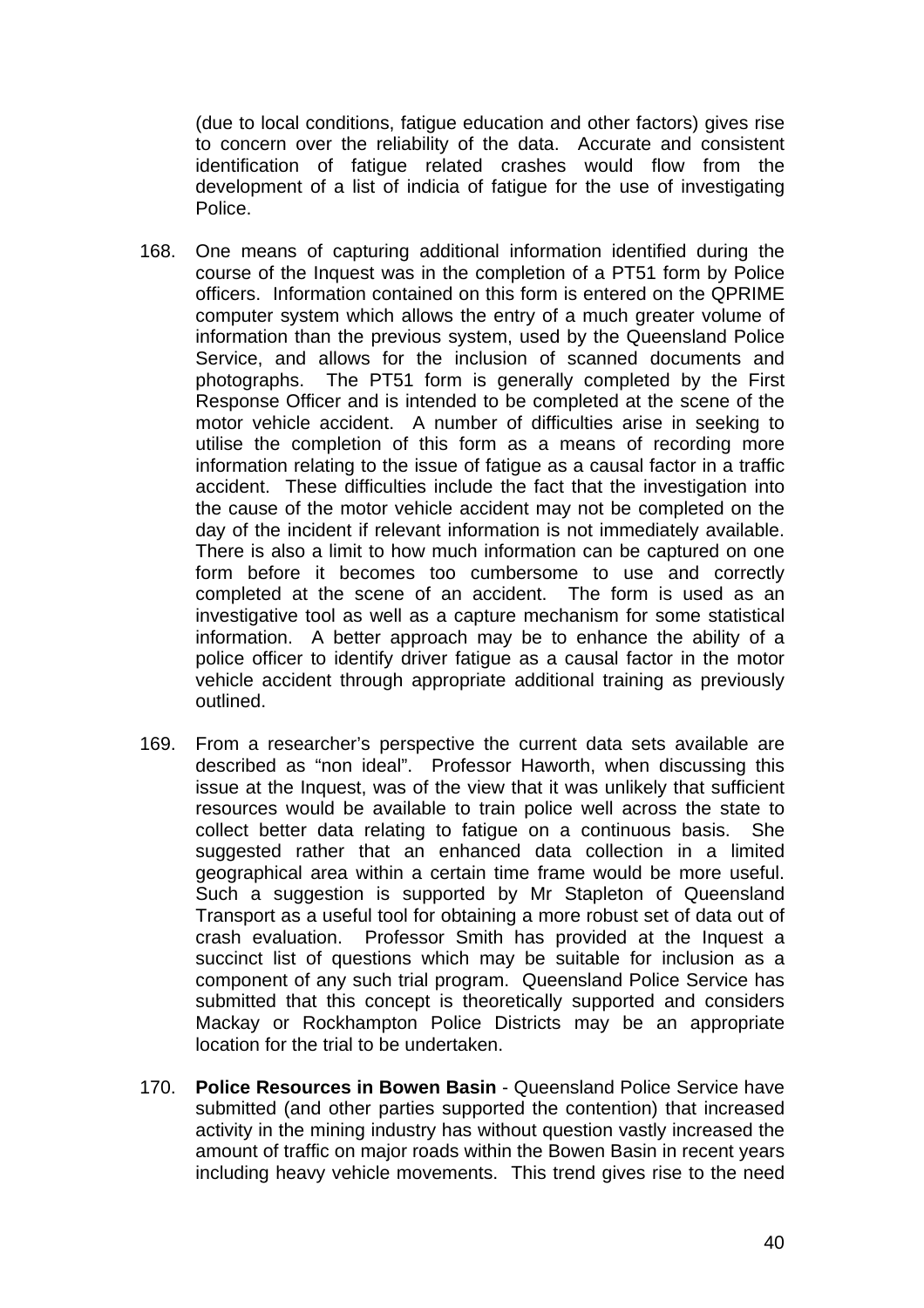(due to local conditions, fatigue education and other factors) gives rise to concern over the reliability of the data. Accurate and consistent identification of fatigue related crashes would flow from the development of a list of indicia of fatigue for the use of investigating Police.

168. One means of capturing additional information identified during the course of the Inquest was in the completion of a PT51 form by Police officers. Information contained on this form is entered on the QPRIME computer system which allows the entry of a much greater volume of information than the previous system, used by the Queensland Police Service, and allows for the inclusion of scanned documents and photographs. The PT51 form is generally completed by the First Response Officer and is intended to be completed at the scene of the motor vehicle accident. A number of difficulties arise in seeking to utilise the completion of this form as a means of recording more information relating to the issue of fatigue as a causal factor in a traffic accident. These difficulties include the fact that the investigation into the cause of the motor vehicle accident may not be completed on the day of the incident if relevant information is not immediately available. There is also a limit to how much information can be captured on one form before it becomes too cumbersome to use and correctly completed at the scene of an accident. The form is used as an investigative tool as well as a capture mechanism for some statistical information. A better approach may be to enhance the ability of a police officer to identify driver fatigue as a causal factor in the motor vehicle accident through appropriate additional training as previously outlined.

169. From a researcher's perspective the current data sets available are described as "non ideal". Professor Haworth, when discussing this issue at the Inquest, was of the view that it was unlikely that sufficient resources would be available to train police well across the state to collect better data relating to fatigue on a continuous basis. She suggested rather that an enhanced data collection in a limited geographical area within a certain time frame would be more useful. Such a suggestion is supported by Mr Stapleton of Queensland Transport as a useful tool for obtaining a more robust set of data out of crash evaluation. Professor Smith has provided at the Inquest a succinct list of questions which may be suitable for inclusion as a component of any such trial program. Queensland Police Service has submitted that this concept is theoretically supported and considers Mackay or Rockhampton Police Districts may be an appropriate location for the trial to be undertaken.

170. **Police Resources in Bowen Basin** - Queensland Police Service have submitted (and other parties supported the contention) that increased activity in the mining industry has without question vastly increased the amount of traffic on major roads within the Bowen Basin in recent years including heavy vehicle movements. This trend gives rise to the need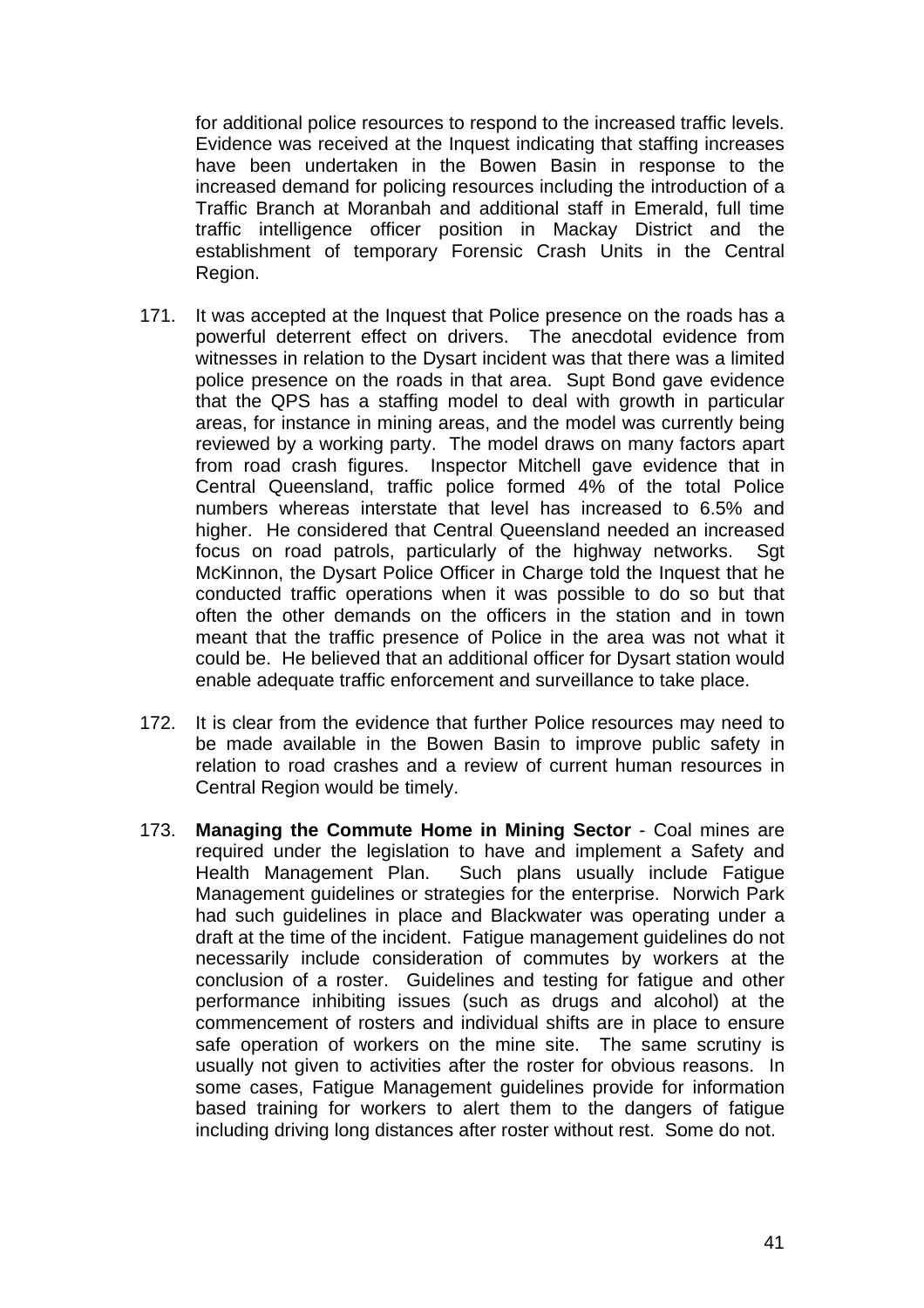for additional police resources to respond to the increased traffic levels. Evidence was received at the Inquest indicating that staffing increases have been undertaken in the Bowen Basin in response to the increased demand for policing resources including the introduction of a Traffic Branch at Moranbah and additional staff in Emerald, full time traffic intelligence officer position in Mackay District and the establishment of temporary Forensic Crash Units in the Central Region.

171. It was accepted at the Inquest that Police presence on the roads has a powerful deterrent effect on drivers. The anecdotal evidence from witnesses in relation to the Dysart incident was that there was a limited police presence on the roads in that area. Supt Bond gave evidence that the QPS has a staffing model to deal with growth in particular areas, for instance in mining areas, and the model was currently being reviewed by a working party. The model draws on many factors apart from road crash figures. Inspector Mitchell gave evidence that in Central Queensland, traffic police formed 4% of the total Police numbers whereas interstate that level has increased to 6.5% and higher. He considered that Central Queensland needed an increased focus on road patrols, particularly of the highway networks. Sgt McKinnon, the Dysart Police Officer in Charge told the Inquest that he conducted traffic operations when it was possible to do so but that often the other demands on the officers in the station and in town meant that the traffic presence of Police in the area was not what it could be. He believed that an additional officer for Dysart station would enable adequate traffic enforcement and surveillance to take place.

172. It is clear from the evidence that further Police resources may need to be made available in the Bowen Basin to improve public safety in relation to road crashes and a review of current human resources in Central Region would be timely.

173. **Managing the Commute Home in Mining Sector** - Coal mines are required under the legislation to have and implement a Safety and Health Management Plan. Such plans usually include Fatigue Management guidelines or strategies for the enterprise. Norwich Park had such guidelines in place and Blackwater was operating under a draft at the time of the incident. Fatigue management guidelines do not necessarily include consideration of commutes by workers at the conclusion of a roster. Guidelines and testing for fatigue and other performance inhibiting issues (such as drugs and alcohol) at the commencement of rosters and individual shifts are in place to ensure safe operation of workers on the mine site. The same scrutiny is usually not given to activities after the roster for obvious reasons. In some cases, Fatigue Management guidelines provide for information based training for workers to alert them to the dangers of fatigue including driving long distances after roster without rest. Some do not.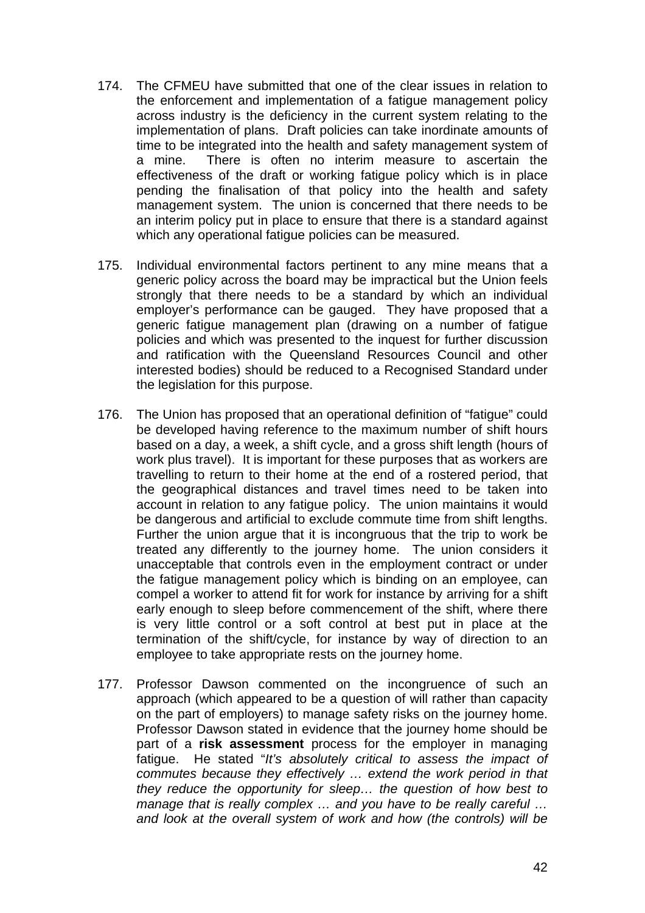174. The CFMEU have submitted that one of the clear issues in relation to the enforcement and implementation of a fatigue management policy across industry is the deficiency in the current system relating to the implementation of plans. Draft policies can take inordinate amounts of time to be integrated into the health and safety management system of a mine. There is often no interim measure to ascertain the effectiveness of the draft or working fatigue policy which is in place pending the finalisation of that policy into the health and safety management system. The union is concerned that there needs to be an interim policy put in place to ensure that there is a standard against which any operational fatigue policies can be measured.

175. Individual environmental factors pertinent to any mine means that a generic policy across the board may be impractical but the Union feels strongly that there needs to be a standard by which an individual employer's performance can be gauged. They have proposed that a generic fatigue management plan (drawing on a number of fatigue policies and which was presented to the inquest for further discussion and ratification with the Queensland Resources Council and other interested bodies) should be reduced to a Recognised Standard under the legislation for this purpose.

176. The Union has proposed that an operational definition of "fatigue" could be developed having reference to the maximum number of shift hours based on a day, a week, a shift cycle, and a gross shift length (hours of work plus travel). It is important for these purposes that as workers are travelling to return to their home at the end of a rostered period, that the geographical distances and travel times need to be taken into account in relation to any fatigue policy. The union maintains it would be dangerous and artificial to exclude commute time from shift lengths. Further the union argue that it is incongruous that the trip to work be treated any differently to the journey home. The union considers it unacceptable that controls even in the employment contract or under the fatigue management policy which is binding on an employee, can compel a worker to attend fit for work for instance by arriving for a shift early enough to sleep before commencement of the shift, where there is very little control or a soft control at best put in place at the termination of the shift/cycle, for instance by way of direction to an employee to take appropriate rests on the journey home.

177. Professor Dawson commented on the incongruence of such an approach (which appeared to be a question of will rather than capacity on the part of employers) to manage safety risks on the journey home. Professor Dawson stated in evidence that the journey home should be part of a **risk assessment** process for the employer in managing fatigue. He stated "*It's absolutely critical to assess the impact of commutes because they effectively … extend the work period in that they reduce the opportunity for sleep… the question of how best to manage that is really complex … and you have to be really careful … and look at the overall system of work and how (the controls) will be*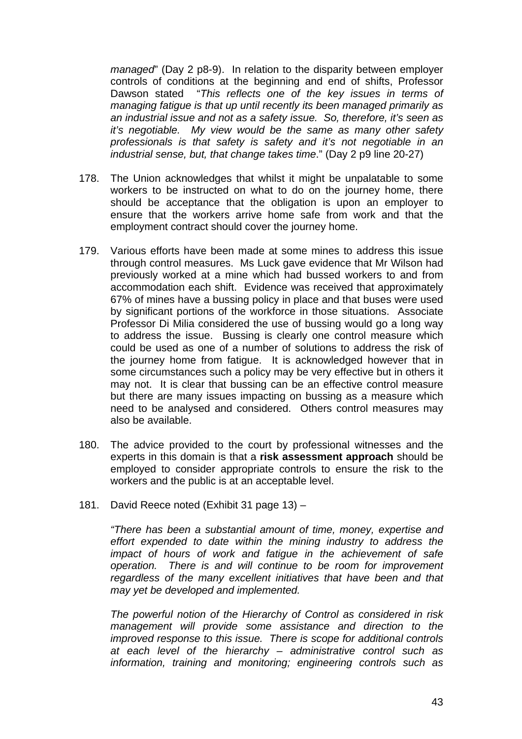*managed*" (Day 2 p8-9). In relation to the disparity between employer controls of conditions at the beginning and end of shifts, Professor Dawson stated "*This reflects one of the key issues in terms of managing fatigue is that up until recently its been managed primarily as an industrial issue and not as a safety issue. So, therefore, it's seen as it's negotiable. My view would be the same as many other safety professionals is that safety is safety and it's not negotiable in an industrial sense, but, that change takes time*." (Day 2 p9 line 20-27)

178. The Union acknowledges that whilst it might be unpalatable to some workers to be instructed on what to do on the journey home, there should be acceptance that the obligation is upon an employer to ensure that the workers arrive home safe from work and that the employment contract should cover the journey home.

179. Various efforts have been made at some mines to address this issue through control measures. Ms Luck gave evidence that Mr Wilson had previously worked at a mine which had bussed workers to and from accommodation each shift. Evidence was received that approximately 67% of mines have a bussing policy in place and that buses were used by significant portions of the workforce in those situations. Associate Professor Di Milia considered the use of bussing would go a long way to address the issue. Bussing is clearly one control measure which could be used as one of a number of solutions to address the risk of the journey home from fatigue. It is acknowledged however that in some circumstances such a policy may be very effective but in others it may not. It is clear that bussing can be an effective control measure but there are many issues impacting on bussing as a measure which need to be analysed and considered. Others control measures may also be available.

180. The advice provided to the court by professional witnesses and the experts in this domain is that a **risk assessment approach** should be employed to consider appropriate controls to ensure the risk to the workers and the public is at an acceptable level.

181. David Reece noted (Exhibit 31 page 13) –

*"There has been a substantial amount of time, money, expertise and effort expended to date within the mining industry to address the impact of hours of work and fatigue in the achievement of safe operation. There is and will continue to be room for improvement regardless of the many excellent initiatives that have been and that may yet be developed and implemented.*

*The powerful notion of the Hierarchy of Control as considered in risk management will provide some assistance and direction to the improved response to this issue. There is scope for additional controls at each level of the hierarchy – administrative control such as information, training and monitoring; engineering controls such as*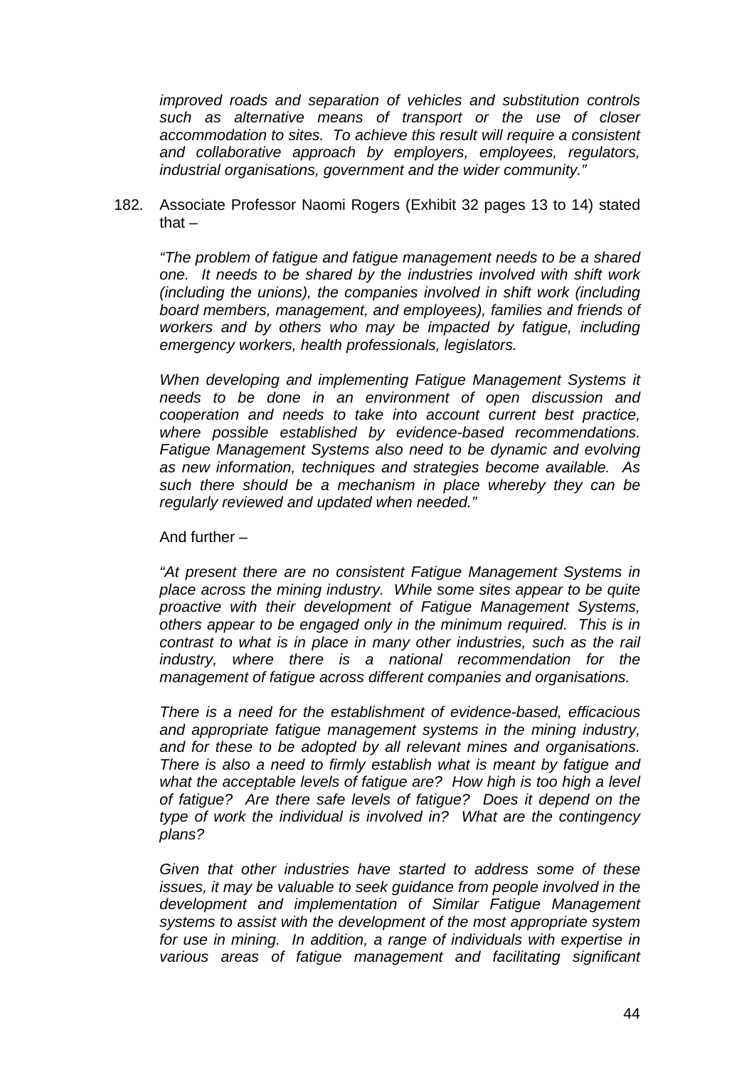*improved roads and separation of vehicles and substitution controls such as alternative means of transport or the use of closer accommodation to sites. To achieve this result will require a consistent and collaborative approach by employers, employees, regulators, industrial organisations, government and the wider community."*

182. Associate Professor Naomi Rogers (Exhibit 32 pages 13 to 14) stated that –

   *"The problem of fatigue and fatigue management needs to be a shared one. It needs to be shared by the industries involved with shift work (including the unions), the companies involved in shift work (including board members, management, and employees), families and friends of workers and by others who may be impacted by fatigue, including emergency workers, health professionals, legislators.*

   *When developing and implementing Fatigue Management Systems it needs to be done in an environment of open discussion and cooperation and needs to take into account current best practice, where possible established by evidence-based recommendations. Fatigue Management Systems also need to be dynamic and evolving as new information, techniques and strategies become available. As such there should be a mechanism in place whereby they can be regularly reviewed and updated when needed."*

   And further –

   *"At present there are no consistent Fatigue Management Systems in place across the mining industry. While some sites appear to be quite proactive with their development of Fatigue Management Systems, others appear to be engaged only in the minimum required. This is in contrast to what is in place in many other industries, such as the rail industry, where there is a national recommendation for the management of fatigue across different companies and organisations.*

   *There is a need for the establishment of evidence-based, efficacious and appropriate fatigue management systems in the mining industry, and for these to be adopted by all relevant mines and organisations. There is also a need to firmly establish what is meant by fatigue and what the acceptable levels of fatigue are? How high is too high a level of fatigue? Are there safe levels of fatigue? Does it depend on the type of work the individual is involved in? What are the contingency plans?*

   *Given that other industries have started to address some of these issues, it may be valuable to seek guidance from people involved in the development and implementation of Similar Fatigue Management systems to assist with the development of the most appropriate system for use in mining. In addition, a range of individuals with expertise in various areas of fatigue management and facilitating significant*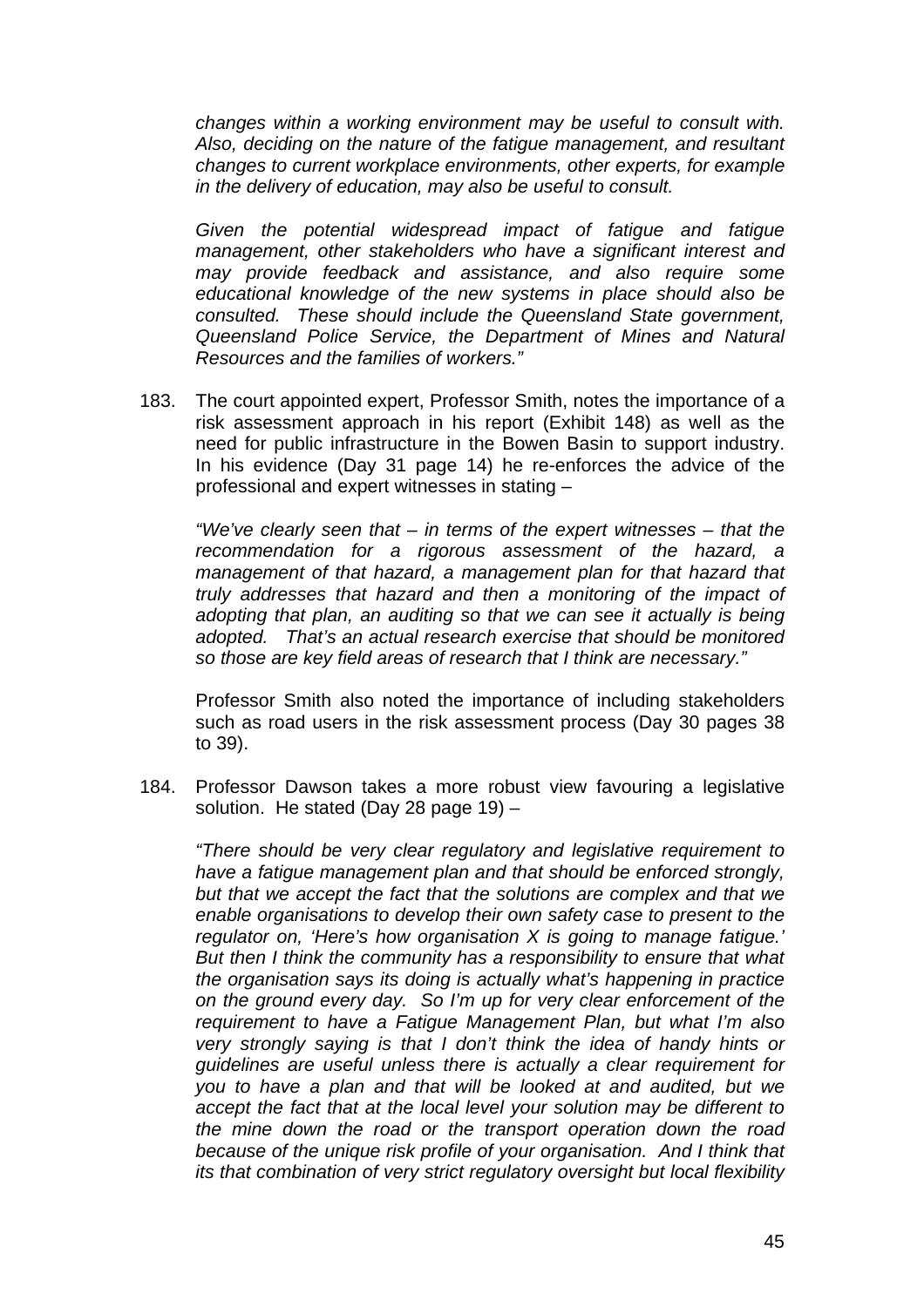*changes within a working environment may be useful to consult with. Also, deciding on the nature of the fatigue management, and resultant changes to current workplace environments, other experts, for example in the delivery of education, may also be useful to consult.*

*Given the potential widespread impact of fatigue and fatigue management, other stakeholders who have a significant interest and may provide feedback and assistance, and also require some educational knowledge of the new systems in place should also be consulted. These should include the Queensland State government, Queensland Police Service, the Department of Mines and Natural Resources and the families of workers."*

183. The court appointed expert, Professor Smith, notes the importance of a risk assessment approach in his report (Exhibit 148) as well as the need for public infrastructure in the Bowen Basin to support industry. In his evidence (Day 31 page 14) he re-enforces the advice of the professional and expert witnesses in stating –

    *"We've clearly seen that – in terms of the expert witnesses – that the recommendation for a rigorous assessment of the hazard, a management of that hazard, a management plan for that hazard that truly addresses that hazard and then a monitoring of the impact of adopting that plan, an auditing so that we can see it actually is being adopted. That's an actual research exercise that should be monitored so those are key field areas of research that I think are necessary."*

    Professor Smith also noted the importance of including stakeholders such as road users in the risk assessment process (Day 30 pages 38 to 39).

184. Professor Dawson takes a more robust view favouring a legislative solution. He stated (Day 28 page 19) –

    *"There should be very clear regulatory and legislative requirement to have a fatigue management plan and that should be enforced strongly, but that we accept the fact that the solutions are complex and that we enable organisations to develop their own safety case to present to the regulator on, 'Here's how organisation X is going to manage fatigue.' But then I think the community has a responsibility to ensure that what the organisation says its doing is actually what's happening in practice on the ground every day. So I'm up for very clear enforcement of the requirement to have a Fatigue Management Plan, but what I'm also very strongly saying is that I don't think the idea of handy hints or guidelines are useful unless there is actually a clear requirement for you to have a plan and that will be looked at and audited, but we accept the fact that at the local level your solution may be different to the mine down the road or the transport operation down the road because of the unique risk profile of your organisation. And I think that its that combination of very strict regulatory oversight but local flexibility*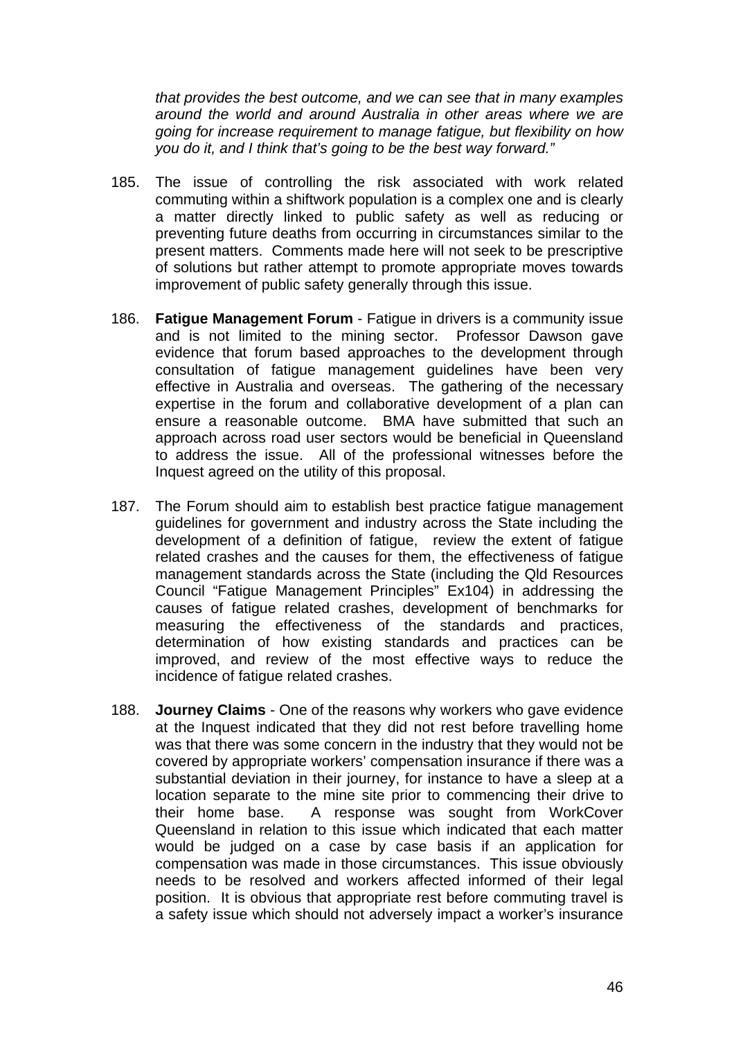*that provides the best outcome, and we can see that in many examples around the world and around Australia in other areas where we are going for increase requirement to manage fatigue, but flexibility on how you do it, and I think that's going to be the best way forward."*

185. The issue of controlling the risk associated with work related commuting within a shiftwork population is a complex one and is clearly a matter directly linked to public safety as well as reducing or preventing future deaths from occurring in circumstances similar to the present matters. Comments made here will not seek to be prescriptive of solutions but rather attempt to promote appropriate moves towards improvement of public safety generally through this issue.

186. **Fatigue Management Forum** - Fatigue in drivers is a community issue and is not limited to the mining sector. Professor Dawson gave evidence that forum based approaches to the development through consultation of fatigue management guidelines have been very effective in Australia and overseas. The gathering of the necessary expertise in the forum and collaborative development of a plan can ensure a reasonable outcome. BMA have submitted that such an approach across road user sectors would be beneficial in Queensland to address the issue. All of the professional witnesses before the Inquest agreed on the utility of this proposal.

187. The Forum should aim to establish best practice fatigue management guidelines for government and industry across the State including the development of a definition of fatigue, review the extent of fatigue related crashes and the causes for them, the effectiveness of fatigue management standards across the State (including the Qld Resources Council "Fatigue Management Principles" Ex104) in addressing the causes of fatigue related crashes, development of benchmarks for measuring the effectiveness of the standards and practices, determination of how existing standards and practices can be improved, and review of the most effective ways to reduce the incidence of fatigue related crashes.

188. **Journey Claims** - One of the reasons why workers who gave evidence at the Inquest indicated that they did not rest before travelling home was that there was some concern in the industry that they would not be covered by appropriate workers' compensation insurance if there was a substantial deviation in their journey, for instance to have a sleep at a location separate to the mine site prior to commencing their drive to their home base. A response was sought from WorkCover Queensland in relation to this issue which indicated that each matter would be judged on a case by case basis if an application for compensation was made in those circumstances. This issue obviously needs to be resolved and workers affected informed of their legal position. It is obvious that appropriate rest before commuting travel is a safety issue which should not adversely impact a worker's insurance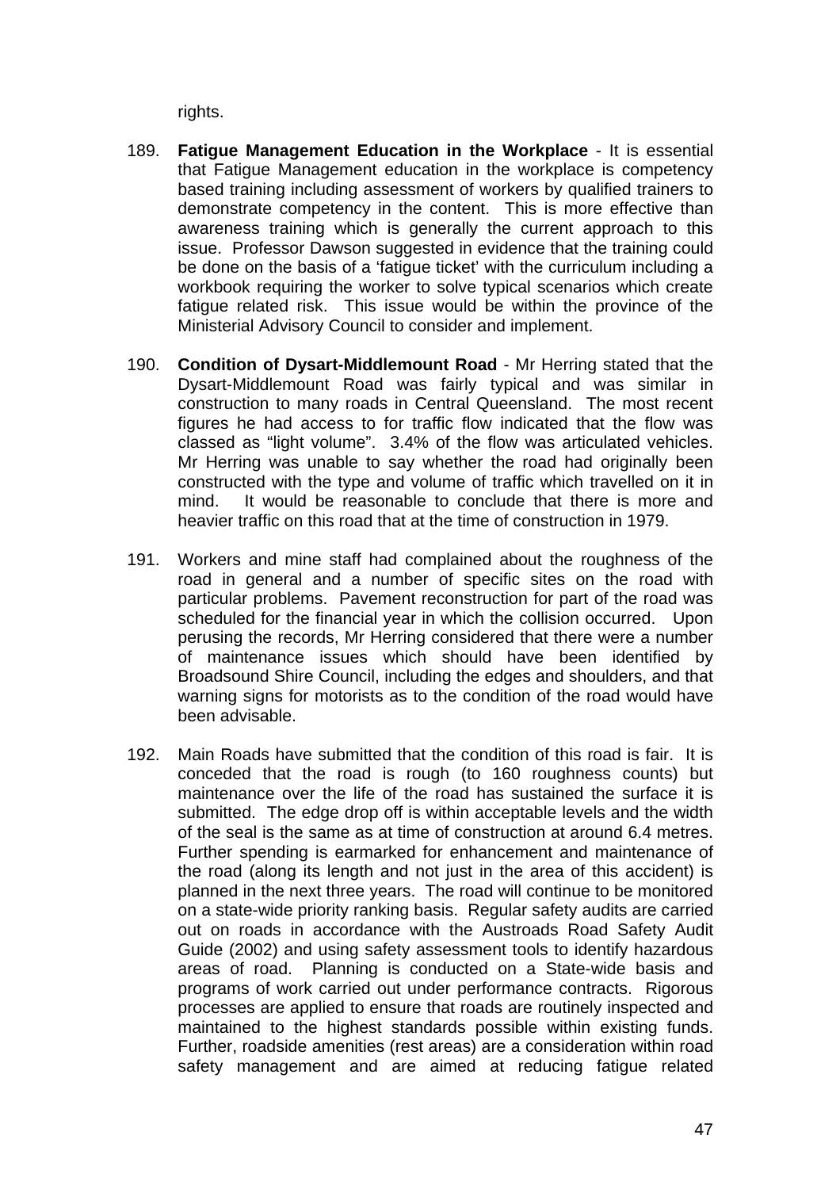rights.

189. **Fatigue Management Education in the Workplace** - It is essential that Fatigue Management education in the workplace is competency based training including assessment of workers by qualified trainers to demonstrate competency in the content. This is more effective than awareness training which is generally the current approach to this issue. Professor Dawson suggested in evidence that the training could be done on the basis of a 'fatigue ticket' with the curriculum including a workbook requiring the worker to solve typical scenarios which create fatigue related risk. This issue would be within the province of the Ministerial Advisory Council to consider and implement.

190. **Condition of Dysart-Middlemount Road** - Mr Herring stated that the Dysart-Middlemount Road was fairly typical and was similar in construction to many roads in Central Queensland. The most recent figures he had access to for traffic flow indicated that the flow was classed as "light volume". 3.4% of the flow was articulated vehicles. Mr Herring was unable to say whether the road had originally been constructed with the type and volume of traffic which travelled on it in mind. It would be reasonable to conclude that there is more and heavier traffic on this road that at the time of construction in 1979.

191. Workers and mine staff had complained about the roughness of the road in general and a number of specific sites on the road with particular problems. Pavement reconstruction for part of the road was scheduled for the financial year in which the collision occurred. Upon perusing the records, Mr Herring considered that there were a number of maintenance issues which should have been identified by Broadsound Shire Council, including the edges and shoulders, and that warning signs for motorists as to the condition of the road would have been advisable.

192. Main Roads have submitted that the condition of this road is fair. It is conceded that the road is rough (to 160 roughness counts) but maintenance over the life of the road has sustained the surface it is submitted. The edge drop off is within acceptable levels and the width of the seal is the same as at time of construction at around 6.4 metres. Further spending is earmarked for enhancement and maintenance of the road (along its length and not just in the area of this accident) is planned in the next three years. The road will continue to be monitored on a state-wide priority ranking basis. Regular safety audits are carried out on roads in accordance with the Austroads Road Safety Audit Guide (2002) and using safety assessment tools to identify hazardous areas of road. Planning is conducted on a State-wide basis and programs of work carried out under performance contracts. Rigorous processes are applied to ensure that roads are routinely inspected and maintained to the highest standards possible within existing funds. Further, roadside amenities (rest areas) are a consideration within road safety management and are aimed at reducing fatigue related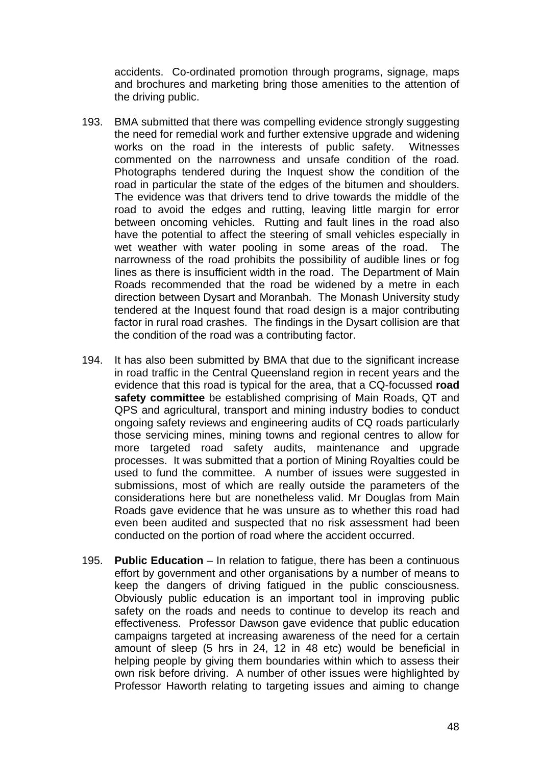accidents. Co-ordinated promotion through programs, signage, maps and brochures and marketing bring those amenities to the attention of the driving public.

193. BMA submitted that there was compelling evidence strongly suggesting the need for remedial work and further extensive upgrade and widening works on the road in the interests of public safety. Witnesses commented on the narrowness and unsafe condition of the road. Photographs tendered during the Inquest show the condition of the road in particular the state of the edges of the bitumen and shoulders. The evidence was that drivers tend to drive towards the middle of the road to avoid the edges and rutting, leaving little margin for error between oncoming vehicles. Rutting and fault lines in the road also have the potential to affect the steering of small vehicles especially in wet weather with water pooling in some areas of the road. The narrowness of the road prohibits the possibility of audible lines or fog lines as there is insufficient width in the road. The Department of Main Roads recommended that the road be widened by a metre in each direction between Dysart and Moranbah. The Monash University study tendered at the Inquest found that road design is a major contributing factor in rural road crashes. The findings in the Dysart collision are that the condition of the road was a contributing factor.

194. It has also been submitted by BMA that due to the significant increase in road traffic in the Central Queensland region in recent years and the evidence that this road is typical for the area, that a CQ-focussed **road safety committee** be established comprising of Main Roads, QT and QPS and agricultural, transport and mining industry bodies to conduct ongoing safety reviews and engineering audits of CQ roads particularly those servicing mines, mining towns and regional centres to allow for more targeted road safety audits, maintenance and upgrade processes. It was submitted that a portion of Mining Royalties could be used to fund the committee. A number of issues were suggested in submissions, most of which are really outside the parameters of the considerations here but are nonetheless valid. Mr Douglas from Main Roads gave evidence that he was unsure as to whether this road had even been audited and suspected that no risk assessment had been conducted on the portion of road where the accident occurred.

195. **Public Education** – In relation to fatigue, there has been a continuous effort by government and other organisations by a number of means to keep the dangers of driving fatigued in the public consciousness. Obviously public education is an important tool in improving public safety on the roads and needs to continue to develop its reach and effectiveness. Professor Dawson gave evidence that public education campaigns targeted at increasing awareness of the need for a certain amount of sleep (5 hrs in 24, 12 in 48 etc) would be beneficial in helping people by giving them boundaries within which to assess their own risk before driving. A number of other issues were highlighted by Professor Haworth relating to targeting issues and aiming to change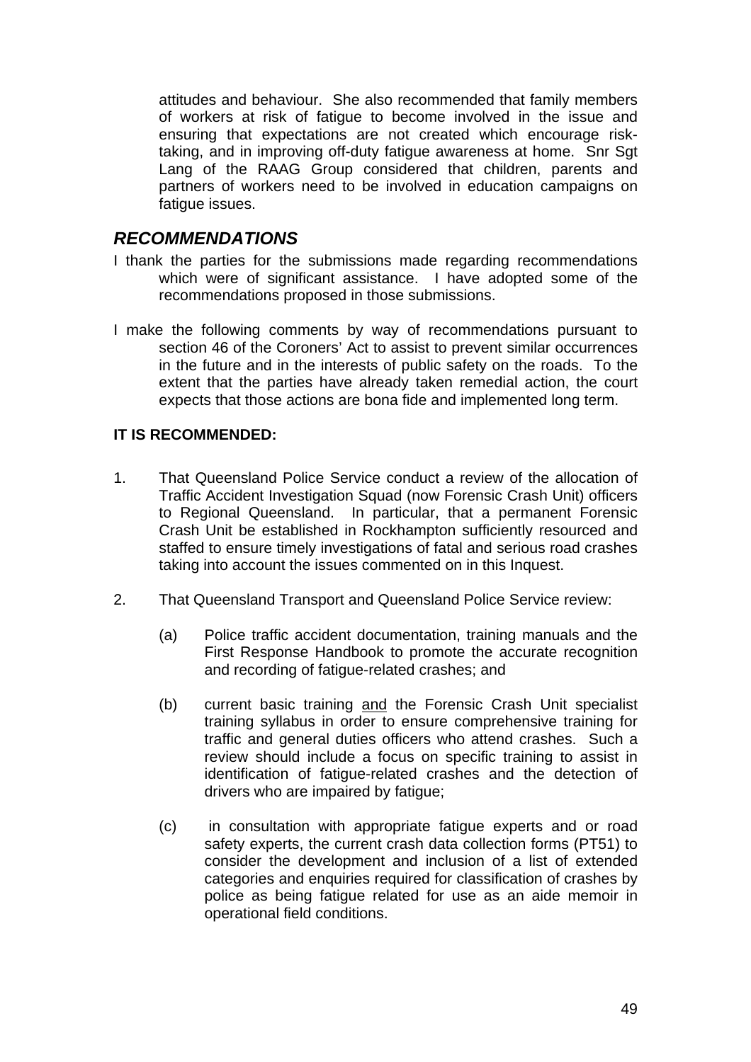attitudes and behaviour. She also recommended that family members of workers at risk of fatigue to become involved in the issue and ensuring that expectations are not created which encourage risk-taking, and in improving off-duty fatigue awareness at home. Snr Sgt Lang of the RAAG Group considered that children, parents and partners of workers need to be involved in education campaigns on fatigue issues.

## *RECOMMENDATIONS*

I thank the parties for the submissions made regarding recommendations which were of significant assistance. I have adopted some of the recommendations proposed in those submissions.

I make the following comments by way of recommendations pursuant to section 46 of the Coroners' Act to assist to prevent similar occurrences in the future and in the interests of public safety on the roads. To the extent that the parties have already taken remedial action, the court expects that those actions are bona fide and implemented long term.

**IT IS RECOMMENDED:**

1. That Queensland Police Service conduct a review of the allocation of Traffic Accident Investigation Squad (now Forensic Crash Unit) officers to Regional Queensland. In particular, that a permanent Forensic Crash Unit be established in Rockhampton sufficiently resourced and staffed to ensure timely investigations of fatal and serious road crashes taking into account the issues commented on in this Inquest.

2. That Queensland Transport and Queensland Police Service review:

   (a) Police traffic accident documentation, training manuals and the First Response Handbook to promote the accurate recognition and recording of fatigue-related crashes; and

   (b) current basic training <u>and</u> the Forensic Crash Unit specialist training syllabus in order to ensure comprehensive training for traffic and general duties officers who attend crashes. Such a review should include a focus on specific training to assist in identification of fatigue-related crashes and the detection of drivers who are impaired by fatigue;

   (c) in consultation with appropriate fatigue experts and or road safety experts, the current crash data collection forms (PT51) to consider the development and inclusion of a list of extended categories and enquiries required for classification of crashes by police as being fatigue related for use as an aide memoir in operational field conditions.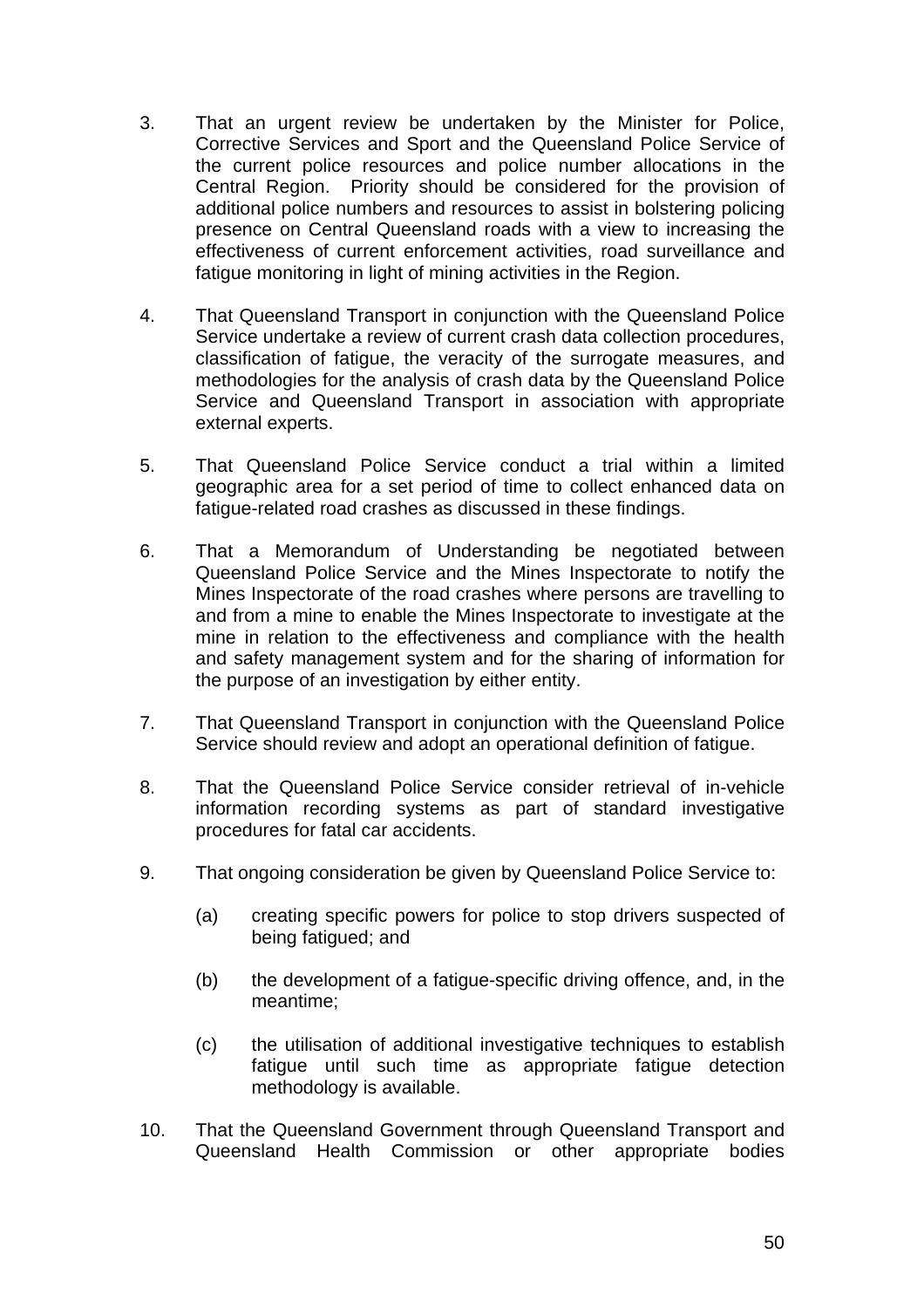3. That an urgent review be undertaken by the Minister for Police, Corrective Services and Sport and the Queensland Police Service of the current police resources and police number allocations in the Central Region. Priority should be considered for the provision of additional police numbers and resources to assist in bolstering policing presence on Central Queensland roads with a view to increasing the effectiveness of current enforcement activities, road surveillance and fatigue monitoring in light of mining activities in the Region.

4. That Queensland Transport in conjunction with the Queensland Police Service undertake a review of current crash data collection procedures, classification of fatigue, the veracity of the surrogate measures, and methodologies for the analysis of crash data by the Queensland Police Service and Queensland Transport in association with appropriate external experts.

5. That Queensland Police Service conduct a trial within a limited geographic area for a set period of time to collect enhanced data on fatigue-related road crashes as discussed in these findings.

6. That a Memorandum of Understanding be negotiated between Queensland Police Service and the Mines Inspectorate to notify the Mines Inspectorate of the road crashes where persons are travelling to and from a mine to enable the Mines Inspectorate to investigate at the mine in relation to the effectiveness and compliance with the health and safety management system and for the sharing of information for the purpose of an investigation by either entity.

7. That Queensland Transport in conjunction with the Queensland Police Service should review and adopt an operational definition of fatigue.

8. That the Queensland Police Service consider retrieval of in-vehicle information recording systems as part of standard investigative procedures for fatal car accidents.

9. That ongoing consideration be given by Queensland Police Service to:

   (a) creating specific powers for police to stop drivers suspected of being fatigued; and

   (b) the development of a fatigue-specific driving offence, and, in the meantime;

   (c) the utilisation of additional investigative techniques to establish fatigue until such time as appropriate fatigue detection methodology is available.

10. That the Queensland Government through Queensland Transport and Queensland Health Commission or other appropriate bodies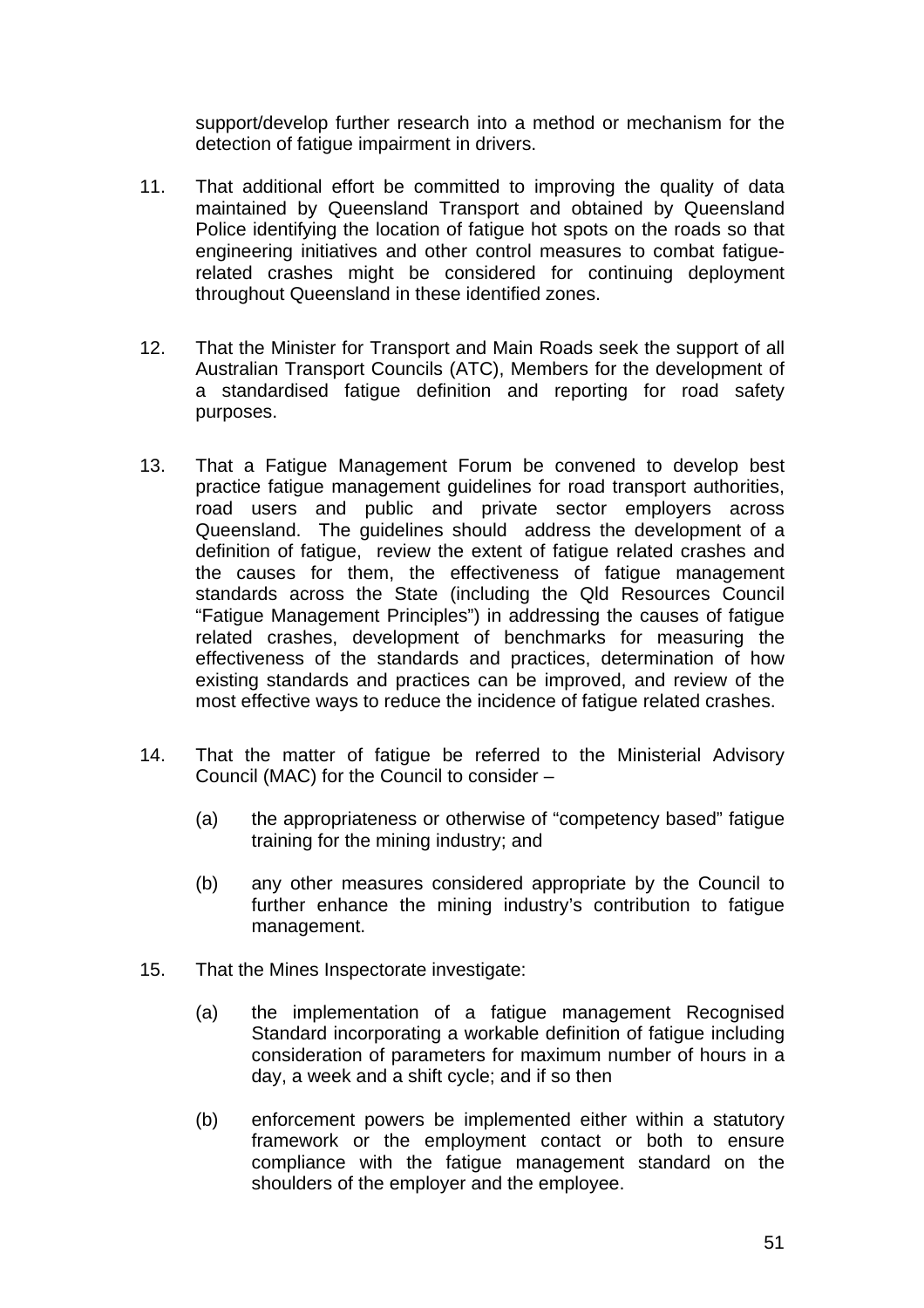support/develop further research into a method or mechanism for the detection of fatigue impairment in drivers.

11. That additional effort be committed to improving the quality of data maintained by Queensland Transport and obtained by Queensland Police identifying the location of fatigue hot spots on the roads so that engineering initiatives and other control measures to combat fatigue-related crashes might be considered for continuing deployment throughout Queensland in these identified zones.

12. That the Minister for Transport and Main Roads seek the support of all Australian Transport Councils (ATC), Members for the development of a standardised fatigue definition and reporting for road safety purposes.

13. That a Fatigue Management Forum be convened to develop best practice fatigue management guidelines for road transport authorities, road users and public and private sector employers across Queensland. The guidelines should address the development of a definition of fatigue, review the extent of fatigue related crashes and the causes for them, the effectiveness of fatigue management standards across the State (including the Qld Resources Council "Fatigue Management Principles") in addressing the causes of fatigue related crashes, development of benchmarks for measuring the effectiveness of the standards and practices, determination of how existing standards and practices can be improved, and review of the most effective ways to reduce the incidence of fatigue related crashes.

14. That the matter of fatigue be referred to the Ministerial Advisory Council (MAC) for the Council to consider –

    (a) the appropriateness or otherwise of "competency based" fatigue training for the mining industry; and

    (b) any other measures considered appropriate by the Council to further enhance the mining industry's contribution to fatigue management.

15. That the Mines Inspectorate investigate:

    (a) the implementation of a fatigue management Recognised Standard incorporating a workable definition of fatigue including consideration of parameters for maximum number of hours in a day, a week and a shift cycle; and if so then

    (b) enforcement powers be implemented either within a statutory framework or the employment contact or both to ensure compliance with the fatigue management standard on the shoulders of the employer and the employee.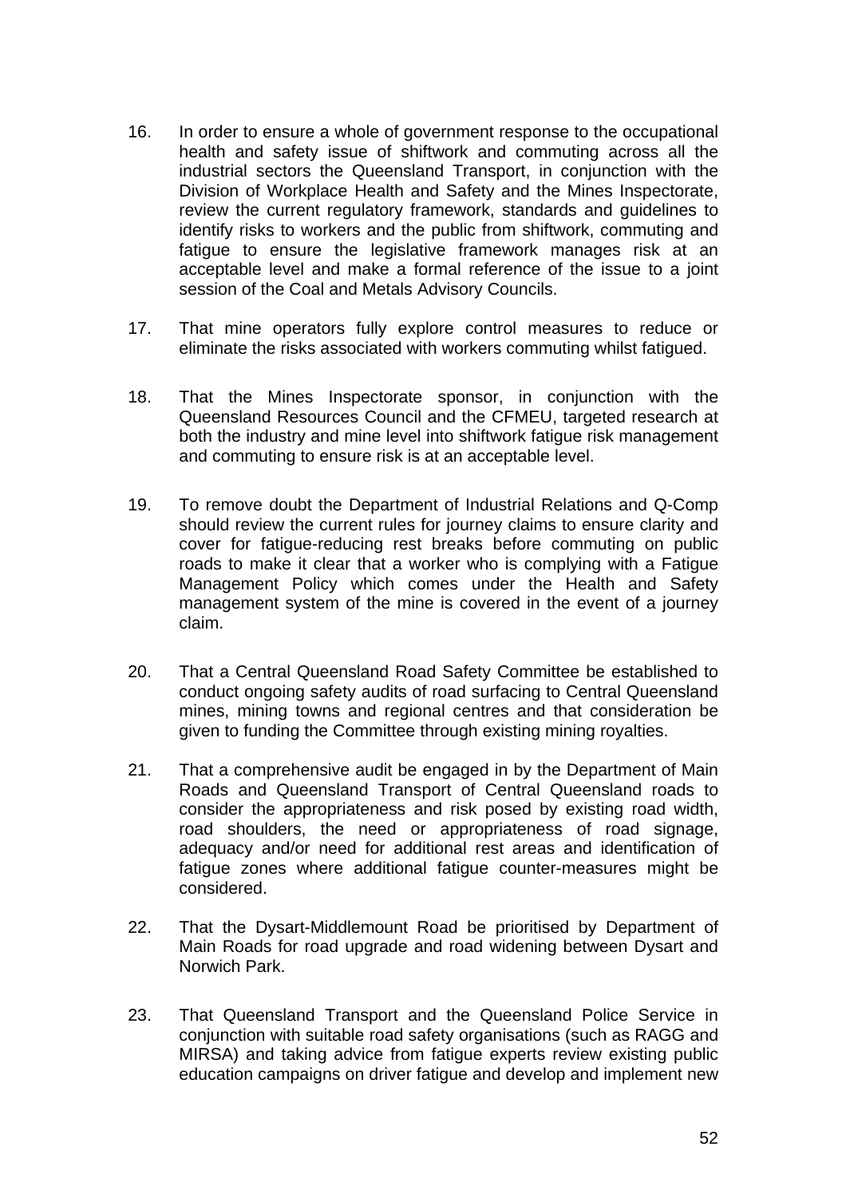16. In order to ensure a whole of government response to the occupational health and safety issue of shiftwork and commuting across all the industrial sectors the Queensland Transport, in conjunction with the Division of Workplace Health and Safety and the Mines Inspectorate, review the current regulatory framework, standards and guidelines to identify risks to workers and the public from shiftwork, commuting and fatigue to ensure the legislative framework manages risk at an acceptable level and make a formal reference of the issue to a joint session of the Coal and Metals Advisory Councils.

17. That mine operators fully explore control measures to reduce or eliminate the risks associated with workers commuting whilst fatigued.

18. That the Mines Inspectorate sponsor, in conjunction with the Queensland Resources Council and the CFMEU, targeted research at both the industry and mine level into shiftwork fatigue risk management and commuting to ensure risk is at an acceptable level.

19. To remove doubt the Department of Industrial Relations and Q-Comp should review the current rules for journey claims to ensure clarity and cover for fatigue-reducing rest breaks before commuting on public roads to make it clear that a worker who is complying with a Fatigue Management Policy which comes under the Health and Safety management system of the mine is covered in the event of a journey claim.

20. That a Central Queensland Road Safety Committee be established to conduct ongoing safety audits of road surfacing to Central Queensland mines, mining towns and regional centres and that consideration be given to funding the Committee through existing mining royalties.

21. That a comprehensive audit be engaged in by the Department of Main Roads and Queensland Transport of Central Queensland roads to consider the appropriateness and risk posed by existing road width, road shoulders, the need or appropriateness of road signage, adequacy and/or need for additional rest areas and identification of fatigue zones where additional fatigue counter-measures might be considered.

22. That the Dysart-Middlemount Road be prioritised by Department of Main Roads for road upgrade and road widening between Dysart and Norwich Park.

23. That Queensland Transport and the Queensland Police Service in conjunction with suitable road safety organisations (such as RAGG and MIRSA) and taking advice from fatigue experts review existing public education campaigns on driver fatigue and develop and implement new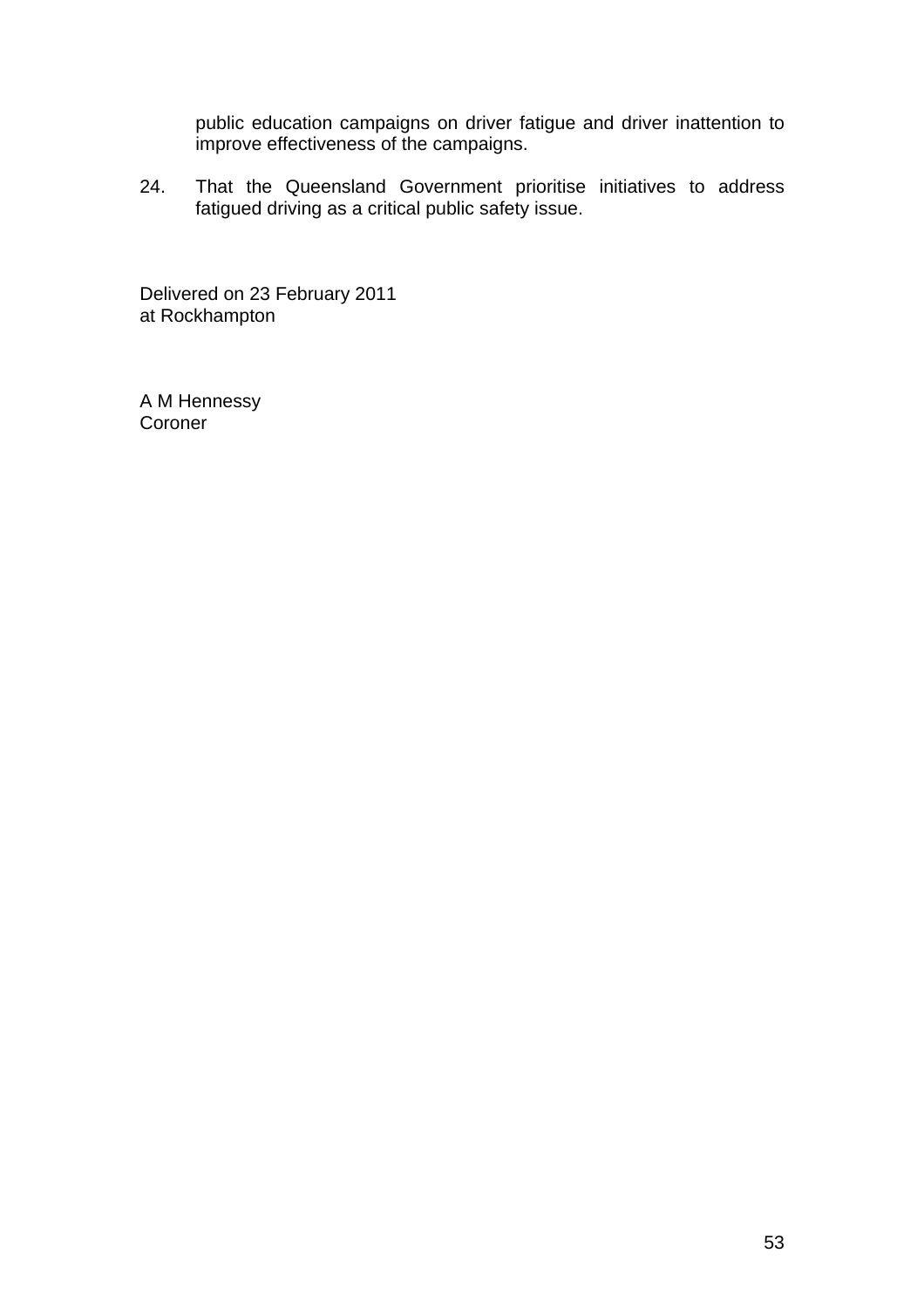public education campaigns on driver fatigue and driver inattention to improve effectiveness of the campaigns.

24. That the Queensland Government prioritise initiatives to address fatigued driving as a critical public safety issue.

Delivered on 23 February 2011  
at Rockhampton

A M Hennessy  
Coroner